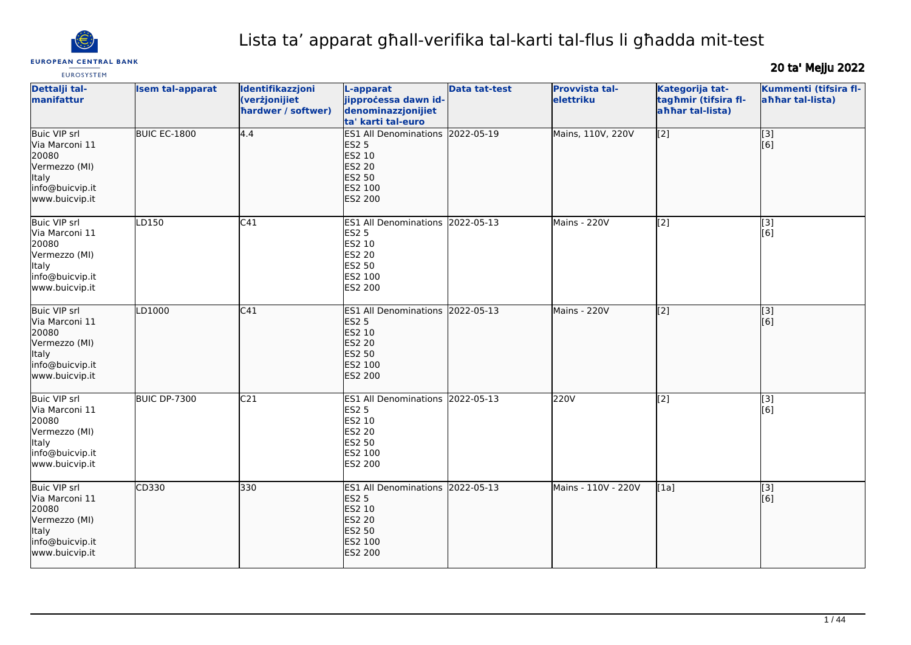# Lista ta' apparat għall-verifika tal-karti tal-flus li għadda mit-test

**20 ta' Mejju 2022**

| Dettalji tal-manifattur | Isem tal-apparat | Identifikazzjoni (verżjonijiet ħardwer / softwer) | L-apparat jipproċessa dawn id-denominazzjonijiet ta' karti tal-euro | Data tat-test | Provvista tal-elettriku | Kategorija tat-tagħmir (tifsira fl-aħħar tal-lista) | Kummenti (tifsira fl-aħħar tal-lista) |
|---|---|---|---|---|---|---|---|
| Buic VIP srl<br>Via Marconi 11<br>20080<br>Vermezzo (MI)<br>Italy<br>info@buicvip.it<br>www.buicvip.it | BUIC EC-1800 | 4.4 | ES1 All Denominations<br>ES2 5<br>ES2 10<br>ES2 20<br>ES2 50<br>ES2 100<br>ES2 200 | 2022-05-19 | Mains, 110V, 220V | [2] | [3]<br>[6] |
| Buic VIP srl<br>Via Marconi 11<br>20080<br>Vermezzo (MI)<br>Italy<br>info@buicvip.it<br>www.buicvip.it | LD150 | C41 | ES1 All Denominations<br>ES2 5<br>ES2 10<br>ES2 20<br>ES2 50<br>ES2 100<br>ES2 200 | 2022-05-13 | Mains - 220V | [2] | [3]<br>[6] |
| Buic VIP srl<br>Via Marconi 11<br>20080<br>Vermezzo (MI)<br>Italy<br>info@buicvip.it<br>www.buicvip.it | LD1000 | C41 | ES1 All Denominations<br>ES2 5<br>ES2 10<br>ES2 20<br>ES2 50<br>ES2 100<br>ES2 200 | 2022-05-13 | Mains - 220V | [2] | [3]<br>[6] |
| Buic VIP srl<br>Via Marconi 11<br>20080<br>Vermezzo (MI)<br>Italy<br>info@buicvip.it<br>www.buicvip.it | BUIC DP-7300 | C21 | ES1 All Denominations<br>ES2 5<br>ES2 10<br>ES2 20<br>ES2 50<br>ES2 100<br>ES2 200 | 2022-05-13 | 220V | [2] | [3]<br>[6] |
| Buic VIP srl<br>Via Marconi 11<br>20080<br>Vermezzo (MI)<br>Italy<br>info@buicvip.it<br>www.buicvip.it | CD330 | 330 | ES1 All Denominations<br>ES2 5<br>ES2 10<br>ES2 20<br>ES2 50<br>ES2 100<br>ES2 200 | 2022-05-13 | Mains - 110V - 220V | [1a] | [3]<br>[6] |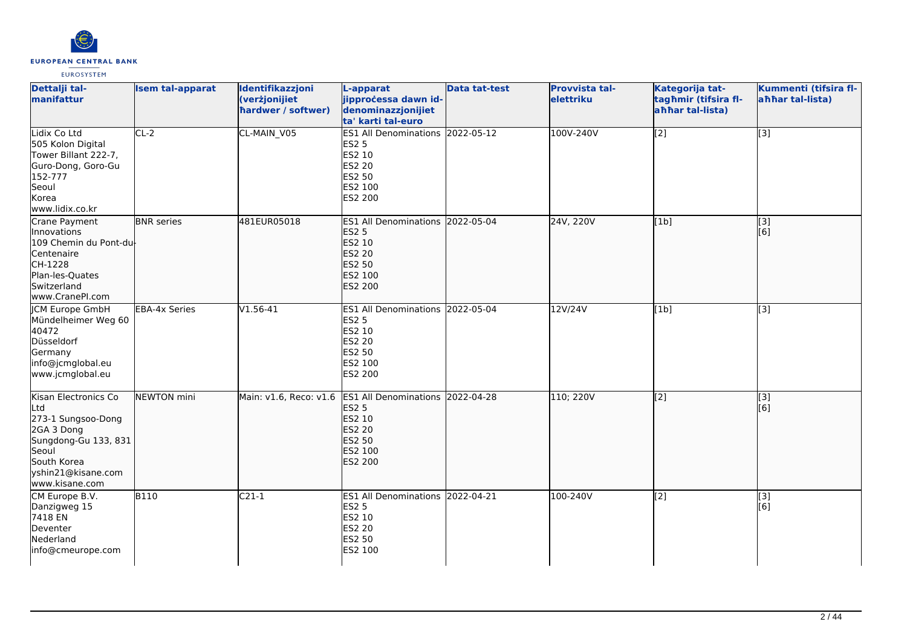| Dettalji tal-manifattur | Isem tal-apparat | Identifikazzjoni (verżjonijiet ħardwer / softwer) | L-apparat jipproċessa dawn id-denominazzjonijiet ta' karti tal-euro | Data tat-test | Provvista tal-elettriku | Kategorija tat-tagħmir (tifsira fl-aħħar tal-lista) | Kummenti (tifsira fl-aħħar tal-lista) |
|---|---|---|---|---|---|---|---|
| Lidix Co Ltd<br>505 Kolon Digital Tower Billant 222-7, Guro-Dong, Goro-Gu<br>152-777<br>Seoul<br>Korea<br>www.lidix.co.kr | CL-2 | CL-MAIN_V05 | ES1 All Denominations<br>ES2 5<br>ES2 10<br>ES2 20<br>ES2 50<br>ES2 100<br>ES2 200 | 2022-05-12 | 100V-240V | [2] | [3] |
| Crane Payment Innovations<br>109 Chemin du Pont-du-Centenaire<br>CH-1228<br>Plan-les-Quates<br>Switzerland<br>www.CranePI.com | BNR series | 481EUR05018 | ES1 All Denominations<br>ES2 5<br>ES2 10<br>ES2 20<br>ES2 50<br>ES2 100<br>ES2 200 | 2022-05-04 | 24V, 220V | [1b] | [3]<br>[6] |
| JCM Europe GmbH<br>Mündelheimer Weg 60<br>40472<br>Düsseldorf<br>Germany<br>info@jcmglobal.eu<br>www.jcmglobal.eu | EBA-4x Series | V1.56-41 | ES1 All Denominations<br>ES2 5<br>ES2 10<br>ES2 20<br>ES2 50<br>ES2 100<br>ES2 200 | 2022-05-04 | 12V/24V | [1b] | [3] |
| Kisan Electronics Co Ltd<br>273-1 Sungsoo-Dong 2GA 3 Dong<br>Sungdong-Gu 133, 831<br>Seoul<br>South Korea<br>yshin21@kisane.com<br>www.kisane.com | NEWTON mini | Main: v1.6, Reco: v1.6 | ES1 All Denominations<br>ES2 5<br>ES2 10<br>ES2 20<br>ES2 50<br>ES2 100<br>ES2 200 | 2022-04-28 | 110; 220V | [2] | [3]<br>[6] |
| CM Europe B.V.<br>Danzigweg 15<br>7418 EN<br>Deventer<br>Nederland<br>info@cmeurope.com | B110 | C21-1 | ES1 All Denominations<br>ES2 5<br>ES2 10<br>ES2 20<br>ES2 50<br>ES2 100 | 2022-04-21 | 100-240V | [2] | [3]<br>[6] |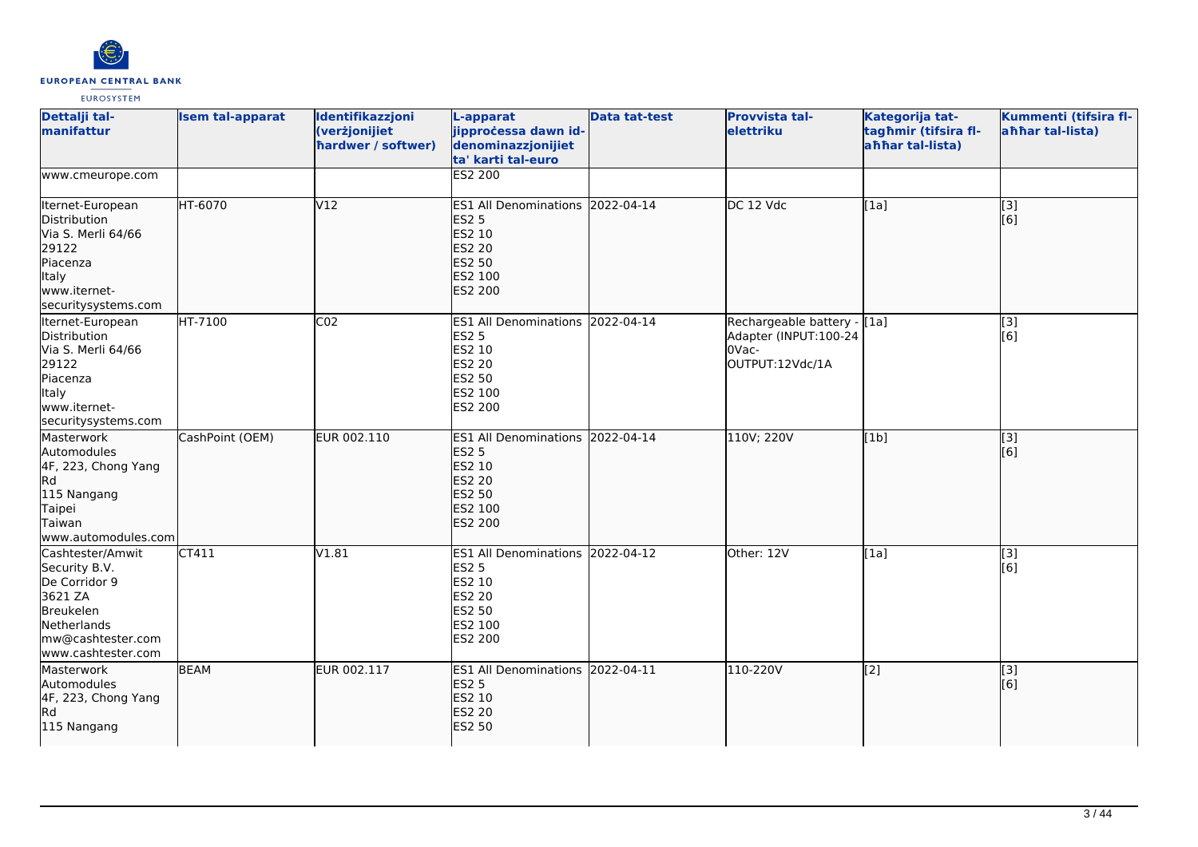| Dettalji tal-manifattur | Isem tal-apparat | Identifikazzjoni (verżjonijiet ħardwer / softwer) | L-apparat jipproċessa dawn id-denominazzjonijiet ta' karti tal-euro | Data tat-test | Provvista tal-elettriku | Kategorija tat-tagħmir (tifsira fl-aħħar tal-lista) | Kummenti (tifsira fl-aħħar tal-lista) |
|---|---|---|---|---|---|---|---|
| www.cmeurope.com | | | ES2 200 | | | | |
| Iternet-European Distribution<br>Via S. Merli 64/66<br>29122<br>Piacenza<br>Italy<br>www.iternet-securitysystems.com | HT-6070 | V12 | ES1 All Denominations<br>ES2 5<br>ES2 10<br>ES2 20<br>ES2 50<br>ES2 100<br>ES2 200 | 2022-04-14 | DC 12 Vdc | [1a] | [3]<br>[6] |
| Iternet-European Distribution<br>Via S. Merli 64/66<br>29122<br>Piacenza<br>Italy<br>www.iternet-securitysystems.com | HT-7100 | C02 | ES1 All Denominations<br>ES2 5<br>ES2 10<br>ES2 20<br>ES2 50<br>ES2 100<br>ES2 200 | 2022-04-14 | Rechargeable battery - Adapter (INPUT:100-240Vac-OUTPUT:12Vdc/1A | [1a] | [3]<br>[6] |
| Masterwork Automodules<br>4F, 223, Chong Yang Rd<br>115 Nangang<br>Taipei<br>Taiwan<br>www.automodules.com | CashPoint (OEM) | EUR 002.110 | ES1 All Denominations<br>ES2 5<br>ES2 10<br>ES2 20<br>ES2 50<br>ES2 100<br>ES2 200 | 2022-04-14 | 110V; 220V | [1b] | [3]<br>[6] |
| Cashtester/Amwit Security B.V.<br>De Corridor 9<br>3621 ZA<br>Breukelen<br>Netherlands<br>mw@cashtester.com<br>www.cashtester.com | CT411 | V1.81 | ES1 All Denominations<br>ES2 5<br>ES2 10<br>ES2 20<br>ES2 50<br>ES2 100<br>ES2 200 | 2022-04-12 | Other: 12V | [1a] | [3]<br>[6] |
| Masterwork Automodules<br>4F, 223, Chong Yang Rd<br>115 Nangang | BEAM | EUR 002.117 | ES1 All Denominations<br>ES2 5<br>ES2 10<br>ES2 20<br>ES2 50 | 2022-04-11 | 110-220V | [2] | [3]<br>[6] |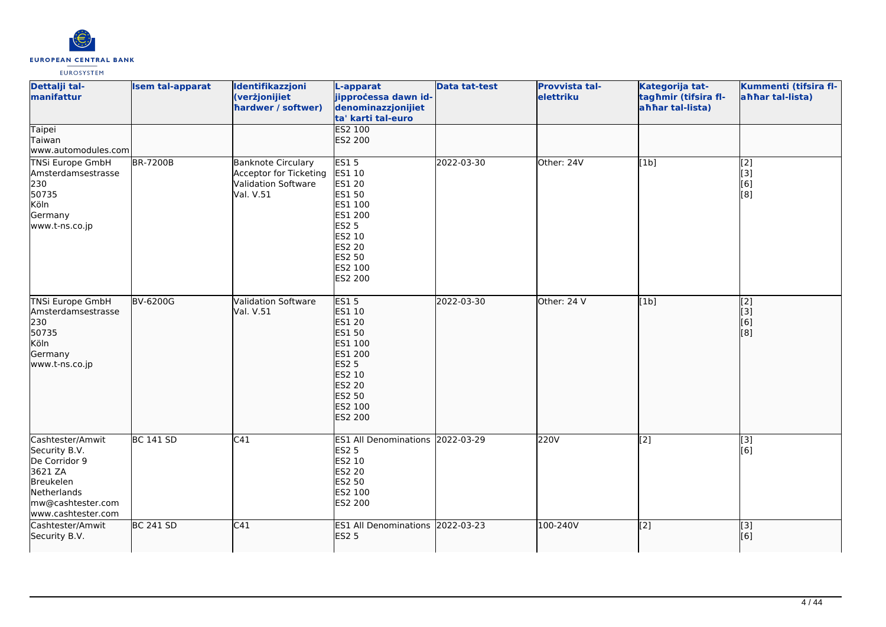| Dettalji tal-manifattur | Isem tal-apparat | Identifikazzjoni (verżjonijiet ħardwer / softwer) | L-apparat jipproċessa dawn id-denominazzjonijiet ta' karti tal-euro | Data tat-test | Provvista tal-elettriku | Kategorija tat-tagħmir (tifsira fl-aħħar tal-lista) | Kummenti (tifsira fl-aħħar tal-lista) |
|---|---|---|---|---|---|---|---|
| Taipei<br>Taiwan<br>www.automodules.com | | | ES2 100<br>ES2 200 | | | | |
| TNSi Europe GmbH<br>Amsterdamsestrasse 230<br>50735<br>Köln<br>Germany<br>www.t-ns.co.jp | BR-7200B | Banknote Circulary Acceptor for Ticketing Validation Software Val. V.51 | ES1 5<br>ES1 10<br>ES1 20<br>ES1 50<br>ES1 100<br>ES1 200<br>ES2 5<br>ES2 10<br>ES2 20<br>ES2 50<br>ES2 100<br>ES2 200 | 2022-03-30 | Other: 24V | [1b] | [2]<br>[3]<br>[6]<br>[8] |
| TNSi Europe GmbH<br>Amsterdamsestrasse 230<br>50735<br>Köln<br>Germany<br>www.t-ns.co.jp | BV-6200G | Validation Software Val. V.51 | ES1 5<br>ES1 10<br>ES1 20<br>ES1 50<br>ES1 100<br>ES1 200<br>ES2 5<br>ES2 10<br>ES2 20<br>ES2 50<br>ES2 100<br>ES2 200 | 2022-03-30 | Other: 24 V | [1b] | [2]<br>[3]<br>[6]<br>[8] |
| Cashtester/Amwit Security B.V.<br>De Corridor 9<br>3621 ZA<br>Breukelen<br>Netherlands<br>mw@cashtester.com<br>www.cashtester.com | BC 141 SD | C41 | ES1 All Denominations<br>ES2 5<br>ES2 10<br>ES2 20<br>ES2 50<br>ES2 100<br>ES2 200 | 2022-03-29 | 220V | [2] | [3]<br>[6] |
| Cashtester/Amwit Security B.V. | BC 241 SD | C41 | ES1 All Denominations<br>ES2 5 | 2022-03-23 | 100-240V | [2] | [3]<br>[6] |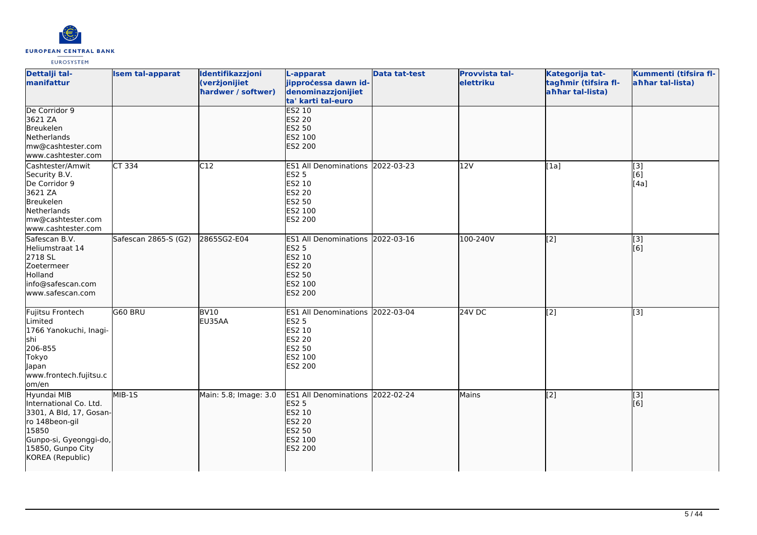| Dettalji tal-manifattur | Isem tal-apparat | Identifikazzjoni (verżjonijiet ħardwer / softwer) | L-apparat jipproċessa dawn id-denominazzjonijiet ta' karti tal-euro | Data tat-test | Provvista tal-elettriku | Kategorija tat-tagħmir (tifsira fl-aħħar tal-lista) | Kummenti (tifsira fl-aħħar tal-lista) |
|---|---|---|---|---|---|---|---|
| De Corridor 9<br>3621 ZA<br>Breukelen<br>Netherlands<br>mw@cashtester.com<br>www.cashtester.com | | | ES2 10<br>ES2 20<br>ES2 50<br>ES2 100<br>ES2 200 | | | | |
| Cashtester/Amwit Security B.V.<br>De Corridor 9<br>3621 ZA<br>Breukelen<br>Netherlands<br>mw@cashtester.com<br>www.cashtester.com | CT 334 | C12 | ES1 All Denominations<br>ES2 5<br>ES2 10<br>ES2 20<br>ES2 50<br>ES2 100<br>ES2 200 | 2022-03-23 | 12V | [1a] | [3]<br>[6]<br>[4a] |
| Safescan B.V.<br>Heliumstraat 14<br>2718 SL<br>Zoetermeer<br>Holland<br>info@safescan.com<br>www.safescan.com | Safescan 2865-S (G2) | 2865SG2-E04 | ES1 All Denominations<br>ES2 5<br>ES2 10<br>ES2 20<br>ES2 50<br>ES2 100<br>ES2 200 | 2022-03-16 | 100-240V | [2] | [3]<br>[6] |
| Fujitsu Frontech Limited<br>1766 Yanokuchi, Inagi-shi<br>206-855<br>Tokyo<br>Japan<br>www.frontech.fujitsu.com/en | G60 BRU | BV10<br>EU35AA | ES1 All Denominations<br>ES2 5<br>ES2 10<br>ES2 20<br>ES2 50<br>ES2 100<br>ES2 200 | 2022-03-04 | 24V DC | [2] | [3] |
| Hyundai MIB International Co. Ltd.<br>3301, A Bld, 17, Gosan-ro 148beon-gil<br>15850<br>Gunpo-si, Gyeonggi-do,<br>15850, Gunpo City<br>KOREA (Republic) | MIB-1S | Main: 5.8; Image: 3.0 | ES1 All Denominations<br>ES2 5<br>ES2 10<br>ES2 20<br>ES2 50<br>ES2 100<br>ES2 200 | 2022-02-24 | Mains | [2] | [3]<br>[6] |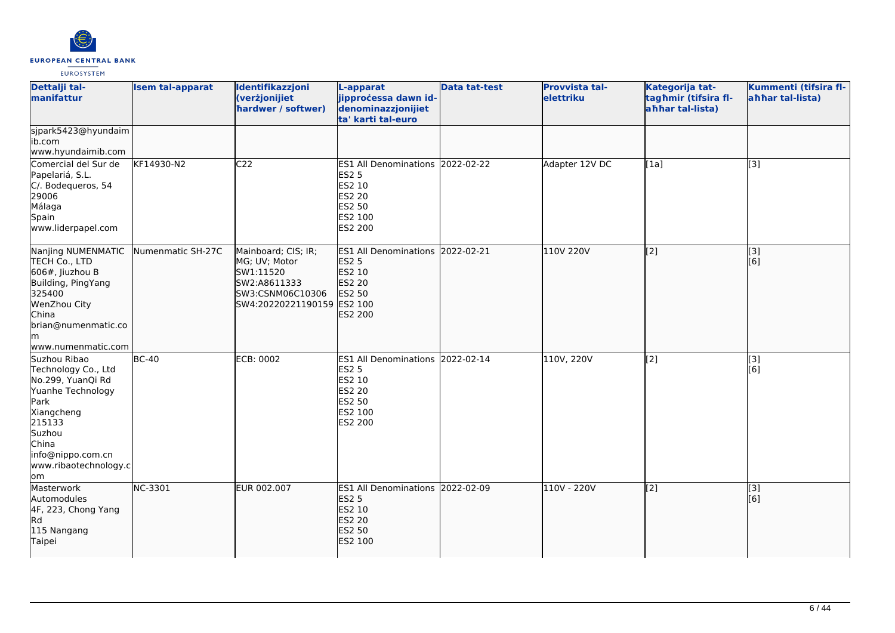| Dettalji tal-manifattur | Isem tal-apparat | Identifikazzjoni (verżjonijiet ħardwer / softwer) | L-apparat jipproċessa dawn id-denominazzjonijiet ta' karti tal-euro | Data tat-test | Provvista tal-elettriku | Kategorija tat-tagħmir (tifsira fl-aħħar tal-lista) | Kummenti (tifsira fl-aħħar tal-lista) |
| --- | --- | --- | --- | --- | --- | --- | --- |
| sjpark5423@hyundaimib.com<br>www.hyundaimib.com | | | | | | | |
| Comercial del Sur de Papelariá, S.L.<br>C/. Bodequeros, 54<br>29006<br>Málaga<br>Spain<br>www.liderpapel.com | KF14930-N2 | C22 | ES1 All Denominations<br>ES2 5<br>ES2 10<br>ES2 20<br>ES2 50<br>ES2 100<br>ES2 200 | 2022-02-22 | Adapter 12V DC | [1a] | [3] |
| Nanjing NUMENMATIC TECH Co., LTD<br>606#, Jiuzhou B Building, PingYang<br>325400<br>WenZhou City<br>China<br>brian@numenmatic.com<br>www.numenmatic.com | Numenmatic SH-27C | Mainboard; CIS; IR; MG; UV; Motor<br>SW1:11520<br>SW2:A8611333<br>SW3:CSNM06C10306<br>SW4:20220221190159 | ES1 All Denominations<br>ES2 5<br>ES2 10<br>ES2 20<br>ES2 50<br>ES2 100<br>ES2 200 | 2022-02-21 | 110V 220V | [2] | [3]<br>[6] |
| Suzhou Ribao Technology Co., Ltd<br>No.299, YuanQi Rd<br>Yuanhe Technology Park<br>Xiangcheng<br>215133<br>Suzhou<br>China<br>info@nippo.com.cn<br>www.ribaotechnology.com | BC-40 | ECB: 0002 | ES1 All Denominations<br>ES2 5<br>ES2 10<br>ES2 20<br>ES2 50<br>ES2 100<br>ES2 200 | 2022-02-14 | 110V, 220V | [2] | [3]<br>[6] |
| Masterwork Automodules<br>4F, 223, Chong Yang Rd<br>115 Nangang<br>Taipei | NC-3301 | EUR 002.007 | ES1 All Denominations<br>ES2 5<br>ES2 10<br>ES2 20<br>ES2 50<br>ES2 100 | 2022-02-09 | 110V - 220V | [2] | [3]<br>[6] |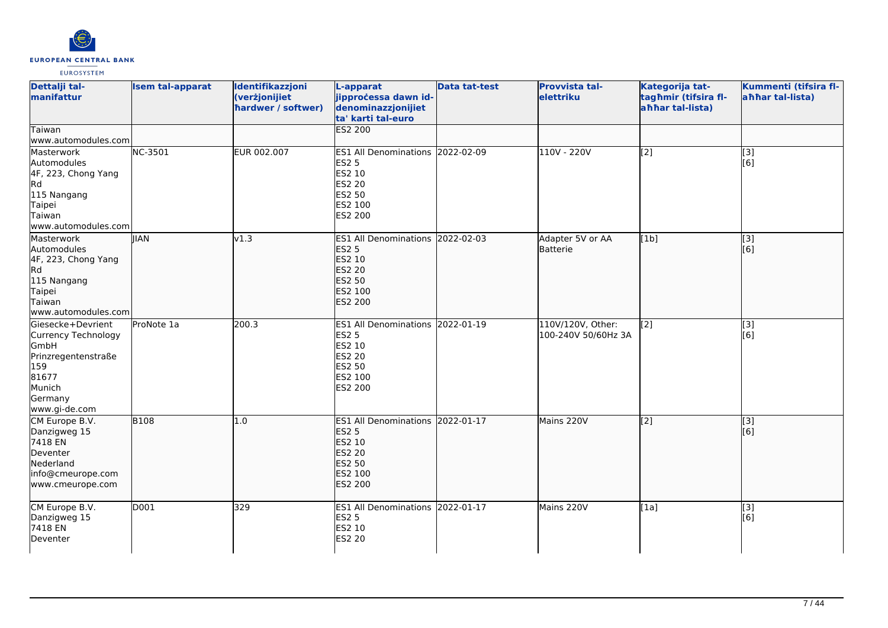| Dettalji tal-manifattur | Isem tal-apparat | Identifikazzjoni (verżjonijiet ħardwer / softwer) | L-apparat jipproċessa dawn id-denominazzjonijiet ta' karti tal-euro | Data tat-test | Provvista tal-elettriku | Kategorija tat-tagħmir (tifsira fl-aħħar tal-lista) | Kummenti (tifsira fl-aħħar tal-lista) |
|---|---|---|---|---|---|---|---|
| Taiwan<br>www.automodules.com | | | ES2 200 | | | | |
| Masterwork Automodules<br>4F, 223, Chong Yang Rd<br>115 Nangang<br>Taipei<br>Taiwan<br>www.automodules.com | NC-3501 | EUR 002.007 | ES1 All Denominations<br>ES2 5<br>ES2 10<br>ES2 20<br>ES2 50<br>ES2 100<br>ES2 200 | 2022-02-09 | 110V - 220V | [2] | [3]<br>[6] |
| Masterwork Automodules<br>4F, 223, Chong Yang Rd<br>115 Nangang<br>Taipei<br>Taiwan<br>www.automodules.com | JIAN | v1.3 | ES1 All Denominations<br>ES2 5<br>ES2 10<br>ES2 20<br>ES2 50<br>ES2 100<br>ES2 200 | 2022-02-03 | Adapter 5V or AA Batterie | [1b] | [3]<br>[6] |
| Giesecke+Devrient Currency Technology GmbH<br>Prinzregentenstraße 159<br>81677<br>Munich<br>Germany<br>www.gi-de.com | ProNote 1a | 200.3 | ES1 All Denominations<br>ES2 5<br>ES2 10<br>ES2 20<br>ES2 50<br>ES2 100<br>ES2 200 | 2022-01-19 | 110V/120V, Other: 100-240V 50/60Hz 3A | [2] | [3]<br>[6] |
| CM Europe B.V.<br>Danzigweg 15<br>7418 EN<br>Deventer<br>Nederland<br>info@cmeurope.com<br>www.cmeurope.com | B108 | 1.0 | ES1 All Denominations<br>ES2 5<br>ES2 10<br>ES2 20<br>ES2 50<br>ES2 100<br>ES2 200 | 2022-01-17 | Mains 220V | [2] | [3]<br>[6] |
| CM Europe B.V.<br>Danzigweg 15<br>7418 EN<br>Deventer | D001 | 329 | ES1 All Denominations<br>ES2 5<br>ES2 10<br>ES2 20 | 2022-01-17 | Mains 220V | [1a] | [3]<br>[6] |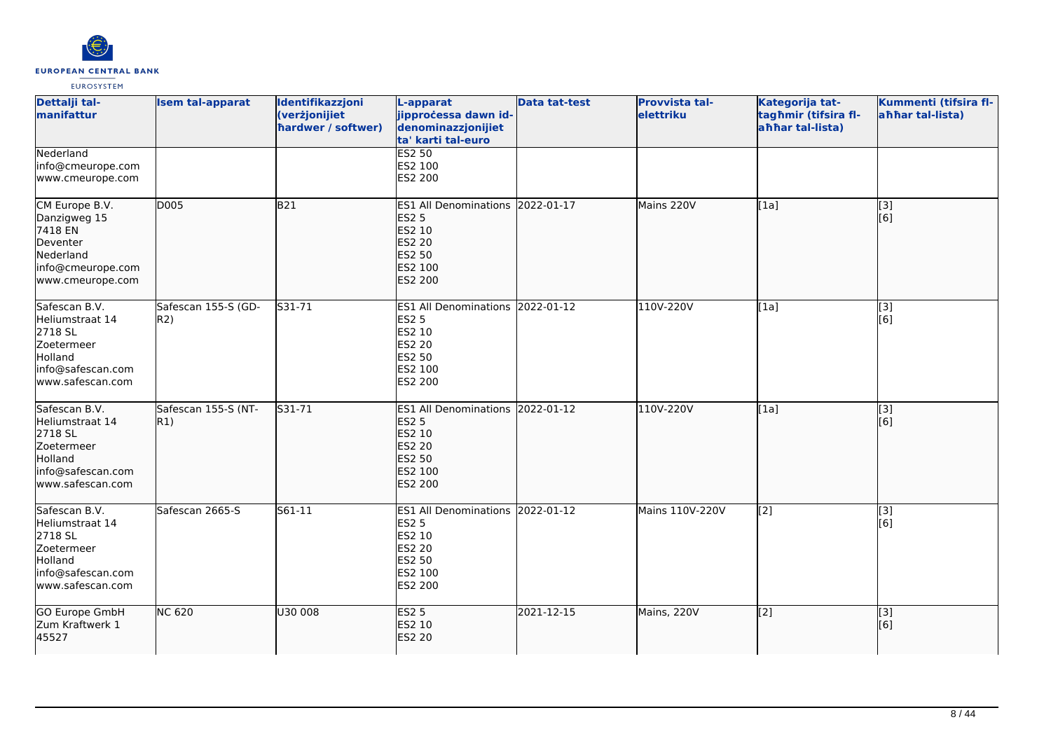| Dettalji tal-manifattur | Isem tal-apparat | Identifikazzjoni (verżjonijiet ħardwer / softwer) | L-apparat jipproċessa dawn id-denominazzjonijiet ta' karti tal-euro | Data tat-test | Provvista tal-elettriku | Kategorija tat-tagħmir (tifsira fl-aħħar tal-lista) | Kummenti (tifsira fl-aħħar tal-lista) |
| --- | --- | --- | --- | --- | --- | --- | --- |
| Nederland<br>info@cmeurope.com<br>www.cmeurope.com | | | ES2 50<br>ES2 100<br>ES2 200 | | | | |
| CM Europe B.V.<br>Danzigweg 15<br>7418 EN<br>Deventer<br>Nederland<br>info@cmeurope.com<br>www.cmeurope.com | D005 | B21 | ES1 All Denominations<br>ES2 5<br>ES2 10<br>ES2 20<br>ES2 50<br>ES2 100<br>ES2 200 | 2022-01-17 | Mains 220V | [1a] | [3]<br>[6] |
| Safescan B.V.<br>Heliumstraat 14<br>2718 SL<br>Zoetermeer<br>Holland<br>info@safescan.com<br>www.safescan.com | Safescan 155-S (GD-R2) | S31-71 | ES1 All Denominations<br>ES2 5<br>ES2 10<br>ES2 20<br>ES2 50<br>ES2 100<br>ES2 200 | 2022-01-12 | 110V-220V | [1a] | [3]<br>[6] |
| Safescan B.V.<br>Heliumstraat 14<br>2718 SL<br>Zoetermeer<br>Holland<br>info@safescan.com<br>www.safescan.com | Safescan 155-S (NT-R1) | S31-71 | ES1 All Denominations<br>ES2 5<br>ES2 10<br>ES2 20<br>ES2 50<br>ES2 100<br>ES2 200 | 2022-01-12 | 110V-220V | [1a] | [3]<br>[6] |
| Safescan B.V.<br>Heliumstraat 14<br>2718 SL<br>Zoetermeer<br>Holland<br>info@safescan.com<br>www.safescan.com | Safescan 2665-S | S61-11 | ES1 All Denominations<br>ES2 5<br>ES2 10<br>ES2 20<br>ES2 50<br>ES2 100<br>ES2 200 | 2022-01-12 | Mains 110V-220V | [2] | [3]<br>[6] |
| GO Europe GmbH<br>Zum Kraftwerk 1<br>45527 | NC 620 | U30 008 | ES2 5<br>ES2 10<br>ES2 20 | 2021-12-15 | Mains, 220V | [2] | [3]<br>[6] |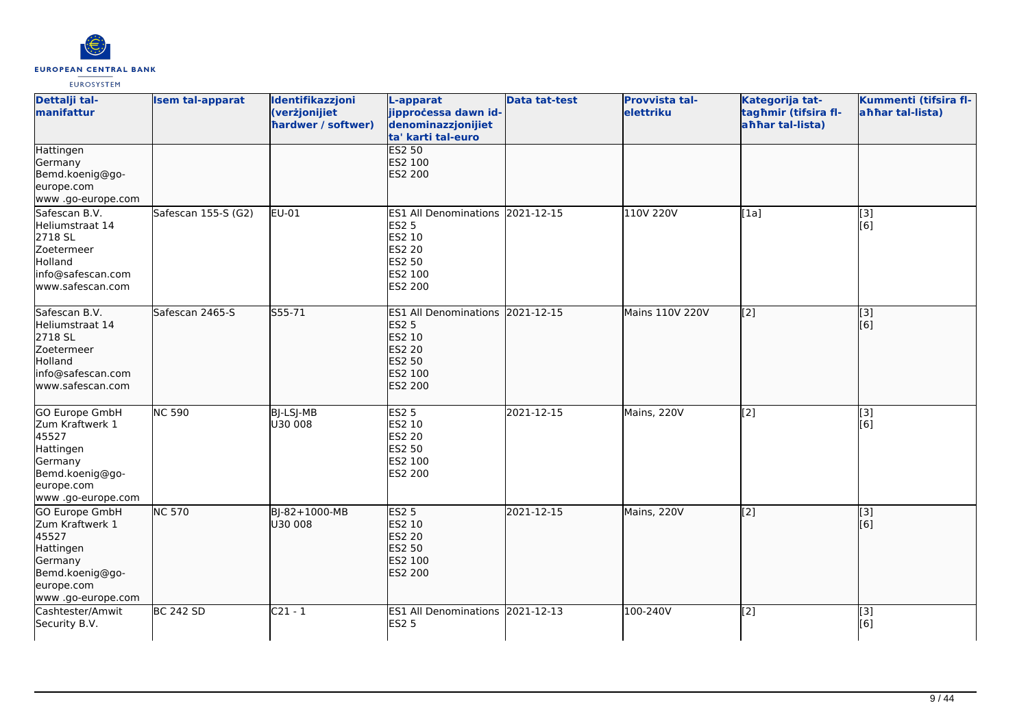| Dettalji tal-manifattur | Isem tal-apparat | Identifikazzjoni (verżjonijiet ħardwer / softwer) | L-apparat jipproċessa dawn id-denominazzjonijiet ta' karti tal-euro | Data tat-test | Provvista tal-elettriku | Kategorija tat-tagħmir (tifsira fl-aħħar tal-lista) | Kummenti (tifsira fl-aħħar tal-lista) |
|---|---|---|---|---|---|---|---|
| Hattingen<br>Germany<br>Bemd.koenig@go-europe.com<br>www .go-europe.com | | | ES2 50<br>ES2 100<br>ES2 200 | | | | |
| Safescan B.V.<br>Heliumstraat 14<br>2718 SL<br>Zoetermeer<br>Holland<br>info@safescan.com<br>www.safescan.com | Safescan 155-S (G2) | EU-01 | ES1 All Denominations<br>ES2 5<br>ES2 10<br>ES2 20<br>ES2 50<br>ES2 100<br>ES2 200 | 2021-12-15 | 110V 220V | [1a] | [3]<br>[6] |
| Safescan B.V.<br>Heliumstraat 14<br>2718 SL<br>Zoetermeer<br>Holland<br>info@safescan.com<br>www.safescan.com | Safescan 2465-S | S55-71 | ES1 All Denominations<br>ES2 5<br>ES2 10<br>ES2 20<br>ES2 50<br>ES2 100<br>ES2 200 | 2021-12-15 | Mains 110V 220V | [2] | [3]<br>[6] |
| GO Europe GmbH<br>Zum Kraftwerk 1<br>45527<br>Hattingen<br>Germany<br>Bemd.koenig@go-europe.com<br>www .go-europe.com | NC 590 | BJ-LSJ-MB<br>U30 008 | ES2 5<br>ES2 10<br>ES2 20<br>ES2 50<br>ES2 100<br>ES2 200 | 2021-12-15 | Mains, 220V | [2] | [3]<br>[6] |
| GO Europe GmbH<br>Zum Kraftwerk 1<br>45527<br>Hattingen<br>Germany<br>Bemd.koenig@go-europe.com<br>www .go-europe.com | NC 570 | BJ-82+1000-MB<br>U30 008 | ES2 5<br>ES2 10<br>ES2 20<br>ES2 50<br>ES2 100<br>ES2 200 | 2021-12-15 | Mains, 220V | [2] | [3]<br>[6] |
| Cashtester/Amwit Security B.V. | BC 242 SD | C21 - 1 | ES1 All Denominations<br>ES2 5 | 2021-12-13 | 100-240V | [2] | [3]<br>[6] |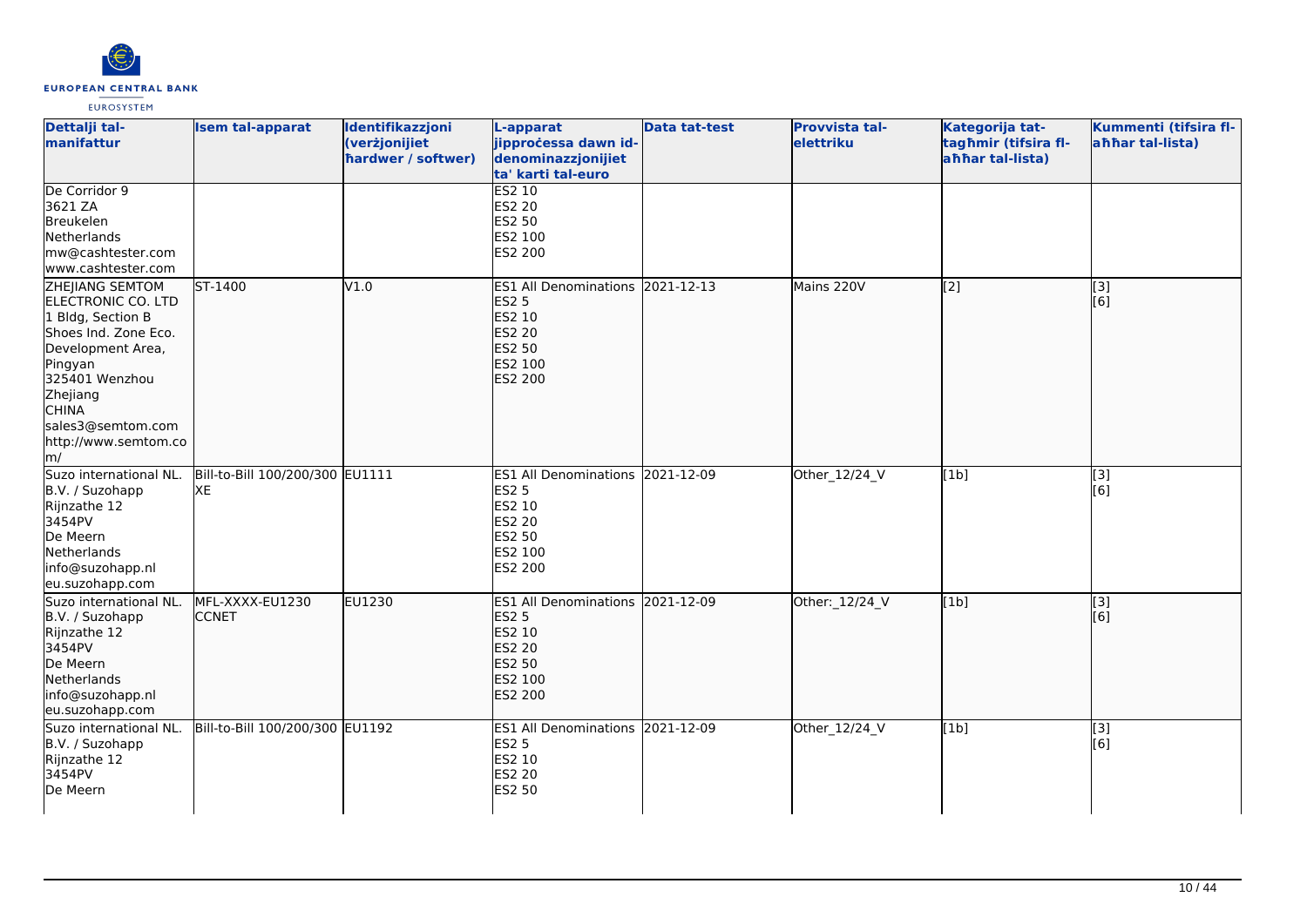| Dettalji tal-manifattur | Isem tal-apparat | Identifikazzjoni (verżjonijiet ħardwer / softwer) | L-apparat jipproċessa dawn id-denominazzjonijiet ta' karti tal-euro | Data tat-test | Provvista tal-elettriku | Kategorija tat-tagħmir (tifsira fl-aħħar tal-lista) | Kummenti (tifsira fl-aħħar tal-lista) |
|---|---|---|---|---|---|---|---|
| De Corridor 9<br>3621 ZA<br>Breukelen<br>Netherlands<br>mw@cashtester.com<br>www.cashtester.com | | | ES2 10<br>ES2 20<br>ES2 50<br>ES2 100<br>ES2 200 | | | | |
| ZHEJIANG SEMTOM ELECTRONIC CO. LTD<br>1 Bldg, Section B<br>Shoes Ind. Zone Eco. Development Area, Pingyan<br>325401 Wenzhou<br>Zhejiang<br>CHINA<br>sales3@semtom.com<br>http://www.semtom.com/ | ST-1400 | V1.0 | ES1 All Denominations<br>ES2 5<br>ES2 10<br>ES2 20<br>ES2 50<br>ES2 100<br>ES2 200 | 2021-12-13 | Mains 220V | [2] | [3]<br>[6] |
| Suzo international NL. B.V. / Suzohapp<br>Rijnzathe 12<br>3454PV<br>De Meern<br>Netherlands<br>info@suzohapp.nl<br>eu.suzohapp.com | Bill-to-Bill 100/200/300 XE | EU1111 | ES1 All Denominations<br>ES2 5<br>ES2 10<br>ES2 20<br>ES2 50<br>ES2 100<br>ES2 200 | 2021-12-09 | Other_12/24_V | [1b] | [3]<br>[6] |
| Suzo international NL. B.V. / Suzohapp<br>Rijnzathe 12<br>3454PV<br>De Meern<br>Netherlands<br>info@suzohapp.nl<br>eu.suzohapp.com | MFL-XXXX-EU1230 CCNET | EU1230 | ES1 All Denominations<br>ES2 5<br>ES2 10<br>ES2 20<br>ES2 50<br>ES2 100<br>ES2 200 | 2021-12-09 | Other:_12/24_V | [1b] | [3]<br>[6] |
| Suzo international NL. B.V. / Suzohapp<br>Rijnzathe 12<br>3454PV<br>De Meern | Bill-to-Bill 100/200/300 | EU1192 | ES1 All Denominations<br>ES2 5<br>ES2 10<br>ES2 20<br>ES2 50 | 2021-12-09 | Other_12/24_V | [1b] | [3]<br>[6] |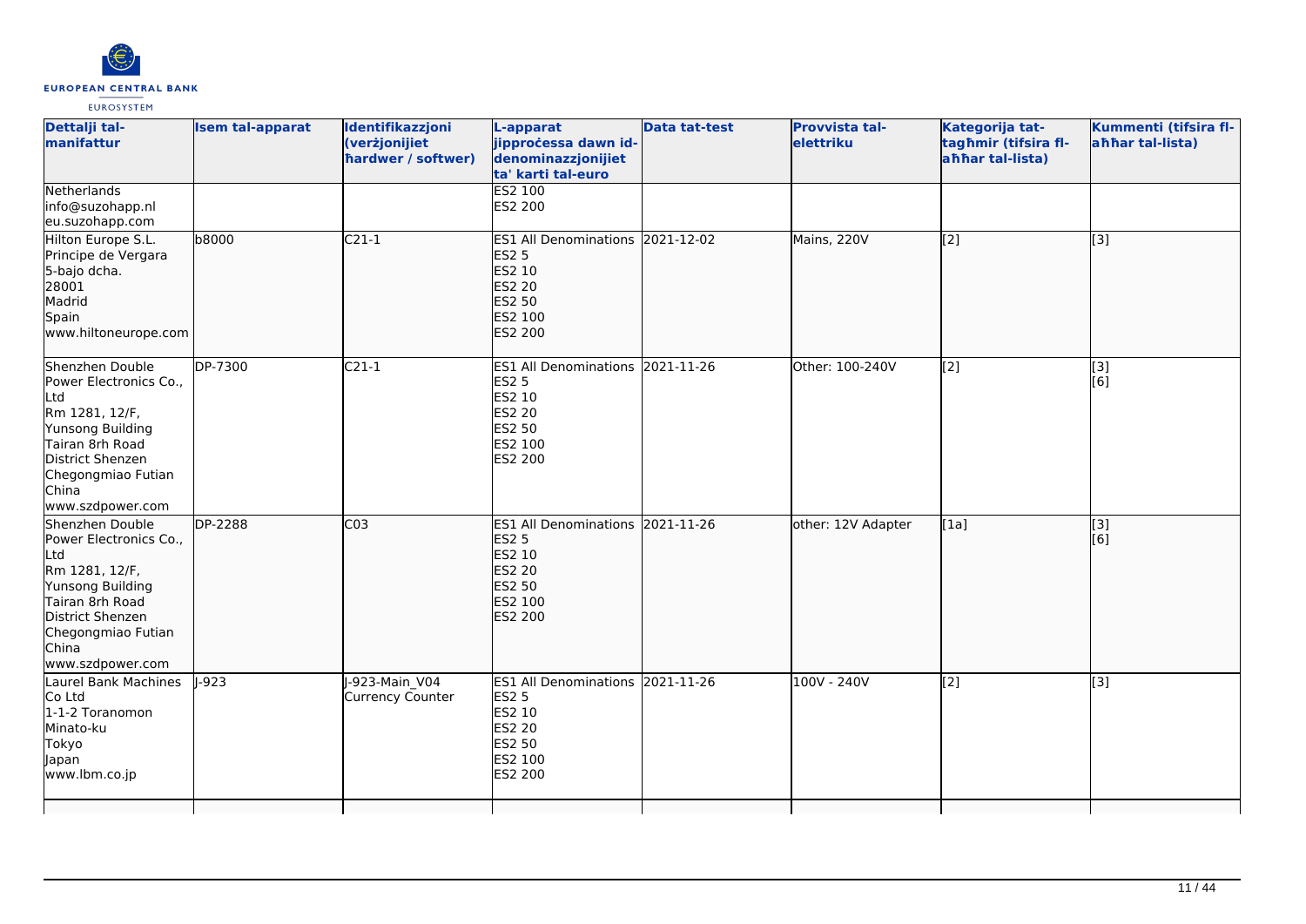| Dettalji tal-manifattur | Isem tal-apparat | Identifikazzjoni (verżjonijiet ħardwer / softwer) | L-apparat jipproċessa dawn id-denominazzjonijiet ta' karti tal-euro | Data tat-test | Provvista tal-elettriku | Kategorija tat-tagħmir (tifsira fl-aħħar tal-lista) | Kummenti (tifsira fl-aħħar tal-lista) |
|---|---|---|---|---|---|---|---|
| Netherlands<br>info@suzohapp.nl<br>eu.suzohapp.com | | | ES2 100<br>ES2 200 | | | | |
| Hilton Europe S.L.<br>Principe de Vergara<br>5-bajo dcha.<br>28001<br>Madrid<br>Spain<br>www.hiltoneurope.com | b8000 | C21-1 | ES1 All Denominations<br>ES2 5<br>ES2 10<br>ES2 20<br>ES2 50<br>ES2 100<br>ES2 200 | 2021-12-02 | Mains, 220V | [2] | [3] |
| Shenzhen Double Power Electronics Co., Ltd<br>Rm 1281, 12/F,<br>Yunsong Building<br>Tairan 8rh Road<br>District Shenzen<br>Chegongmiao Futian<br>China<br>www.szdpower.com | DP-7300 | C21-1 | ES1 All Denominations<br>ES2 5<br>ES2 10<br>ES2 20<br>ES2 50<br>ES2 100<br>ES2 200 | 2021-11-26 | Other: 100-240V | [2] | [3]<br>[6] |
| Shenzhen Double Power Electronics Co., Ltd<br>Rm 1281, 12/F,<br>Yunsong Building<br>Tairan 8rh Road<br>District Shenzen<br>Chegongmiao Futian<br>China<br>www.szdpower.com | DP-2288 | C03 | ES1 All Denominations<br>ES2 5<br>ES2 10<br>ES2 20<br>ES2 50<br>ES2 100<br>ES2 200 | 2021-11-26 | other: 12V Adapter | [1a] | [3]<br>[6] |
| Laurel Bank Machines Co Ltd<br>1-1-2 Toranomon<br>Minato-ku<br>Tokyo<br>Japan<br>www.lbm.co.jp | J-923 | J-923-Main_V04 Currency Counter | ES1 All Denominations<br>ES2 5<br>ES2 10<br>ES2 20<br>ES2 50<br>ES2 100<br>ES2 200 | 2021-11-26 | 100V - 240V | [2] | [3] |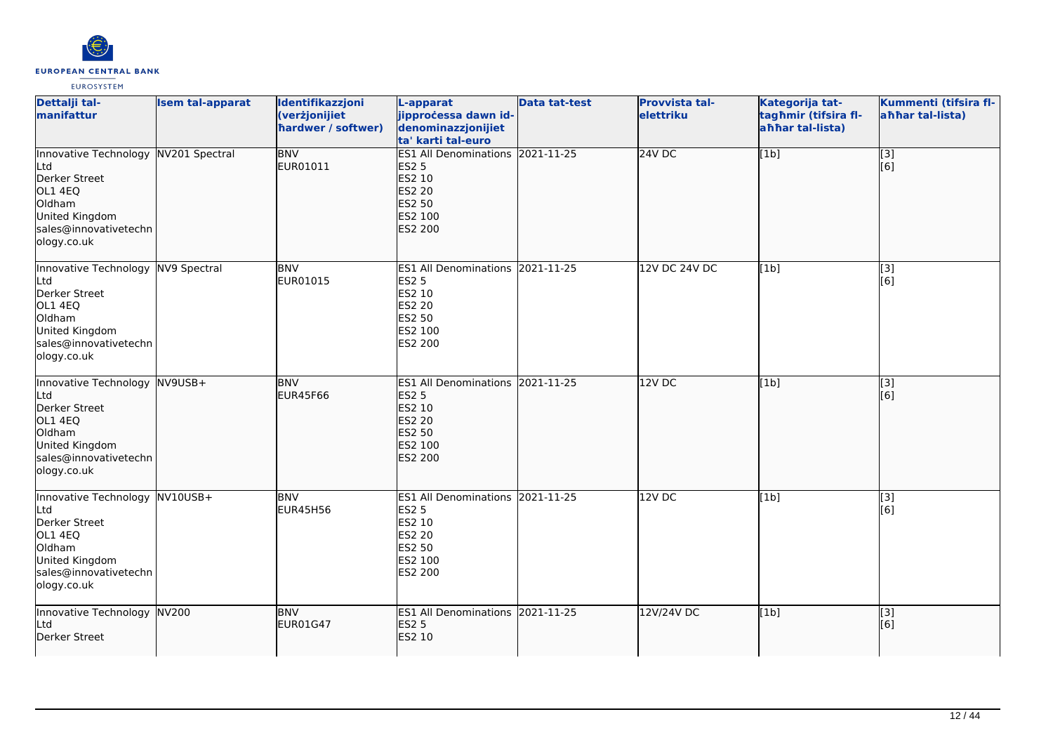| Dettalji tal-manifattur | Isem tal-apparat | Identifikazzjoni (verżjonijiet ħardwer / softwer) | L-apparat jipproċessa dawn id-denominazzjonijiet ta' karti tal-euro | Data tat-test | Provvista tal-elettriku | Kategorija tat-tagħmir (tifsira fl-aħħar tal-lista) | Kummenti (tifsira fl-aħħar tal-lista) |
| --- | --- | --- | --- | --- | --- | --- | --- |
| Innovative Technology Ltd<br>Derker Street<br>OL1 4EQ<br>Oldham<br>United Kingdom<br>sales@innovativetechnology.co.uk | NV201 Spectral | BNV<br>EUR01011 | ES1 All Denominations<br>ES2 5<br>ES2 10<br>ES2 20<br>ES2 50<br>ES2 100<br>ES2 200 | 2021-11-25 | 24V DC | [1b] | [3]<br>[6] |
| Innovative Technology Ltd<br>Derker Street<br>OL1 4EQ<br>Oldham<br>United Kingdom<br>sales@innovativetechnology.co.uk | NV9 Spectral | BNV<br>EUR01015 | ES1 All Denominations<br>ES2 5<br>ES2 10<br>ES2 20<br>ES2 50<br>ES2 100<br>ES2 200 | 2021-11-25 | 12V DC 24V DC | [1b] | [3]<br>[6] |
| Innovative Technology Ltd<br>Derker Street<br>OL1 4EQ<br>Oldham<br>United Kingdom<br>sales@innovativetechnology.co.uk | NV9USB+ | BNV<br>EUR45F66 | ES1 All Denominations<br>ES2 5<br>ES2 10<br>ES2 20<br>ES2 50<br>ES2 100<br>ES2 200 | 2021-11-25 | 12V DC | [1b] | [3]<br>[6] |
| Innovative Technology Ltd<br>Derker Street<br>OL1 4EQ<br>Oldham<br>United Kingdom<br>sales@innovativetechnology.co.uk | NV10USB+ | BNV<br>EUR45H56 | ES1 All Denominations<br>ES2 5<br>ES2 10<br>ES2 20<br>ES2 50<br>ES2 100<br>ES2 200 | 2021-11-25 | 12V DC | [1b] | [3]<br>[6] |
| Innovative Technology Ltd<br>Derker Street | NV200 | BNV<br>EUR01G47 | ES1 All Denominations<br>ES2 5<br>ES2 10 | 2021-11-25 | 12V/24V DC | [1b] | [3]<br>[6] |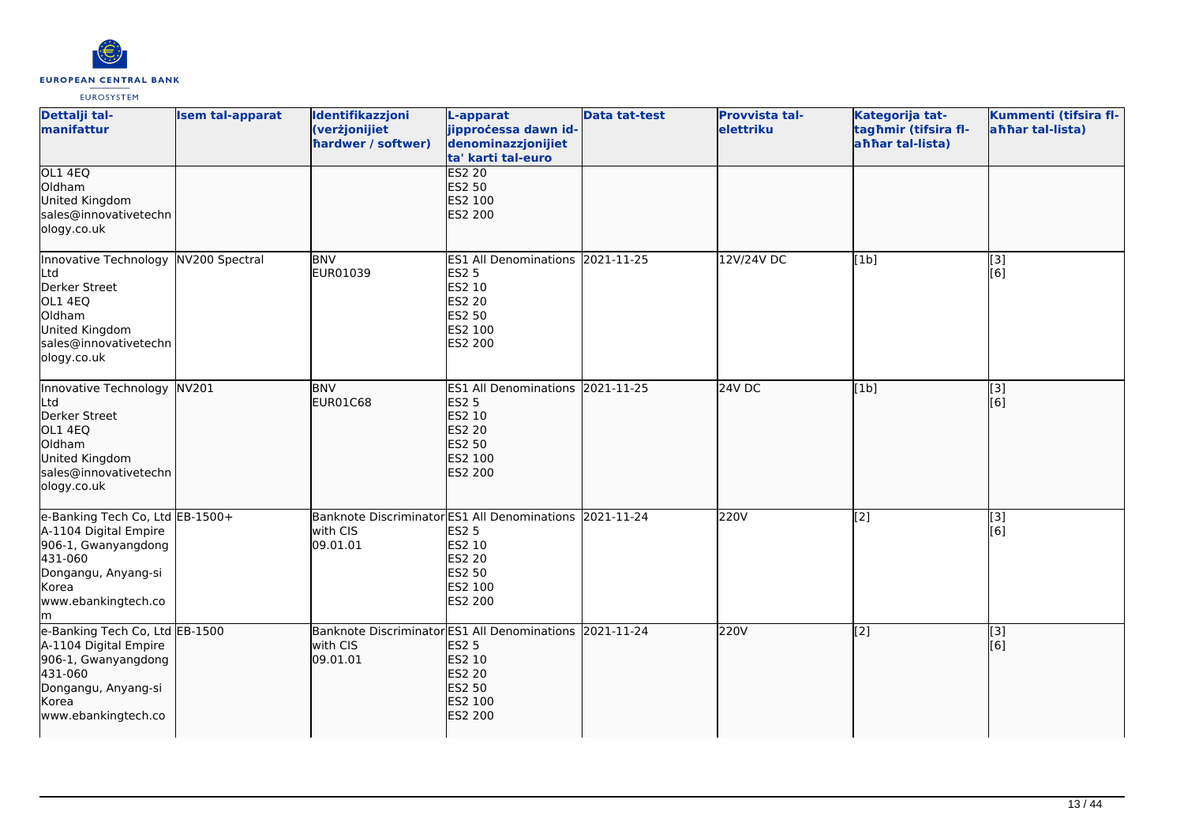| Dettalji tal-manifattur | Isem tal-apparat | Identifikazzjoni (verżjonijiet ħardwer / softwer) | L-apparat jipproċessa dawn id-denominazzjonijiet ta' karti tal-euro | Data tat-test | Provvista tal-elettriku | Kategorija tat-tagħmir (tifsira fl-aħħar tal-lista) | Kummenti (tifsira fl-aħħar tal-lista) |
|---|---|---|---|---|---|---|---|
| OL1 4EQ<br>Oldham<br>United Kingdom<br>sales@innovativetechnology.co.uk | | | ES2 20<br>ES2 50<br>ES2 100<br>ES2 200 | | | | |
| Innovative Technology Ltd<br>Derker Street<br>OL1 4EQ<br>Oldham<br>United Kingdom<br>sales@innovativetechnology.co.uk | NV200 Spectral | BNV<br>EUR01039 | ES1 All Denominations<br>ES2 5<br>ES2 10<br>ES2 20<br>ES2 50<br>ES2 100<br>ES2 200 | 2021-11-25 | 12V/24V DC | [1b] | [3]<br>[6] |
| Innovative Technology Ltd<br>Derker Street<br>OL1 4EQ<br>Oldham<br>United Kingdom<br>sales@innovativetechnology.co.uk | NV201 | BNV<br>EUR01C68 | ES1 All Denominations<br>ES2 5<br>ES2 10<br>ES2 20<br>ES2 50<br>ES2 100<br>ES2 200 | 2021-11-25 | 24V DC | [1b] | [3]<br>[6] |
| e-Banking Tech Co, Ltd<br>A-1104 Digital Empire<br>906-1, Gwanyangdong<br>431-060<br>Dongangu, Anyang-si<br>Korea<br>www.ebankingtech.com | EB-1500+ | Banknote Discriminator with CIS<br>09.01.01 | ES1 All Denominations<br>ES2 5<br>ES2 10<br>ES2 20<br>ES2 50<br>ES2 100<br>ES2 200 | 2021-11-24 | 220V | [2] | [3]<br>[6] |
| e-Banking Tech Co, Ltd<br>A-1104 Digital Empire<br>906-1, Gwanyangdong<br>431-060<br>Dongangu, Anyang-si<br>Korea<br>www.ebankingtech.co | EB-1500 | Banknote Discriminator with CIS<br>09.01.01 | ES1 All Denominations<br>ES2 5<br>ES2 10<br>ES2 20<br>ES2 50<br>ES2 100<br>ES2 200 | 2021-11-24 | 220V | [2] | [3]<br>[6] |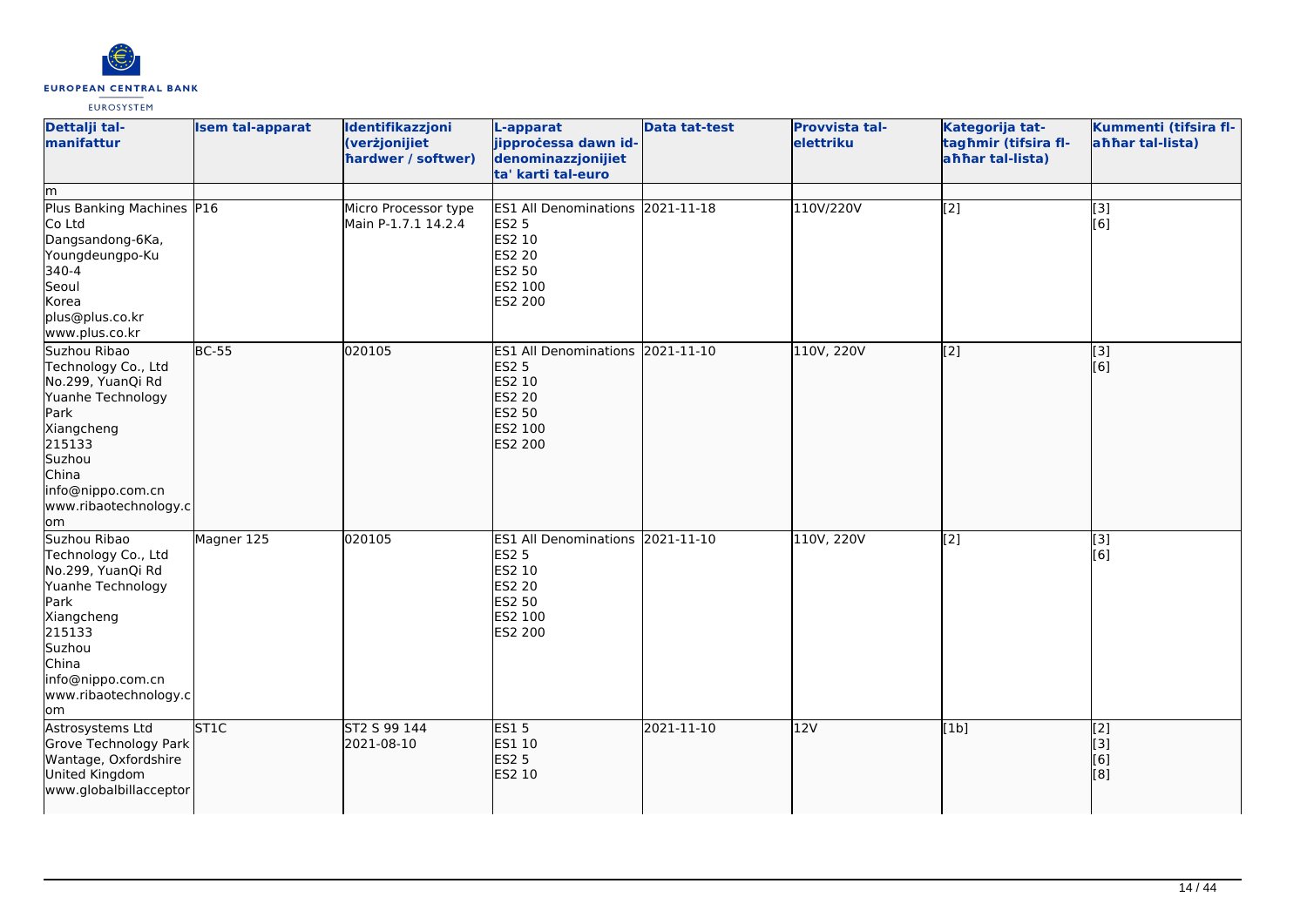| Dettalji tal-manifattur | Isem tal-apparat | Identifikazzjoni (verżjonijiet ħardwer / softwer) | L-apparat jipproċessa dawn id-denominazzjonijiet ta' karti tal-euro | Data tat-test | Provvista tal-elettriku | Kategorija tat-tagħmir (tifsira fl-aħħar tal-lista) | Kummenti (tifsira fl-aħħar tal-lista) |
|---|---|---|---|---|---|---|---|
| m | | | | | | | |
| Plus Banking Machines Co Ltd<br>Dangsandong-6Ka, Youngdeungpo-Ku<br>340-4<br>Seoul<br>Korea<br>plus@plus.co.kr<br>www.plus.co.kr | P16 | Micro Processor type Main P-1.7.1 14.2.4 | ES1 All Denominations<br>ES2 5<br>ES2 10<br>ES2 20<br>ES2 50<br>ES2 100<br>ES2 200 | 2021-11-18 | 110V/220V | [2] | [3]<br>[6] |
| Suzhou Ribao Technology Co., Ltd<br>No.299, YuanQi Rd<br>Yuanhe Technology Park<br>Xiangcheng<br>215133<br>Suzhou<br>China<br>info@nippo.com.cn<br>www.ribaotechnology.com | BC-55 | 020105 | ES1 All Denominations<br>ES2 5<br>ES2 10<br>ES2 20<br>ES2 50<br>ES2 100<br>ES2 200 | 2021-11-10 | 110V, 220V | [2] | [3]<br>[6] |
| Suzhou Ribao Technology Co., Ltd<br>No.299, YuanQi Rd<br>Yuanhe Technology Park<br>Xiangcheng<br>215133<br>Suzhou<br>China<br>info@nippo.com.cn<br>www.ribaotechnology.com | Magner 125 | 020105 | ES1 All Denominations<br>ES2 5<br>ES2 10<br>ES2 20<br>ES2 50<br>ES2 100<br>ES2 200 | 2021-11-10 | 110V, 220V | [2] | [3]<br>[6] |
| Astrosystems Ltd<br>Grove Technology Park<br>Wantage, Oxfordshire<br>United Kingdom<br>www.globalbillacceptor | ST1C | ST2 S 99 144<br>2021-08-10 | ES1 5<br>ES1 10<br>ES2 5<br>ES2 10 | 2021-11-10 | 12V | [1b] | [2]<br>[3]<br>[6]<br>[8] |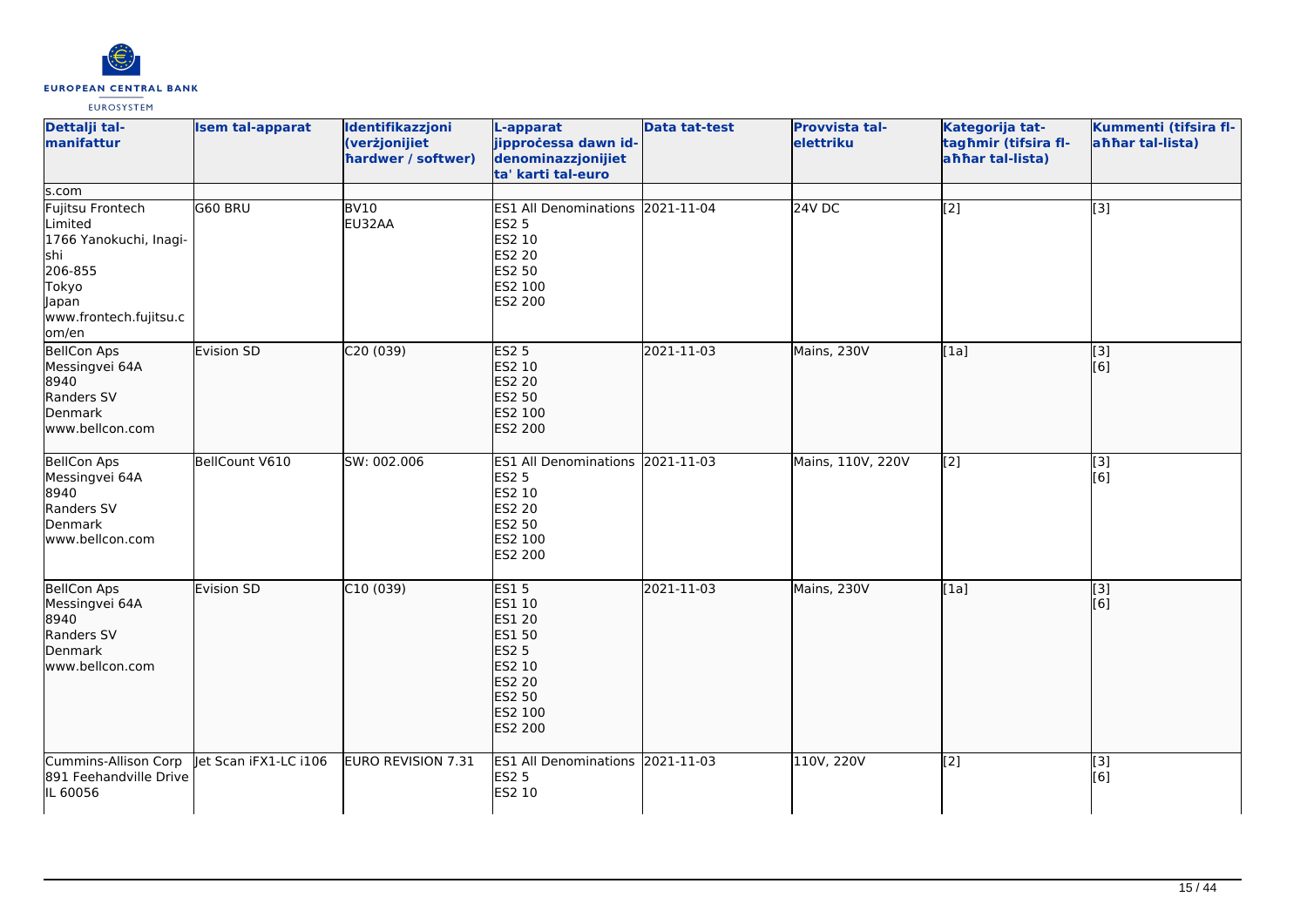| Dettalji tal-manifattur | Isem tal-apparat | Identifikazzjoni (verżjonijiet ħardwer / softwer) | L-apparat jipproċessa dawn id-denominazzjonijiet ta' karti tal-euro | Data tat-test | Provvista tal-elettriku | Kategorija tat-tagħmir (tifsira fl-aħħar tal-lista) | Kummenti (tifsira fl-aħħar tal-lista) |
|---|---|---|---|---|---|---|---|
| s.com | | | | | | | |
| Fujitsu Frontech Limited<br>1766 Yanokuchi, Inagi-shi<br>206-855<br>Tokyo<br>Japan<br>www.frontech.fujitsu.com/en | G60 BRU | BV10<br>EU32AA | ES1 All Denominations<br>ES2 5<br>ES2 10<br>ES2 20<br>ES2 50<br>ES2 100<br>ES2 200 | 2021-11-04 | 24V DC | [2] | [3] |
| BellCon Aps<br>Messingvei 64A<br>8940<br>Randers SV<br>Denmark<br>www.bellcon.com | Evision SD | C20 (039) | ES2 5<br>ES2 10<br>ES2 20<br>ES2 50<br>ES2 100<br>ES2 200 | 2021-11-03 | Mains, 230V | [1a] | [3]<br>[6] |
| BellCon Aps<br>Messingvei 64A<br>8940<br>Randers SV<br>Denmark<br>www.bellcon.com | BellCount V610 | SW: 002.006 | ES1 All Denominations<br>ES2 5<br>ES2 10<br>ES2 20<br>ES2 50<br>ES2 100<br>ES2 200 | 2021-11-03 | Mains, 110V, 220V | [2] | [3]<br>[6] |
| BellCon Aps<br>Messingvei 64A<br>8940<br>Randers SV<br>Denmark<br>www.bellcon.com | Evision SD | C10 (039) | ES1 5<br>ES1 10<br>ES1 20<br>ES1 50<br>ES2 5<br>ES2 10<br>ES2 20<br>ES2 50<br>ES2 100<br>ES2 200 | 2021-11-03 | Mains, 230V | [1a] | [3]<br>[6] |
| Cummins-Allison Corp<br>891 Feehandville Drive<br>IL 60056 | Jet Scan iFX1-LC i106 | EURO REVISION 7.31 | ES1 All Denominations<br>ES2 5<br>ES2 10 | 2021-11-03 | 110V, 220V | [2] | [3]<br>[6] |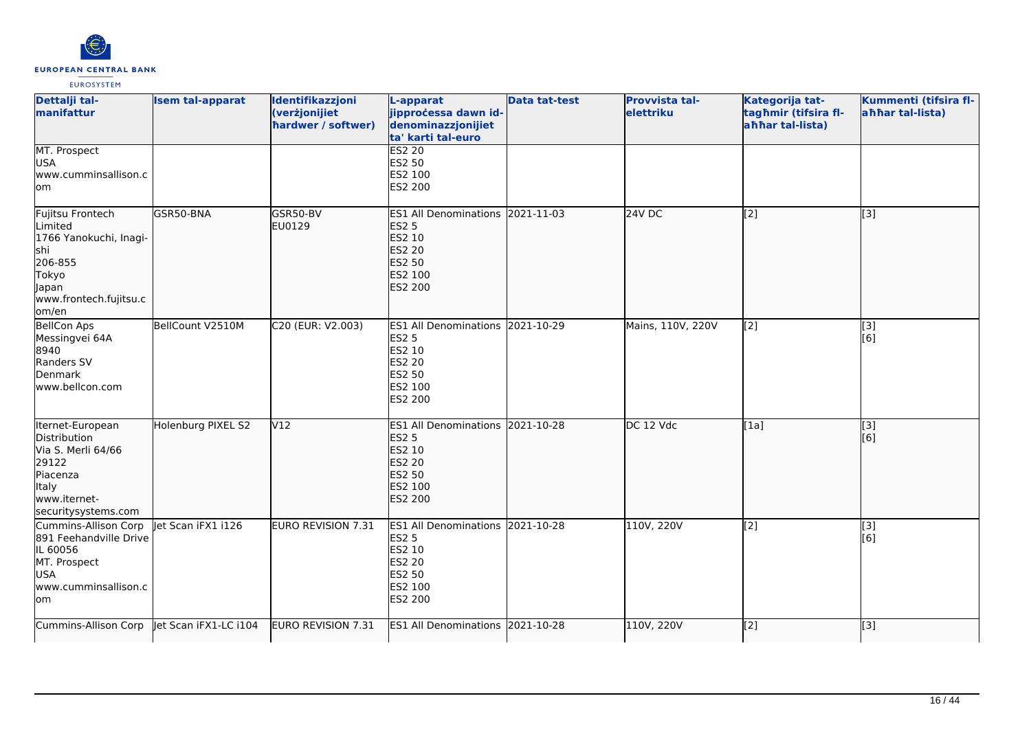| Dettalji tal-manifattur | Isem tal-apparat | Identifikazzjoni (verżjonijiet ħardwer / softwer) | L-apparat jipproċessa dawn id-denominazzjonijiet ta' karti tal-euro | Data tat-test | Provvista tal-elettriku | Kategorija tat-tagħmir (tifsira fl-aħħar tal-lista) | Kummenti (tifsira fl-aħħar tal-lista) |
|---|---|---|---|---|---|---|---|
| MT. Prospect<br>USA<br>www.cumminsallison.com | | | ES2 20<br>ES2 50<br>ES2 100<br>ES2 200 | | | | |
| Fujitsu Frontech Limited<br>1766 Yanokuchi, Inagi-shi<br>206-855<br>Tokyo<br>Japan<br>www.frontech.fujitsu.com/en | GSR50-BNA | GSR50-BV<br>EU0129 | ES1 All Denominations<br>ES2 5<br>ES2 10<br>ES2 20<br>ES2 50<br>ES2 100<br>ES2 200 | 2021-11-03 | 24V DC | [2] | [3] |
| BellCon Aps<br>Messingvei 64A<br>8940<br>Randers SV<br>Denmark<br>www.bellcon.com | BellCount V2510M | C20 (EUR: V2.003) | ES1 All Denominations<br>ES2 5<br>ES2 10<br>ES2 20<br>ES2 50<br>ES2 100<br>ES2 200 | 2021-10-29 | Mains, 110V, 220V | [2] | [3]<br>[6] |
| Iternet-European Distribution<br>Via S. Merli 64/66<br>29122<br>Piacenza<br>Italy<br>www.iternet-securitysystems.com | Holenburg PIXEL S2 | V12 | ES1 All Denominations<br>ES2 5<br>ES2 10<br>ES2 20<br>ES2 50<br>ES2 100<br>ES2 200 | 2021-10-28 | DC 12 Vdc | [1a] | [3]<br>[6] |
| Cummins-Allison Corp<br>891 Feehandville Drive<br>IL 60056<br>MT. Prospect<br>USA<br>www.cumminsallison.com | Jet Scan iFX1 i126 | EURO REVISION 7.31 | ES1 All Denominations<br>ES2 5<br>ES2 10<br>ES2 20<br>ES2 50<br>ES2 100<br>ES2 200 | 2021-10-28 | 110V, 220V | [2] | [3]<br>[6] |
| Cummins-Allison Corp | Jet Scan iFX1-LC i104 | EURO REVISION 7.31 | ES1 All Denominations | 2021-10-28 | 110V, 220V | [2] | [3] |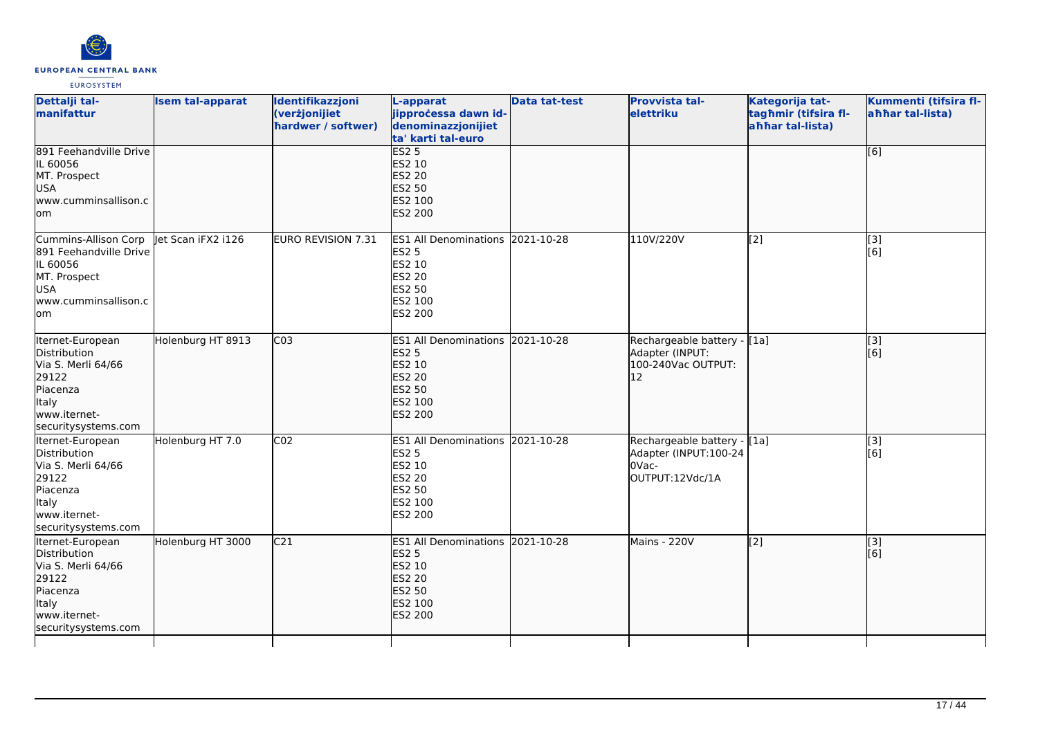| Dettalji tal-manifattur | Isem tal-apparat | Identifikazzjoni (verżjonijiet ħardwer / softwer) | L-apparat jipproċessa dawn id-denominazzjonijiet ta' karti tal-euro | Data tat-test | Provvista tal-elettriku | Kategorija tat-tagħmir (tifsira fl-aħħar tal-lista) | Kummenti (tifsira fl-aħħar tal-lista) |
|---|---|---|---|---|---|---|---|
| 891 Feehandville Drive<br>IL 60056<br>MT. Prospect<br>USA<br>www.cumminsallison.com | | | ES2 5<br>ES2 10<br>ES2 20<br>ES2 50<br>ES2 100<br>ES2 200 | | | | [6] |
| Cummins-Allison Corp<br>891 Feehandville Drive<br>IL 60056<br>MT. Prospect<br>USA<br>www.cumminsallison.com | Jet Scan iFX2 i126 | EURO REVISION 7.31 | ES1 All Denominations<br>ES2 5<br>ES2 10<br>ES2 20<br>ES2 50<br>ES2 100<br>ES2 200 | 2021-10-28 | 110V/220V | [2] | [3]<br>[6] |
| Iternet-European Distribution<br>Via S. Merli 64/66<br>29122<br>Piacenza<br>Italy<br>www.iternet-securitysystems.com | Holenburg HT 8913 | C03 | ES1 All Denominations<br>ES2 5<br>ES2 10<br>ES2 20<br>ES2 50<br>ES2 100<br>ES2 200 | 2021-10-28 | Rechargeable battery - Adapter (INPUT: 100-240Vac OUTPUT: 12 | [1a] | [3]<br>[6] |
| Iternet-European Distribution<br>Via S. Merli 64/66<br>29122<br>Piacenza<br>Italy<br>www.iternet-securitysystems.com | Holenburg HT 7.0 | C02 | ES1 All Denominations<br>ES2 5<br>ES2 10<br>ES2 20<br>ES2 50<br>ES2 100<br>ES2 200 | 2021-10-28 | Rechargeable battery - Adapter (INPUT:100-240Vac-OUTPUT:12Vdc/1A | [1a] | [3]<br>[6] |
| Iternet-European Distribution<br>Via S. Merli 64/66<br>29122<br>Piacenza<br>Italy<br>www.iternet-securitysystems.com | Holenburg HT 3000 | C21 | ES1 All Denominations<br>ES2 5<br>ES2 10<br>ES2 20<br>ES2 50<br>ES2 100<br>ES2 200 | 2021-10-28 | Mains - 220V | [2] | [3]<br>[6] |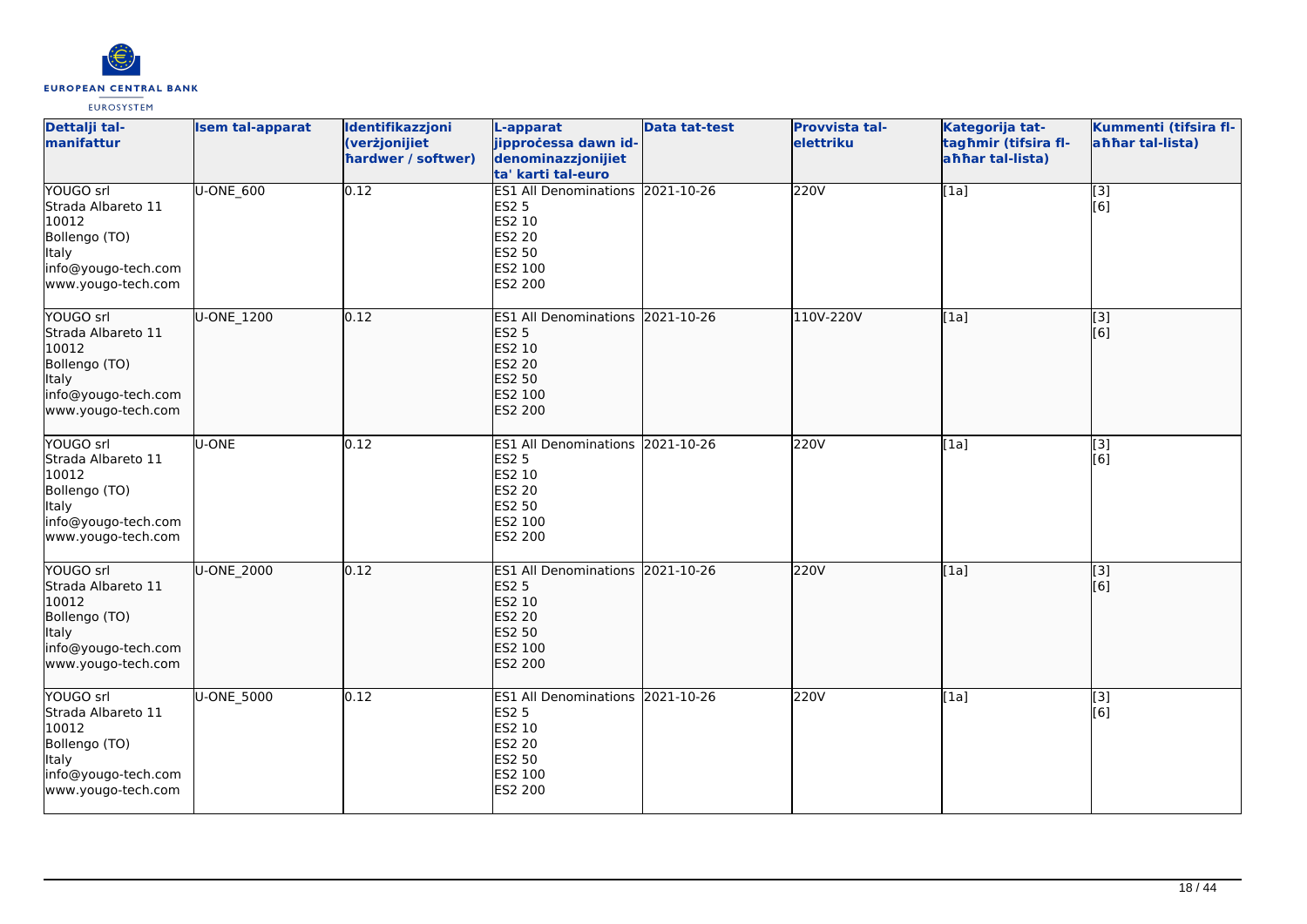| Dettalji tal-manifattur | Isem tal-apparat | Identifikazzjoni (verżjonijiet ħardwer / softwer) | L-apparat jipproċessa dawn id-denominazzjonijiet ta' karti tal-euro | Data tat-test | Provvista tal-elettriku | Kategorija tat-tagħmir (tifsira fl-aħħar tal-lista) | Kummenti (tifsira fl-aħħar tal-lista) |
|---|---|---|---|---|---|---|---|
| YOUGO srl<br>Strada Albareto 11<br>10012<br>Bollengo (TO)<br>Italy<br>info@yougo-tech.com<br>www.yougo-tech.com | U-ONE_600 | 0.12 | ES1 All Denominations<br>ES2 5<br>ES2 10<br>ES2 20<br>ES2 50<br>ES2 100<br>ES2 200 | 2021-10-26 | 220V | [1a] | [3]<br>[6] |
| YOUGO srl<br>Strada Albareto 11<br>10012<br>Bollengo (TO)<br>Italy<br>info@yougo-tech.com<br>www.yougo-tech.com | U-ONE_1200 | 0.12 | ES1 All Denominations<br>ES2 5<br>ES2 10<br>ES2 20<br>ES2 50<br>ES2 100<br>ES2 200 | 2021-10-26 | 110V-220V | [1a] | [3]<br>[6] |
| YOUGO srl<br>Strada Albareto 11<br>10012<br>Bollengo (TO)<br>Italy<br>info@yougo-tech.com<br>www.yougo-tech.com | U-ONE | 0.12 | ES1 All Denominations<br>ES2 5<br>ES2 10<br>ES2 20<br>ES2 50<br>ES2 100<br>ES2 200 | 2021-10-26 | 220V | [1a] | [3]<br>[6] |
| YOUGO srl<br>Strada Albareto 11<br>10012<br>Bollengo (TO)<br>Italy<br>info@yougo-tech.com<br>www.yougo-tech.com | U-ONE_2000 | 0.12 | ES1 All Denominations<br>ES2 5<br>ES2 10<br>ES2 20<br>ES2 50<br>ES2 100<br>ES2 200 | 2021-10-26 | 220V | [1a] | [3]<br>[6] |
| YOUGO srl<br>Strada Albareto 11<br>10012<br>Bollengo (TO)<br>Italy<br>info@yougo-tech.com<br>www.yougo-tech.com | U-ONE_5000 | 0.12 | ES1 All Denominations<br>ES2 5<br>ES2 10<br>ES2 20<br>ES2 50<br>ES2 100<br>ES2 200 | 2021-10-26 | 220V | [1a] | [3]<br>[6] |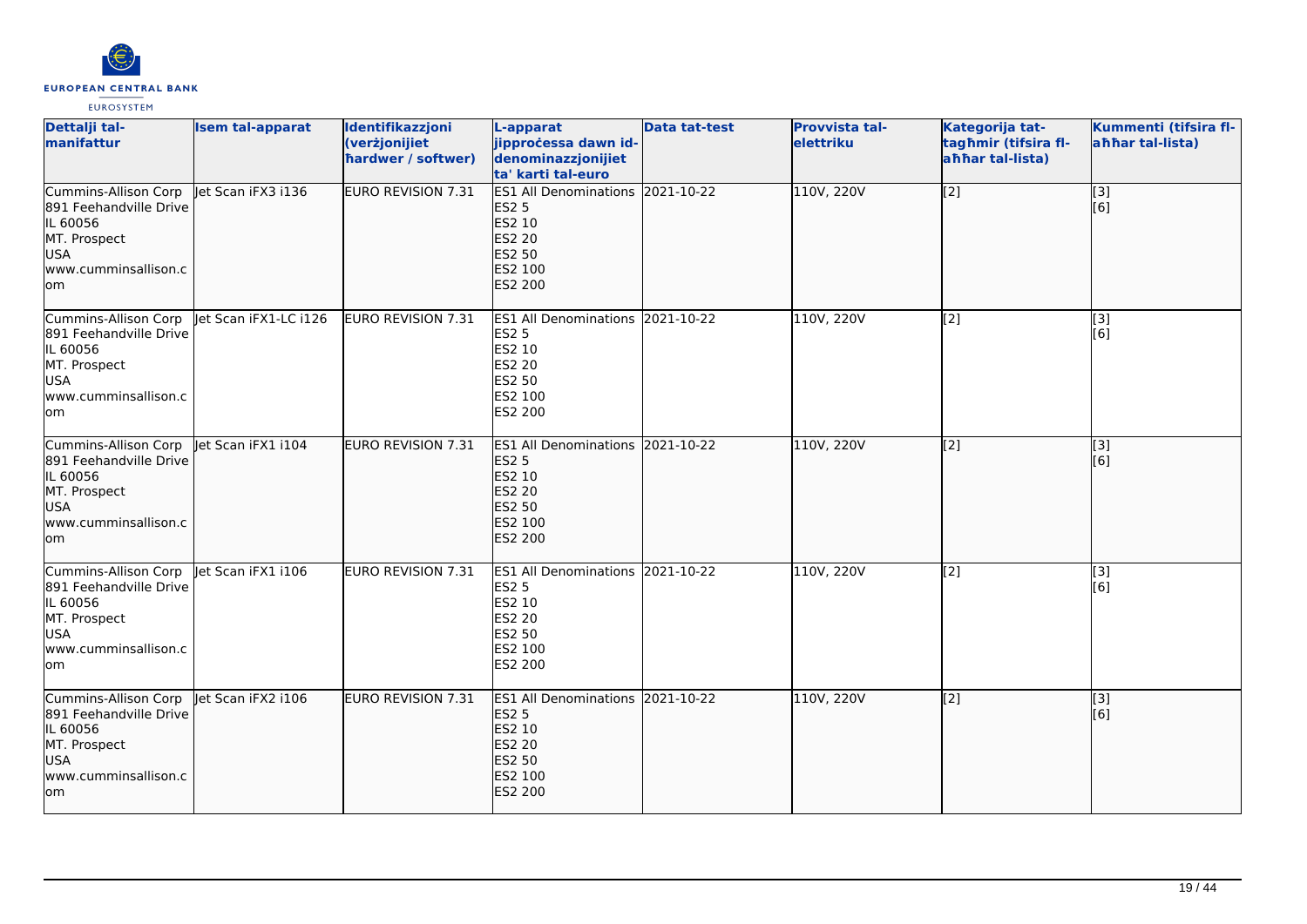| Dettalji tal-manifattur | Isem tal-apparat | Identifikazzjoni (verżjonijiet ħardwer / softwer) | L-apparat jipproċessa dawn id-denominazzjonijiet ta' karti tal-euro | Data tat-test | Provvista tal-elettriku | Kategorija tat-tagħmir (tifsira fl-aħħar tal-lista) | Kummenti (tifsira fl-aħħar tal-lista) |
|---|---|---|---|---|---|---|---|
| Cummins-Allison Corp 891 Feehandville Drive IL 60056 MT. Prospect USA www.cumminsallison.com | Jet Scan iFX3 i136 | EURO REVISION 7.31 | ES1 All Denominations ES2 5 ES2 10 ES2 20 ES2 50 ES2 100 ES2 200 | 2021-10-22 | 110V, 220V | [2] | [3] [6] |
| Cummins-Allison Corp 891 Feehandville Drive IL 60056 MT. Prospect USA www.cumminsallison.com | Jet Scan iFX1-LC i126 | EURO REVISION 7.31 | ES1 All Denominations ES2 5 ES2 10 ES2 20 ES2 50 ES2 100 ES2 200 | 2021-10-22 | 110V, 220V | [2] | [3] [6] |
| Cummins-Allison Corp 891 Feehandville Drive IL 60056 MT. Prospect USA www.cumminsallison.com | Jet Scan iFX1 i104 | EURO REVISION 7.31 | ES1 All Denominations ES2 5 ES2 10 ES2 20 ES2 50 ES2 100 ES2 200 | 2021-10-22 | 110V, 220V | [2] | [3] [6] |
| Cummins-Allison Corp 891 Feehandville Drive IL 60056 MT. Prospect USA www.cumminsallison.com | Jet Scan iFX1 i106 | EURO REVISION 7.31 | ES1 All Denominations ES2 5 ES2 10 ES2 20 ES2 50 ES2 100 ES2 200 | 2021-10-22 | 110V, 220V | [2] | [3] [6] |
| Cummins-Allison Corp 891 Feehandville Drive IL 60056 MT. Prospect USA www.cumminsallison.com | Jet Scan iFX2 i106 | EURO REVISION 7.31 | ES1 All Denominations ES2 5 ES2 10 ES2 20 ES2 50 ES2 100 ES2 200 | 2021-10-22 | 110V, 220V | [2] | [3] [6] |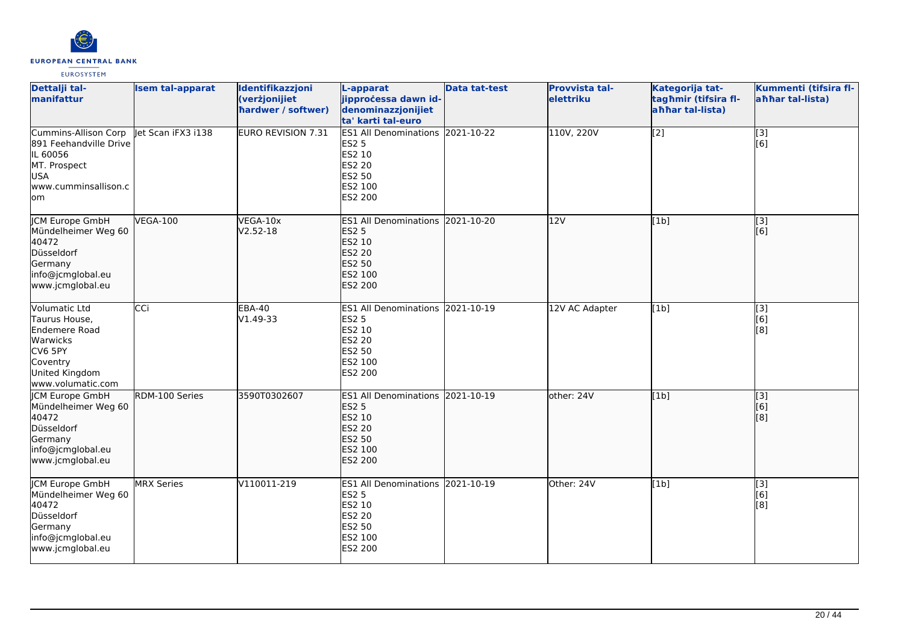| Dettalji tal-manifattur | Isem tal-apparat | Identifikazzjoni (verżjonijiet ħardwer / softwer) | L-apparat jipproċessa dawn id-denominazzjonijiet ta' karti tal-euro | Data tat-test | Provvista tal-elettriku | Kategorija tat-tagħmir (tifsira fl-aħħar tal-lista) | Kummenti (tifsira fl-aħħar tal-lista) |
|---|---|---|---|---|---|---|---|
| Cummins-Allison Corp<br>891 Feehandville Drive<br>IL 60056<br>MT. Prospect<br>USA<br>www.cumminsallison.com | Jet Scan iFX3 i138 | EURO REVISION 7.31 | ES1 All Denominations<br>ES2 5<br>ES2 10<br>ES2 20<br>ES2 50<br>ES2 100<br>ES2 200 | 2021-10-22 | 110V, 220V | [2] | [3]<br>[6] |
| JCM Europe GmbH<br>Mündelheimer Weg 60<br>40472<br>Düsseldorf<br>Germany<br>info@jcmglobal.eu<br>www.jcmglobal.eu | VEGA-100 | VEGA-10x<br>V2.52-18 | ES1 All Denominations<br>ES2 5<br>ES2 10<br>ES2 20<br>ES2 50<br>ES2 100<br>ES2 200 | 2021-10-20 | 12V | [1b] | [3]<br>[6] |
| Volumatic Ltd<br>Taurus House,<br>Endemere Road<br>Warwicks<br>CV6 5PY<br>Coventry<br>United Kingdom<br>www.volumatic.com | CCi | EBA-40<br>V1.49-33 | ES1 All Denominations<br>ES2 5<br>ES2 10<br>ES2 20<br>ES2 50<br>ES2 100<br>ES2 200 | 2021-10-19 | 12V AC Adapter | [1b] | [3]<br>[6]<br>[8] |
| JCM Europe GmbH<br>Mündelheimer Weg 60<br>40472<br>Düsseldorf<br>Germany<br>info@jcmglobal.eu<br>www.jcmglobal.eu | RDM-100 Series | 3590T0302607 | ES1 All Denominations<br>ES2 5<br>ES2 10<br>ES2 20<br>ES2 50<br>ES2 100<br>ES2 200 | 2021-10-19 | other: 24V | [1b] | [3]<br>[6]<br>[8] |
| JCM Europe GmbH<br>Mündelheimer Weg 60<br>40472<br>Düsseldorf<br>Germany<br>info@jcmglobal.eu<br>www.jcmglobal.eu | MRX Series | V110011-219 | ES1 All Denominations<br>ES2 5<br>ES2 10<br>ES2 20<br>ES2 50<br>ES2 100<br>ES2 200 | 2021-10-19 | Other: 24V | [1b] | [3]<br>[6]<br>[8] |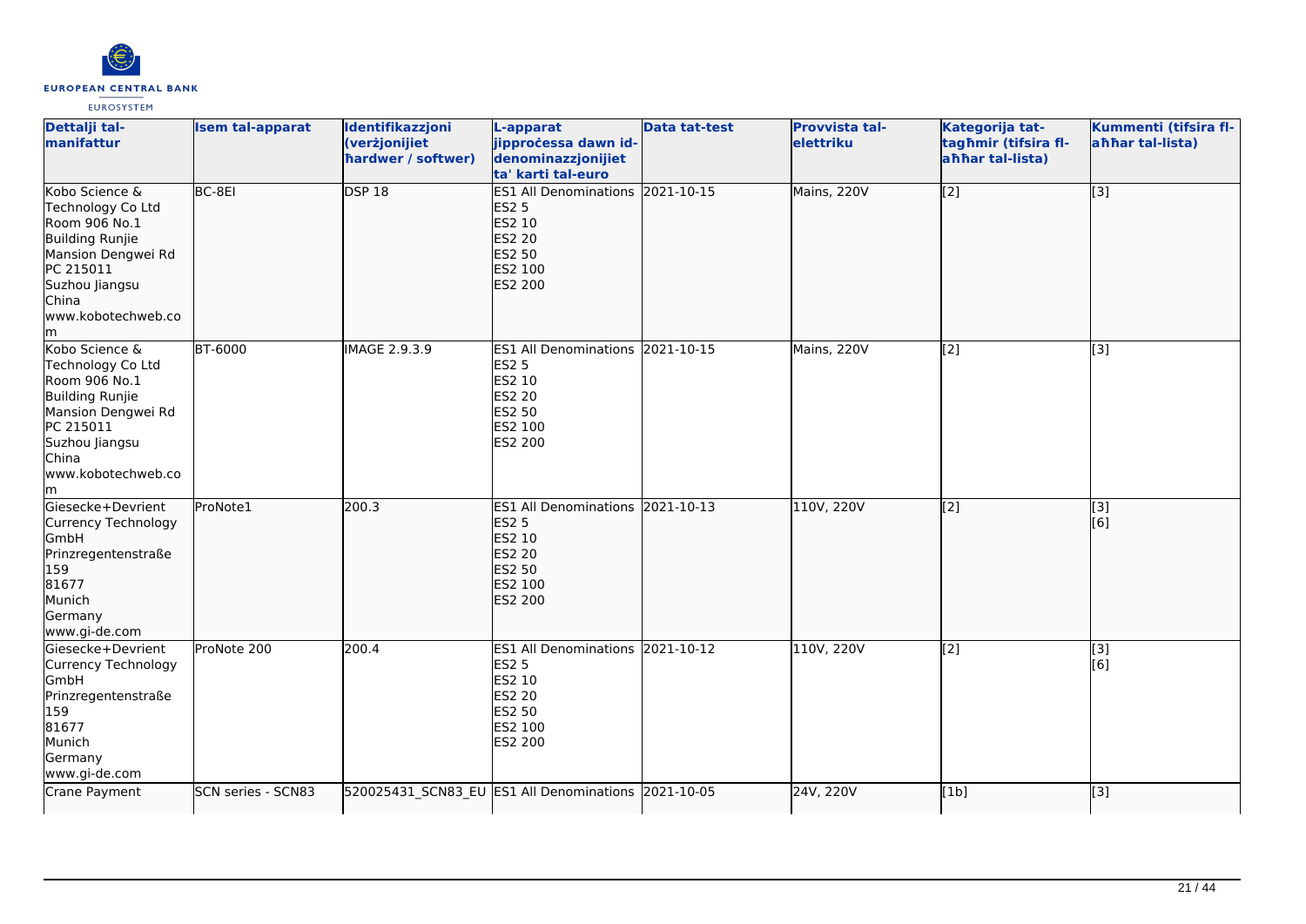| Dettalji tal-manifattur | Isem tal-apparat | Identifikazzjoni (verżjonijiet ħardwer / softwer) | L-apparat jipproċessa dawn id-denominazzjonijiet ta' karti tal-euro | Data tat-test | Provvista tal-elettriku | Kategorija tat-tagħmir (tifsira fl-aħħar tal-lista) | Kummenti (tifsira fl-aħħar tal-lista) |
| --- | --- | --- | --- | --- | --- | --- | --- |
| Kobo Science & Technology Co Ltd Room 906 No.1 Building Runjie Mansion Dengwei Rd PC 215011 Suzhou Jiangsu China www.kobotechweb.com | BC-8EI | DSP 18 | ES1 All Denominations ES2 5 ES2 10 ES2 20 ES2 50 ES2 100 ES2 200 | 2021-10-15 | Mains, 220V | [2] | [3] |
| Kobo Science & Technology Co Ltd Room 906 No.1 Building Runjie Mansion Dengwei Rd PC 215011 Suzhou Jiangsu China www.kobotechweb.com | BT-6000 | IMAGE 2.9.3.9 | ES1 All Denominations ES2 5 ES2 10 ES2 20 ES2 50 ES2 100 ES2 200 | 2021-10-15 | Mains, 220V | [2] | [3] |
| Giesecke+Devrient Currency Technology GmbH Prinzregentenstraße 159 81677 Munich Germany www.gi-de.com | ProNote1 | 200.3 | ES1 All Denominations ES2 5 ES2 10 ES2 20 ES2 50 ES2 100 ES2 200 | 2021-10-13 | 110V, 220V | [2] | [3] [6] |
| Giesecke+Devrient Currency Technology GmbH Prinzregentenstraße 159 81677 Munich Germany www.gi-de.com | ProNote 200 | 200.4 | ES1 All Denominations ES2 5 ES2 10 ES2 20 ES2 50 ES2 100 ES2 200 | 2021-10-12 | 110V, 220V | [2] | [3] [6] |
| Crane Payment | SCN series - SCN83 | 520025431_SCN83_EU | ES1 All Denominations | 2021-10-05 | 24V, 220V | [1b] | [3] |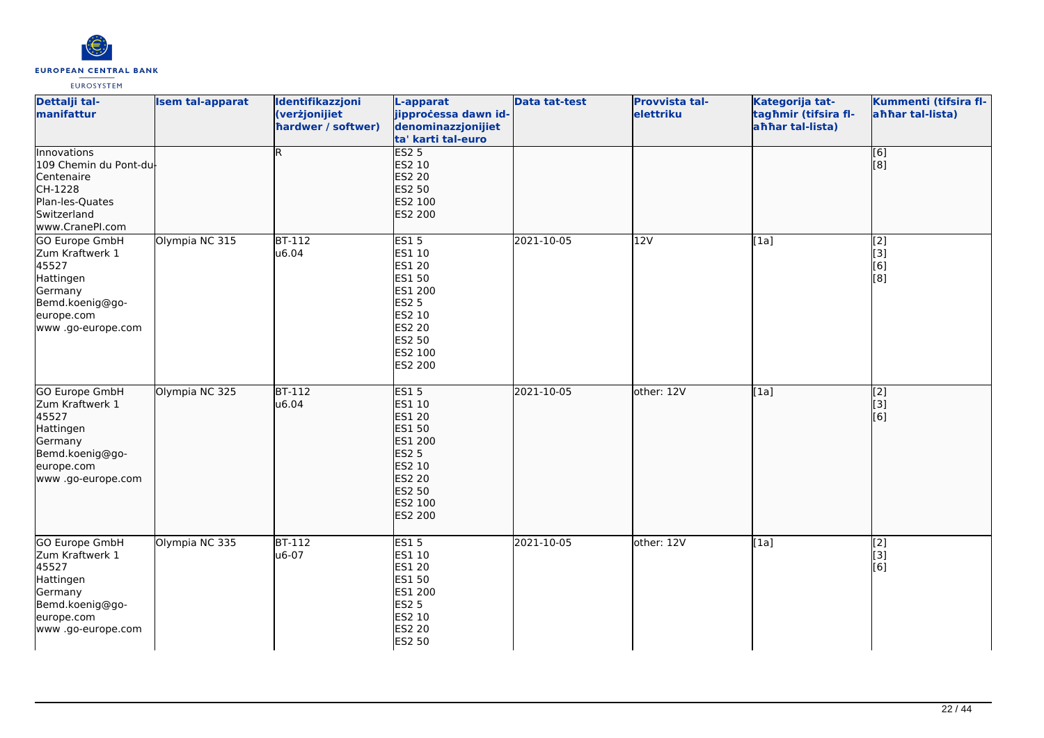| Dettalji tal-manifattur | Isem tal-apparat | Identifikazzjoni (verżjonijiet ħardwer / softwer) | L-apparat jipproċessa dawn id-denominazzjonijiet ta' karti tal-euro | Data tat-test | Provvista tal-elettriku | Kategorija tat-tagħmir (tifsira fl-aħħar tal-lista) | Kummenti (tifsira fl-aħħar tal-lista) |
|---|---|---|---|---|---|---|---|
| Innovations<br>109 Chemin du Pont-du-Centenaire<br>CH-1228<br>Plan-les-Quates<br>Switzerland<br>www.CranePI.com | | R | ES2 5<br>ES2 10<br>ES2 20<br>ES2 50<br>ES2 100<br>ES2 200 | | | | [6]<br>[8] |
| GO Europe GmbH<br>Zum Kraftwerk 1<br>45527<br>Hattingen<br>Germany<br>Bemd.koenig@go-europe.com<br>www .go-europe.com | Olympia NC 315 | BT-112<br>u6.04 | ES1 5<br>ES1 10<br>ES1 20<br>ES1 50<br>ES1 200<br>ES2 5<br>ES2 10<br>ES2 20<br>ES2 50<br>ES2 100<br>ES2 200 | 2021-10-05 | 12V | [1a] | [2]<br>[3]<br>[6]<br>[8] |
| GO Europe GmbH<br>Zum Kraftwerk 1<br>45527<br>Hattingen<br>Germany<br>Bemd.koenig@go-europe.com<br>www .go-europe.com | Olympia NC 325 | BT-112<br>u6.04 | ES1 5<br>ES1 10<br>ES1 20<br>ES1 50<br>ES1 200<br>ES2 5<br>ES2 10<br>ES2 20<br>ES2 50<br>ES2 100<br>ES2 200 | 2021-10-05 | other: 12V | [1a] | [2]<br>[3]<br>[6] |
| GO Europe GmbH<br>Zum Kraftwerk 1<br>45527<br>Hattingen<br>Germany<br>Bemd.koenig@go-europe.com<br>www .go-europe.com | Olympia NC 335 | BT-112<br>u6-07 | ES1 5<br>ES1 10<br>ES1 20<br>ES1 50<br>ES1 200<br>ES2 5<br>ES2 10<br>ES2 20<br>ES2 50 | 2021-10-05 | other: 12V | [1a] | [2]<br>[3]<br>[6] |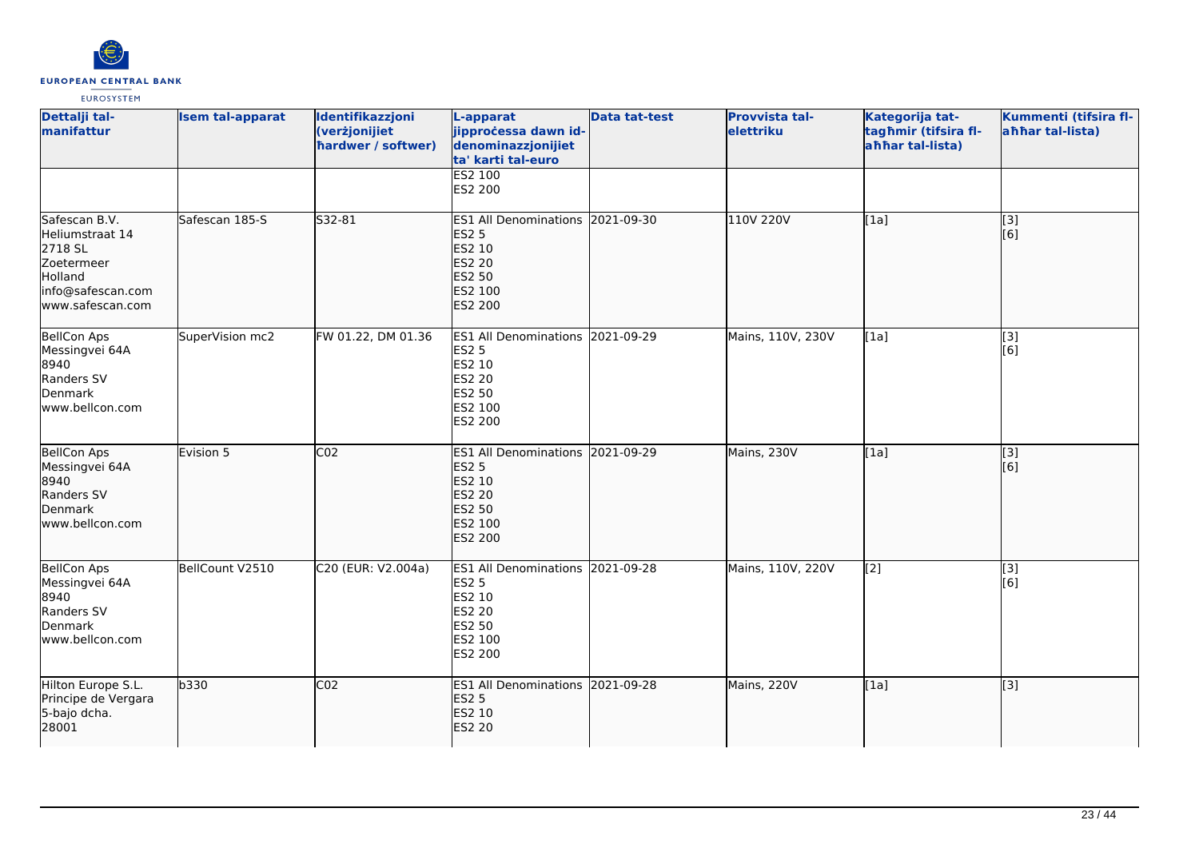| Dettalji tal-manifattur | Isem tal-apparat | Identifikazzjoni (verżjonijiet ħardwer / softwer) | L-apparat jipproċessa dawn id-denominazzjonijiet ta' karti tal-euro | Data tat-test | Provvista tal-elettriku | Kategorija tat-tagħmir (tifsira fl-aħħar tal-lista) | Kummenti (tifsira fl-aħħar tal-lista) |
|---|---|---|---|---|---|---|---|
| | | | ES2 100<br>ES2 200 | | | | |
| Safescan B.V.<br>Heliumstraat 14<br>2718 SL<br>Zoetermeer<br>Holland<br>info@safescan.com<br>www.safescan.com | Safescan 185-S | S32-81 | ES1 All Denominations<br>ES2 5<br>ES2 10<br>ES2 20<br>ES2 50<br>ES2 100<br>ES2 200 | 2021-09-30 | 110V 220V | [1a] | [3]<br>[6] |
| BellCon Aps<br>Messingvei 64A<br>8940<br>Randers SV<br>Denmark<br>www.bellcon.com | SuperVision mc2 | FW 01.22, DM 01.36 | ES1 All Denominations<br>ES2 5<br>ES2 10<br>ES2 20<br>ES2 50<br>ES2 100<br>ES2 200 | 2021-09-29 | Mains, 110V, 230V | [1a] | [3]<br>[6] |
| BellCon Aps<br>Messingvei 64A<br>8940<br>Randers SV<br>Denmark<br>www.bellcon.com | Evision 5 | C02 | ES1 All Denominations<br>ES2 5<br>ES2 10<br>ES2 20<br>ES2 50<br>ES2 100<br>ES2 200 | 2021-09-29 | Mains, 230V | [1a] | [3]<br>[6] |
| BellCon Aps<br>Messingvei 64A<br>8940<br>Randers SV<br>Denmark<br>www.bellcon.com | BellCount V2510 | C20 (EUR: V2.004a) | ES1 All Denominations<br>ES2 5<br>ES2 10<br>ES2 20<br>ES2 50<br>ES2 100<br>ES2 200 | 2021-09-28 | Mains, 110V, 220V | [2] | [3]<br>[6] |
| Hilton Europe S.L.<br>Principe de Vergara<br>5-bajo dcha.<br>28001 | b330 | C02 | ES1 All Denominations<br>ES2 5<br>ES2 10<br>ES2 20 | 2021-09-28 | Mains, 220V | [1a] | [3] |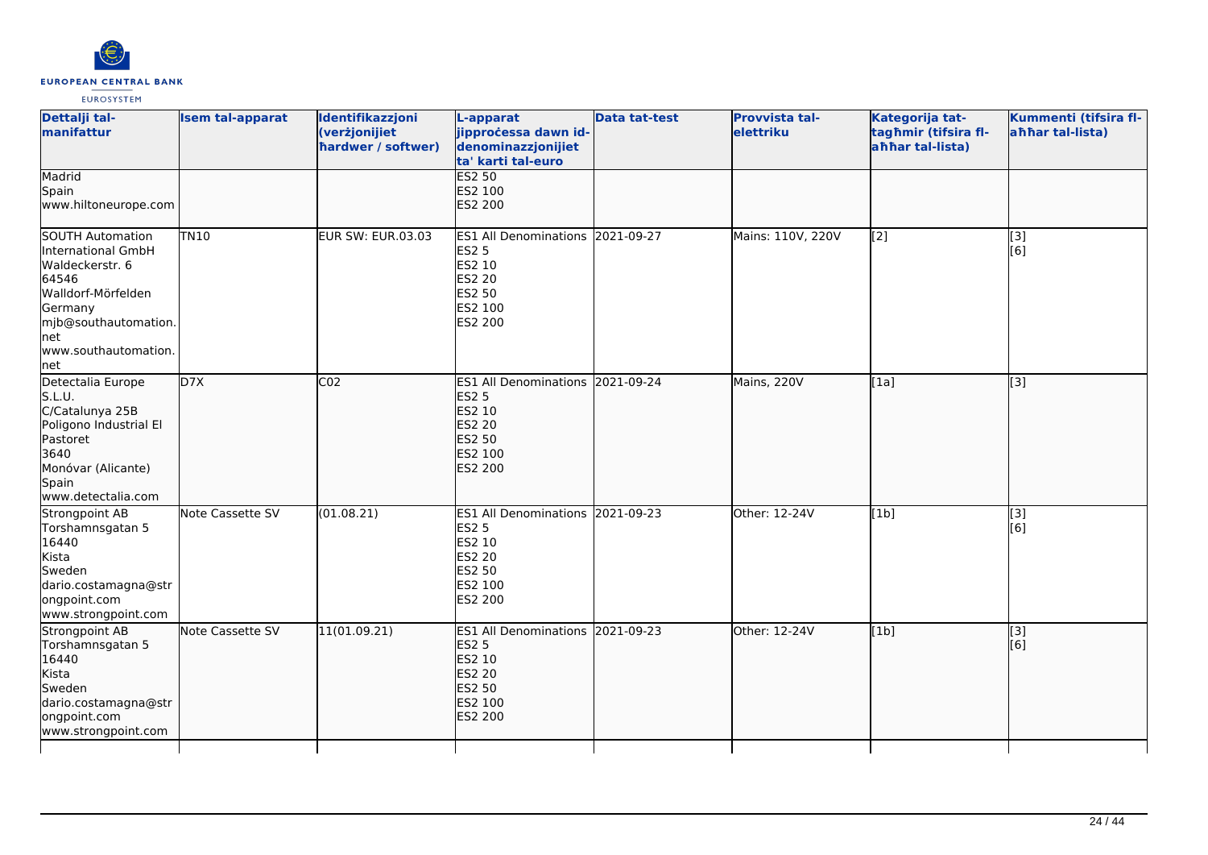| Dettalji tal-manifattur | Isem tal-apparat | Identifikazzjoni (verżjonijiet ħardwer / softwer) | L-apparat jipproċessa dawn id-denominazzjonijiet ta' karti tal-euro | Data tat-test | Provvista tal-elettriku | Kategorija tat-tagħmir (tifsira fl-aħħar tal-lista) | Kummenti (tifsira fl-aħħar tal-lista) |
|---|---|---|---|---|---|---|---|
| Madrid<br>Spain<br>www.hiltoneurope.com | | | ES2 50<br>ES2 100<br>ES2 200 | | | | |
| SOUTH Automation International GmbH<br>Waldeckerstr. 6<br>64546<br>Walldorf-Mörfelden<br>Germany<br>mjb@southautomation.net<br>www.southautomation.net | TN10 | EUR SW: EUR.03.03 | ES1 All Denominations<br>ES2 5<br>ES2 10<br>ES2 20<br>ES2 50<br>ES2 100<br>ES2 200 | 2021-09-27 | Mains: 110V, 220V | [2] | [3]<br>[6] |
| Detectalia Europe S.L.U.<br>C/Catalunya 25B<br>Poligono Industrial El Pastoret<br>3640<br>Monóvar (Alicante)<br>Spain<br>www.detectalia.com | D7X | C02 | ES1 All Denominations<br>ES2 5<br>ES2 10<br>ES2 20<br>ES2 50<br>ES2 100<br>ES2 200 | 2021-09-24 | Mains, 220V | [1a] | [3] |
| Strongpoint AB<br>Torshamnsgatan 5<br>16440<br>Kista<br>Sweden<br>dario.costamagna@strongpoint.com<br>www.strongpoint.com | Note Cassette SV | (01.08.21) | ES1 All Denominations<br>ES2 5<br>ES2 10<br>ES2 20<br>ES2 50<br>ES2 100<br>ES2 200 | 2021-09-23 | Other: 12-24V | [1b] | [3]<br>[6] |
| Strongpoint AB<br>Torshamnsgatan 5<br>16440<br>Kista<br>Sweden<br>dario.costamagna@strongpoint.com<br>www.strongpoint.com | Note Cassette SV | 11(01.09.21) | ES1 All Denominations<br>ES2 5<br>ES2 10<br>ES2 20<br>ES2 50<br>ES2 100<br>ES2 200 | 2021-09-23 | Other: 12-24V | [1b] | [3]<br>[6] |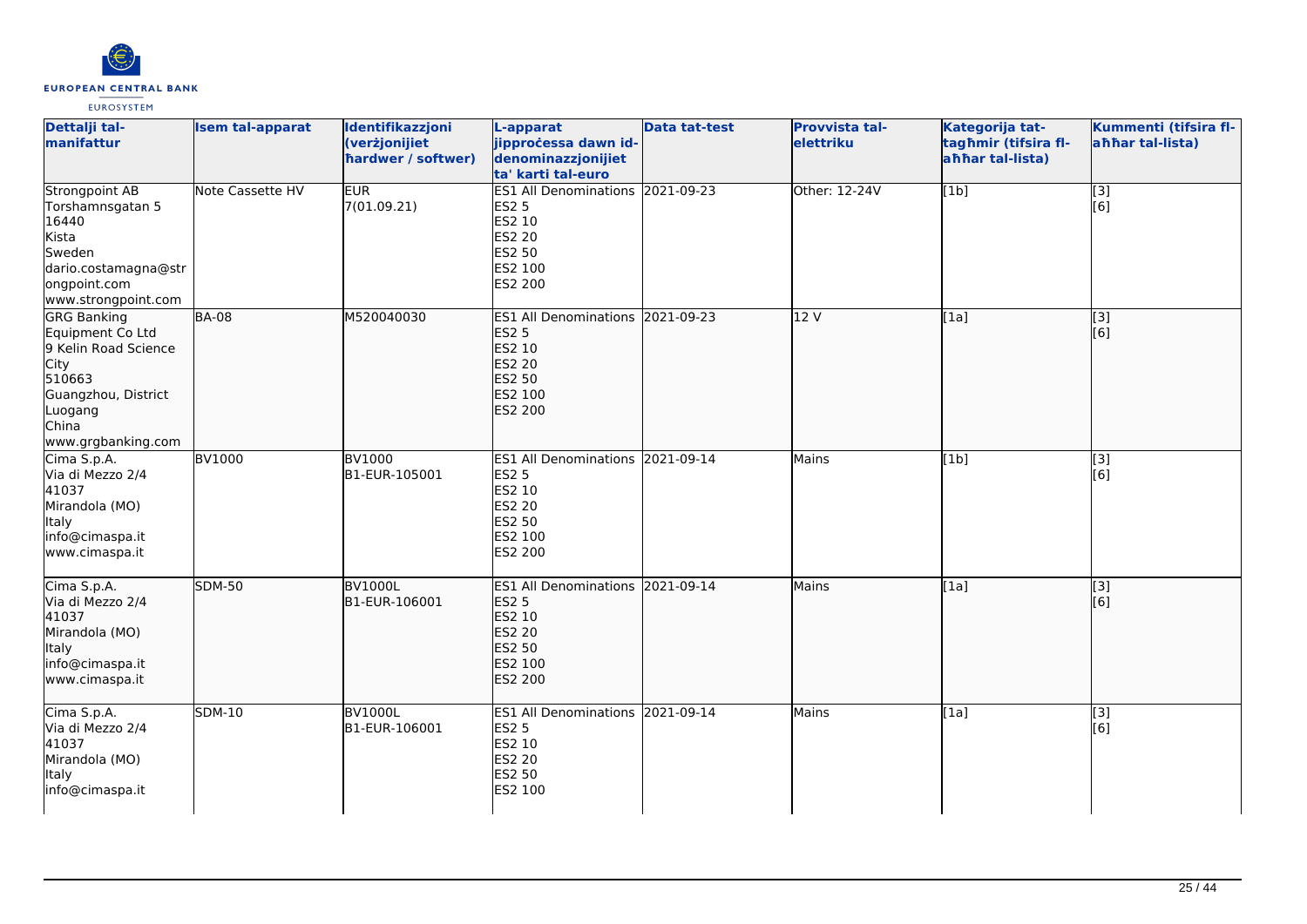| Dettalji tal-manifattur | Isem tal-apparat | Identifikazzjoni (verżjonijiet ħardwer / softwer) | L-apparat jipproċessa dawn id-denominazzjonijiet ta' karti tal-euro | Data tat-test | Provvista tal-elettriku | Kategorija tat-tagħmir (tifsira fl-aħħar tal-lista) | Kummenti (tifsira fl-aħħar tal-lista) |
|---|---|---|---|---|---|---|---|
| Strongpoint AB<br>Torshamnsgatan 5<br>16440<br>Kista<br>Sweden<br>dario.costamagna@strongpoint.com<br>www.strongpoint.com | Note Cassette HV | EUR<br>7(01.09.21) | ES1 All Denominations<br>ES2 5<br>ES2 10<br>ES2 20<br>ES2 50<br>ES2 100<br>ES2 200 | 2021-09-23 | Other: 12-24V | [1b] | [3]<br>[6] |
| GRG Banking Equipment Co Ltd<br>9 Kelin Road Science City<br>510663<br>Guangzhou, District Luogang<br>China<br>www.grgbanking.com | BA-08 | M520040030 | ES1 All Denominations<br>ES2 5<br>ES2 10<br>ES2 20<br>ES2 50<br>ES2 100<br>ES2 200 | 2021-09-23 | 12 V | [1a] | [3]<br>[6] |
| Cima S.p.A.<br>Via di Mezzo 2/4<br>41037<br>Mirandola (MO)<br>Italy<br>info@cimaspa.it<br>www.cimaspa.it | BV1000 | BV1000<br>B1-EUR-105001 | ES1 All Denominations<br>ES2 5<br>ES2 10<br>ES2 20<br>ES2 50<br>ES2 100<br>ES2 200 | 2021-09-14 | Mains | [1b] | [3]<br>[6] |
| Cima S.p.A.<br>Via di Mezzo 2/4<br>41037<br>Mirandola (MO)<br>Italy<br>info@cimaspa.it<br>www.cimaspa.it | SDM-50 | BV1000L<br>B1-EUR-106001 | ES1 All Denominations<br>ES2 5<br>ES2 10<br>ES2 20<br>ES2 50<br>ES2 100<br>ES2 200 | 2021-09-14 | Mains | [1a] | [3]<br>[6] |
| Cima S.p.A.<br>Via di Mezzo 2/4<br>41037<br>Mirandola (MO)<br>Italy<br>info@cimaspa.it | SDM-10 | BV1000L<br>B1-EUR-106001 | ES1 All Denominations<br>ES2 5<br>ES2 10<br>ES2 20<br>ES2 50<br>ES2 100 | 2021-09-14 | Mains | [1a] | [3]<br>[6] |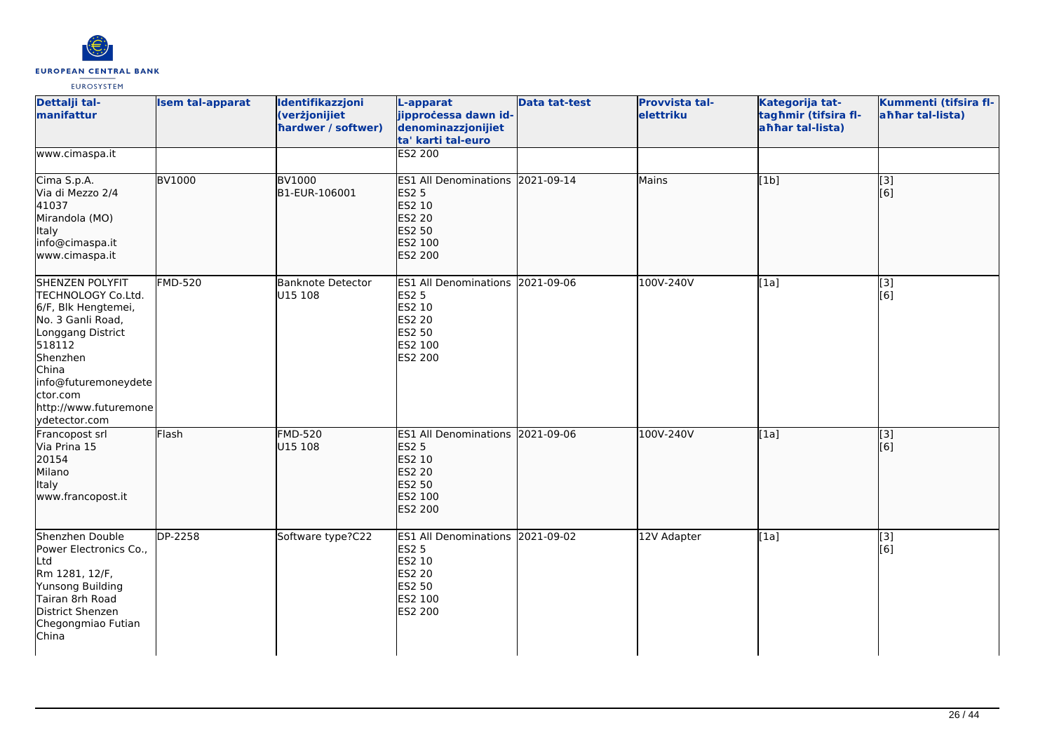| Dettalji tal-manifattur | Isem tal-apparat | Identifikazzjoni (verżjonijiet ħardwer / softwer) | L-apparat jipproċessa dawn id-denominazzjonijiet ta' karti tal-euro | Data tat-test | Provvista tal-elettriku | Kategorija tat-tagħmir (tifsira fl-aħħar tal-lista) | Kummenti (tifsira fl-aħħar tal-lista) |
|---|---|---|---|---|---|---|---|
| www.cimaspa.it | | | ES2 200 | | | | |
| Cima S.p.A.<br>Via di Mezzo 2/4<br>41037<br>Mirandola (MO)<br>Italy<br>info@cimaspa.it<br>www.cimaspa.it | BV1000 | BV1000<br>B1-EUR-106001 | ES1 All Denominations<br>ES2 5<br>ES2 10<br>ES2 20<br>ES2 50<br>ES2 100<br>ES2 200 | 2021-09-14 | Mains | [1b] | [3]<br>[6] |
| SHENZEN POLYFIT TECHNOLOGY Co.Ltd.<br>6/F, Blk Hengtemei,<br>No. 3 Ganli Road,<br>Longgang District<br>518112<br>Shenzhen<br>China<br>info@futuremoneydetector.com<br>http://www.futuremoneydetector.com | FMD-520 | Banknote Detector<br>U15 108 | ES1 All Denominations<br>ES2 5<br>ES2 10<br>ES2 20<br>ES2 50<br>ES2 100<br>ES2 200 | 2021-09-06 | 100V-240V | [1a] | [3]<br>[6] |
| Francopost srl<br>Via Prina 15<br>20154<br>Milano<br>Italy<br>www.francopost.it | Flash | FMD-520<br>U15 108 | ES1 All Denominations<br>ES2 5<br>ES2 10<br>ES2 20<br>ES2 50<br>ES2 100<br>ES2 200 | 2021-09-06 | 100V-240V | [1a] | [3]<br>[6] |
| Shenzhen Double Power Electronics Co., Ltd<br>Rm 1281, 12/F,<br>Yunsong Building<br>Tairan 8rh Road<br>District Shenzen<br>Chegongmiao Futian<br>China | DP-2258 | Software type?C22 | ES1 All Denominations<br>ES2 5<br>ES2 10<br>ES2 20<br>ES2 50<br>ES2 100<br>ES2 200 | 2021-09-02 | 12V Adapter | [1a] | [3]<br>[6] |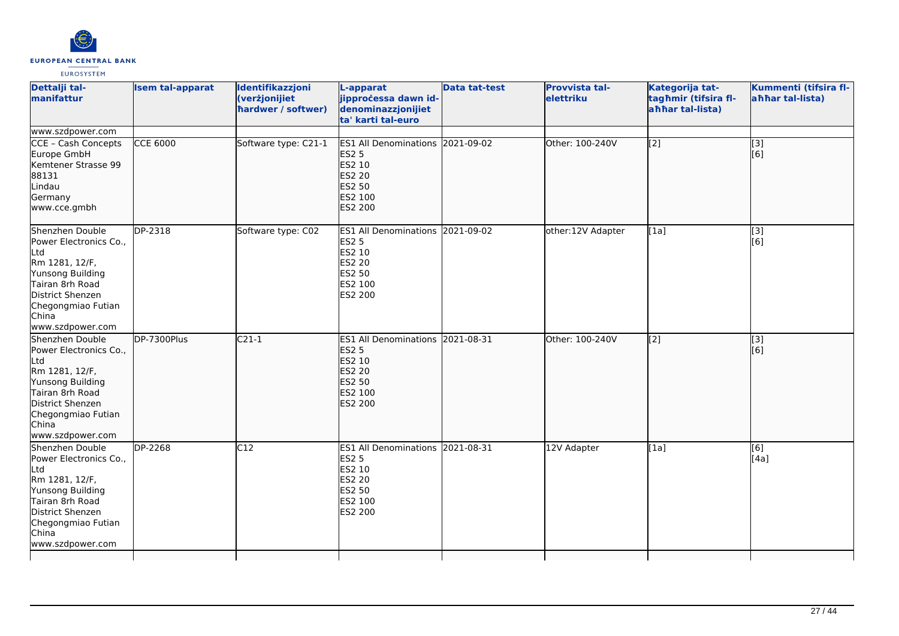| Dettalji tal-manifattur | Isem tal-apparat | Identifikazzjoni (verżjonijiet ħardwer / softwer) | L-apparat jipproċessa dawn id-denominazzjonijiet ta' karti tal-euro | Data tat-test | Provvista tal-elettriku | Kategorija tat-tagħmir (tifsira fl-aħħar tal-lista) | Kummenti (tifsira fl-aħħar tal-lista) |
|---|---|---|---|---|---|---|---|
| www.szdpower.com | | | | | | | |
| CCE – Cash Concepts Europe GmbH<br>Kemtener Strasse 99<br>88131<br>Lindau<br>Germany<br>www.cce.gmbh | CCE 6000 | Software type: C21-1 | ES1 All Denominations<br>ES2 5<br>ES2 10<br>ES2 20<br>ES2 50<br>ES2 100<br>ES2 200 | 2021-09-02 | Other: 100-240V | [2] | [3]<br>[6] |
| Shenzhen Double Power Electronics Co., Ltd<br>Rm 1281, 12/F,<br>Yunsong Building<br>Tairan 8rh Road<br>District Shenzen<br>Chegongmiao Futian<br>China<br>www.szdpower.com | DP-2318 | Software type: C02 | ES1 All Denominations<br>ES2 5<br>ES2 10<br>ES2 20<br>ES2 50<br>ES2 100<br>ES2 200 | 2021-09-02 | other:12V Adapter | [1a] | [3]<br>[6] |
| Shenzhen Double Power Electronics Co., Ltd<br>Rm 1281, 12/F,<br>Yunsong Building<br>Tairan 8rh Road<br>District Shenzen<br>Chegongmiao Futian<br>China<br>www.szdpower.com | DP-7300Plus | C21-1 | ES1 All Denominations<br>ES2 5<br>ES2 10<br>ES2 20<br>ES2 50<br>ES2 100<br>ES2 200 | 2021-08-31 | Other: 100-240V | [2] | [3]<br>[6] |
| Shenzhen Double Power Electronics Co., Ltd<br>Rm 1281, 12/F,<br>Yunsong Building<br>Tairan 8rh Road<br>District Shenzen<br>Chegongmiao Futian<br>China<br>www.szdpower.com | DP-2268 | C12 | ES1 All Denominations<br>ES2 5<br>ES2 10<br>ES2 20<br>ES2 50<br>ES2 100<br>ES2 200 | 2021-08-31 | 12V Adapter | [1a] | [6]<br>[4a] |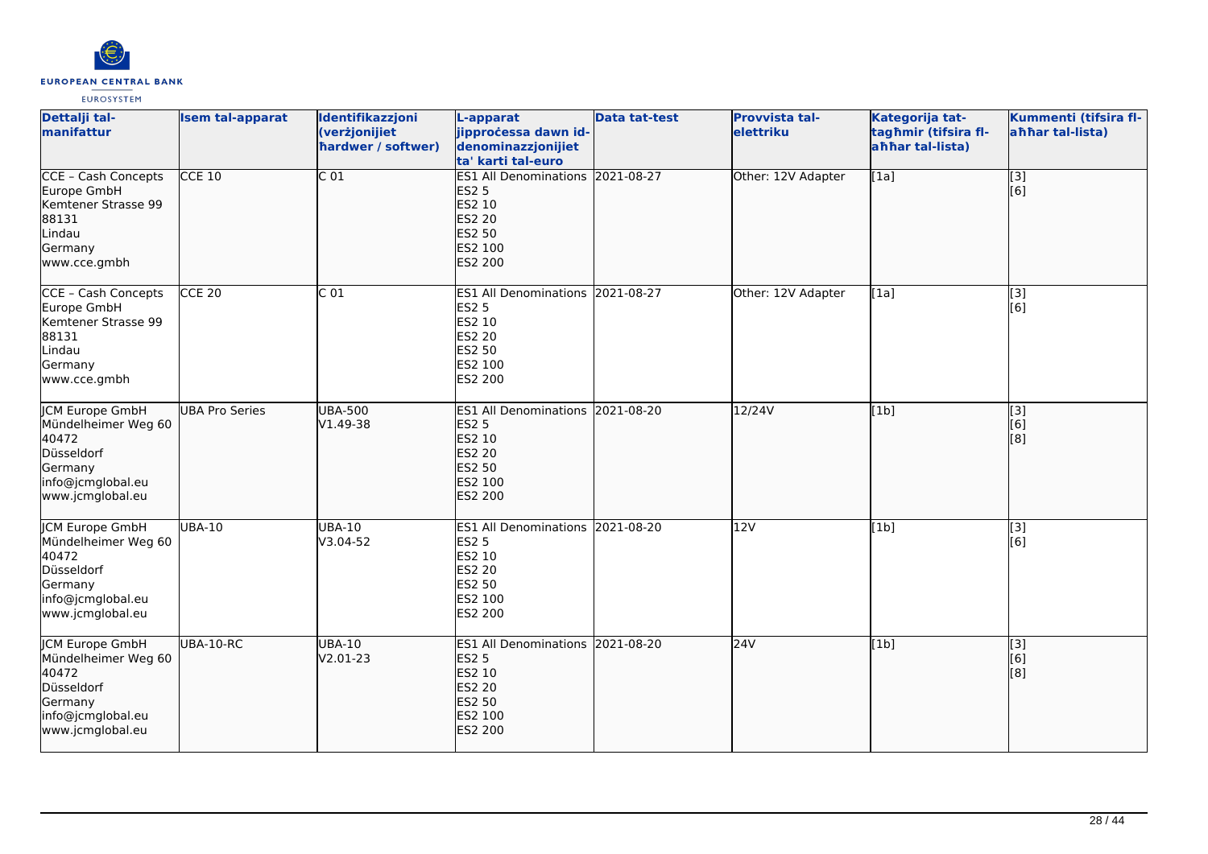| Dettalji tal-manifattur | Isem tal-apparat | Identifikazzjoni (verżjonijiet ħardwer / softwer) | L-apparat jipproċessa dawn id-denominazzjonijiet ta' karti tal-euro | Data tat-test | Provvista tal-elettriku | Kategorija tat-tagħmir (tifsira fl-aħħar tal-lista) | Kummenti (tifsira fl-aħħar tal-lista) |
|---|---|---|---|---|---|---|---|
| CCE – Cash Concepts Europe GmbH<br>Kemtener Strasse 99<br>88131<br>Lindau<br>Germany<br>www.cce.gmbh | CCE 10 | C 01 | ES1 All Denominations<br>ES2 5<br>ES2 10<br>ES2 20<br>ES2 50<br>ES2 100<br>ES2 200 | 2021-08-27 | Other: 12V Adapter | [1a] | [3]<br>[6] |
| CCE – Cash Concepts Europe GmbH<br>Kemtener Strasse 99<br>88131<br>Lindau<br>Germany<br>www.cce.gmbh | CCE 20 | C 01 | ES1 All Denominations<br>ES2 5<br>ES2 10<br>ES2 20<br>ES2 50<br>ES2 100<br>ES2 200 | 2021-08-27 | Other: 12V Adapter | [1a] | [3]<br>[6] |
| JCM Europe GmbH<br>Mündelheimer Weg 60<br>40472<br>Düsseldorf<br>Germany<br>info@jcmglobal.eu<br>www.jcmglobal.eu | UBA Pro Series | UBA-500<br>V1.49-38 | ES1 All Denominations<br>ES2 5<br>ES2 10<br>ES2 20<br>ES2 50<br>ES2 100<br>ES2 200 | 2021-08-20 | 12/24V | [1b] | [3]<br>[6]<br>[8] |
| JCM Europe GmbH<br>Mündelheimer Weg 60<br>40472<br>Düsseldorf<br>Germany<br>info@jcmglobal.eu<br>www.jcmglobal.eu | UBA-10 | UBA-10<br>V3.04-52 | ES1 All Denominations<br>ES2 5<br>ES2 10<br>ES2 20<br>ES2 50<br>ES2 100<br>ES2 200 | 2021-08-20 | 12V | [1b] | [3]<br>[6] |
| JCM Europe GmbH<br>Mündelheimer Weg 60<br>40472<br>Düsseldorf<br>Germany<br>info@jcmglobal.eu<br>www.jcmglobal.eu | UBA-10-RC | UBA-10<br>V2.01-23 | ES1 All Denominations<br>ES2 5<br>ES2 10<br>ES2 20<br>ES2 50<br>ES2 100<br>ES2 200 | 2021-08-20 | 24V | [1b] | [3]<br>[6]<br>[8] |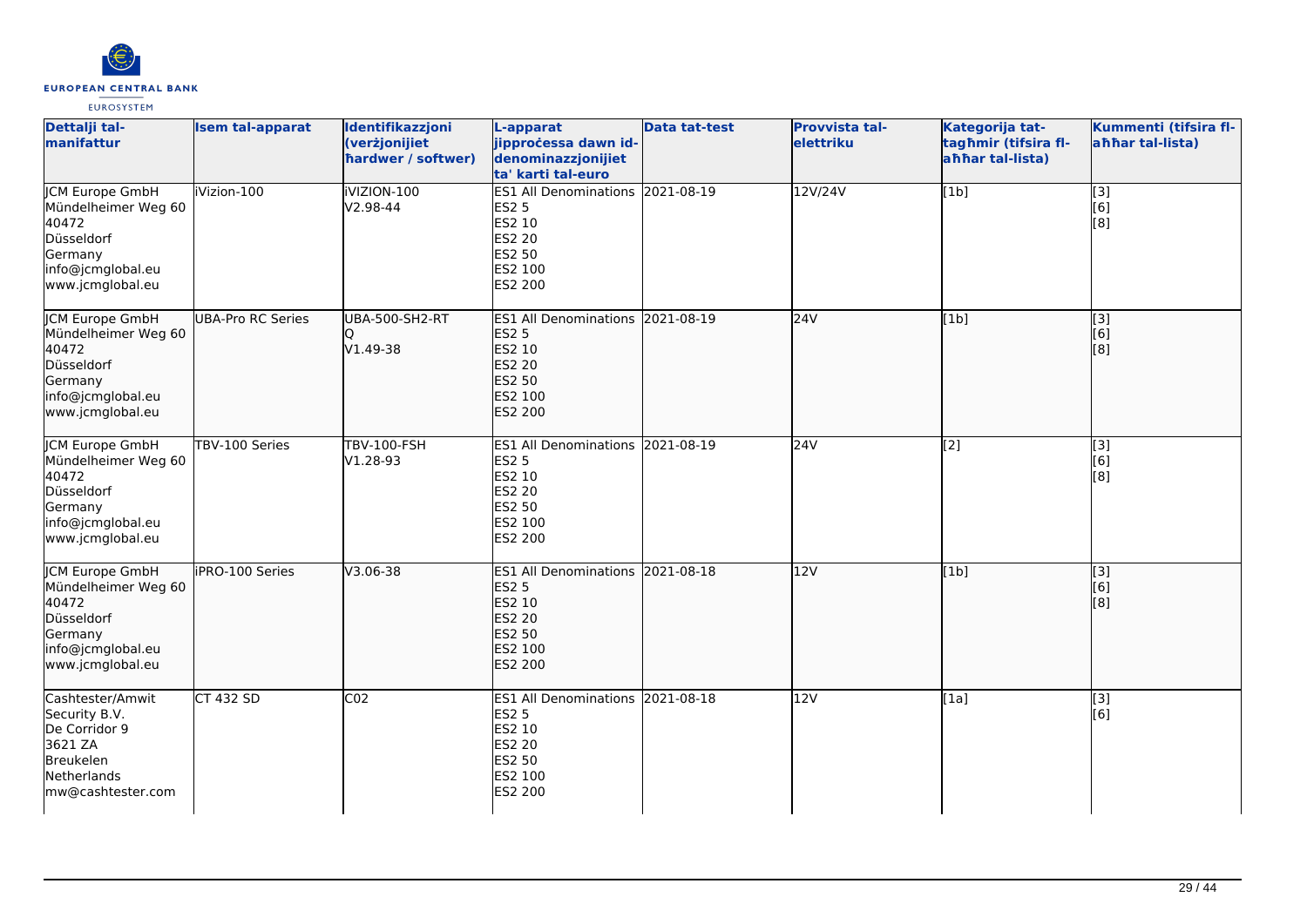| Dettalji tal-manifattur | Isem tal-apparat | Identifikazzjoni (verżjonijiet ħardwer / softwer) | L-apparat jipproċessa dawn id-denominazzjonijiet ta' karti tal-euro | Data tat-test | Provvista tal-elettriku | Kategorija tat-tagħmir (tifsira fl-aħħar tal-lista) | Kummenti (tifsira fl-aħħar tal-lista) |
|---|---|---|---|---|---|---|---|
| JCM Europe GmbH<br>Mündelheimer Weg 60<br>40472<br>Düsseldorf<br>Germany<br>info@jcmglobal.eu<br>www.jcmglobal.eu | iVizion-100 | iVIZION-100<br>V2.98-44 | ES1 All Denominations<br>ES2 5<br>ES2 10<br>ES2 20<br>ES2 50<br>ES2 100<br>ES2 200 | 2021-08-19 | 12V/24V | [1b] | [3]<br>[6]<br>[8] |
| JCM Europe GmbH<br>Mündelheimer Weg 60<br>40472<br>Düsseldorf<br>Germany<br>info@jcmglobal.eu<br>www.jcmglobal.eu | UBA-Pro RC Series | UBA-500-SH2-RT<br>Q<br>V1.49-38 | ES1 All Denominations<br>ES2 5<br>ES2 10<br>ES2 20<br>ES2 50<br>ES2 100<br>ES2 200 | 2021-08-19 | 24V | [1b] | [3]<br>[6]<br>[8] |
| JCM Europe GmbH<br>Mündelheimer Weg 60<br>40472<br>Düsseldorf<br>Germany<br>info@jcmglobal.eu<br>www.jcmglobal.eu | TBV-100 Series | TBV-100-FSH<br>V1.28-93 | ES1 All Denominations<br>ES2 5<br>ES2 10<br>ES2 20<br>ES2 50<br>ES2 100<br>ES2 200 | 2021-08-19 | 24V | [2] | [3]<br>[6]<br>[8] |
| JCM Europe GmbH<br>Mündelheimer Weg 60<br>40472<br>Düsseldorf<br>Germany<br>info@jcmglobal.eu<br>www.jcmglobal.eu | iPRO-100 Series | V3.06-38 | ES1 All Denominations<br>ES2 5<br>ES2 10<br>ES2 20<br>ES2 50<br>ES2 100<br>ES2 200 | 2021-08-18 | 12V | [1b] | [3]<br>[6]<br>[8] |
| Cashtester/Amwit Security B.V.<br>De Corridor 9<br>3621 ZA<br>Breukelen<br>Netherlands<br>mw@cashtester.com | CT 432 SD | C02 | ES1 All Denominations<br>ES2 5<br>ES2 10<br>ES2 20<br>ES2 50<br>ES2 100<br>ES2 200 | 2021-08-18 | 12V | [1a] | [3]<br>[6] |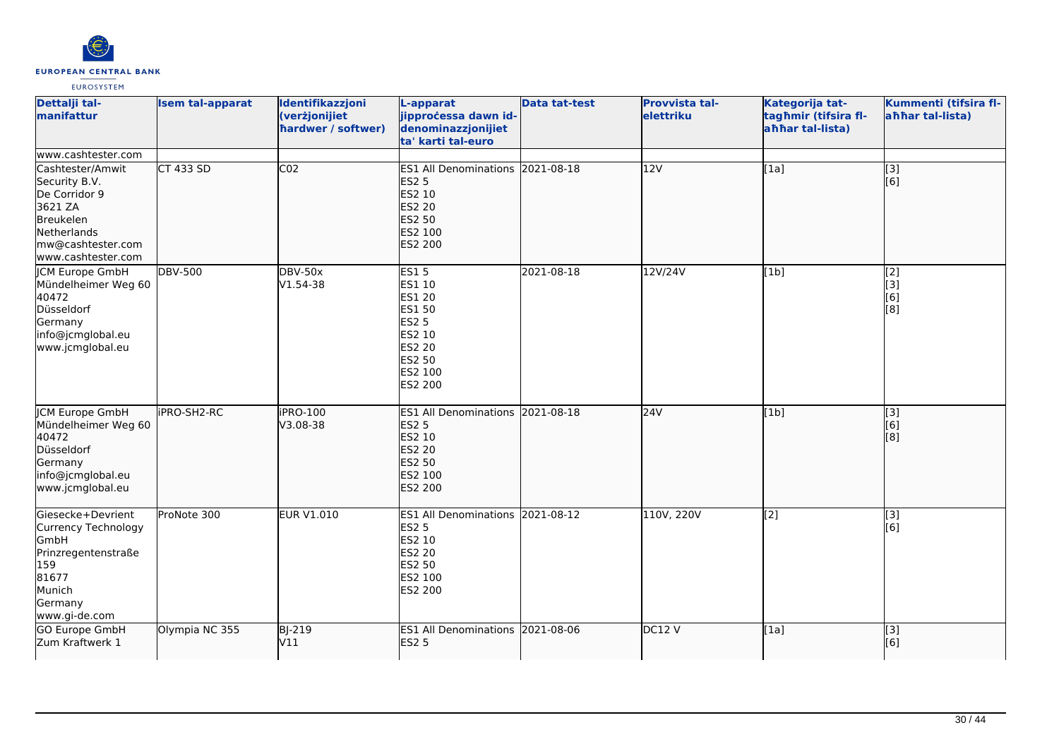| Dettalji tal-manifattur | Isem tal-apparat | Identifikazzjoni (verżjonijiet ħardwer / softwer) | L-apparat jipproċessa dawn id-denominazzjonijiet ta' karti tal-euro | Data tat-test | Provvista tal-elettriku | Kategorija tat-tagħmir (tifsira fl-aħħar tal-lista) | Kummenti (tifsira fl-aħħar tal-lista) |
|---|---|---|---|---|---|---|---|
| www.cashtester.com | | | | | | | |
| Cashtester/Amwit Security B.V.<br>De Corridor 9<br>3621 ZA<br>Breukelen<br>Netherlands<br>mw@cashtester.com<br>www.cashtester.com | CT 433 SD | C02 | ES1 All Denominations<br>ES2 5<br>ES2 10<br>ES2 20<br>ES2 50<br>ES2 100<br>ES2 200 | 2021-08-18 | 12V | [1a] | [3]<br>[6] |
| JCM Europe GmbH<br>Mündelheimer Weg 60<br>40472<br>Düsseldorf<br>Germany<br>info@jcmglobal.eu<br>www.jcmglobal.eu | DBV-500 | DBV-50x<br>V1.54-38 | ES1 5<br>ES1 10<br>ES1 20<br>ES1 50<br>ES2 5<br>ES2 10<br>ES2 20<br>ES2 50<br>ES2 100<br>ES2 200 | 2021-08-18 | 12V/24V | [1b] | [2]<br>[3]<br>[6]<br>[8] |
| JCM Europe GmbH<br>Mündelheimer Weg 60<br>40472<br>Düsseldorf<br>Germany<br>info@jcmglobal.eu<br>www.jcmglobal.eu | iPRO-SH2-RC | iPRO-100<br>V3.08-38 | ES1 All Denominations<br>ES2 5<br>ES2 10<br>ES2 20<br>ES2 50<br>ES2 100<br>ES2 200 | 2021-08-18 | 24V | [1b] | [3]<br>[6]<br>[8] |
| Giesecke+Devrient Currency Technology GmbH<br>Prinzregentenstraße 159<br>81677<br>Munich<br>Germany<br>www.gi-de.com | ProNote 300 | EUR V1.010 | ES1 All Denominations<br>ES2 5<br>ES2 10<br>ES2 20<br>ES2 50<br>ES2 100<br>ES2 200 | 2021-08-12 | 110V, 220V | [2] | [3]<br>[6] |
| GO Europe GmbH<br>Zum Kraftwerk 1 | Olympia NC 355 | BJ-219<br>V11 | ES1 All Denominations<br>ES2 5 | 2021-08-06 | DC12 V | [1a] | [3]<br>[6] |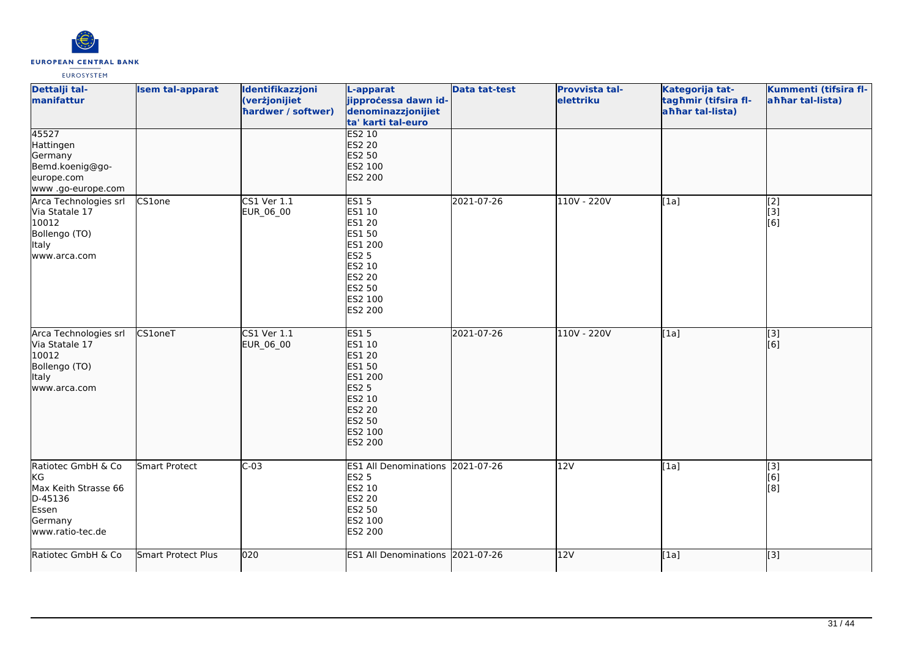| Dettalji tal-manifattur | Isem tal-apparat | Identifikazzjoni (verżjonijiet ħardwer / softwer) | L-apparat jipproċessa dawn id-denominazzjonijiet ta' karti tal-euro | Data tat-test | Provvista tal-elettriku | Kategorija tat-tagħmir (tifsira fl-aħħar tal-lista) | Kummenti (tifsira fl-aħħar tal-lista) |
|---|---|---|---|---|---|---|---|
| 45527<br>Hattingen<br>Germany<br>Bemd.koenig@go-europe.com<br>www .go-europe.com | | | ES2 10<br>ES2 20<br>ES2 50<br>ES2 100<br>ES2 200 | | | | |
| Arca Technologies srl<br>Via Statale 17<br>10012<br>Bollengo (TO)<br>Italy<br>www.arca.com | CS1one | CS1 Ver 1.1<br>EUR_06_00 | ES1 5<br>ES1 10<br>ES1 20<br>ES1 50<br>ES1 200<br>ES2 5<br>ES2 10<br>ES2 20<br>ES2 50<br>ES2 100<br>ES2 200 | 2021-07-26 | 110V - 220V | [1a] | [2]<br>[3]<br>[6] |
| Arca Technologies srl<br>Via Statale 17<br>10012<br>Bollengo (TO)<br>Italy<br>www.arca.com | CS1oneT | CS1 Ver 1.1<br>EUR_06_00 | ES1 5<br>ES1 10<br>ES1 20<br>ES1 50<br>ES1 200<br>ES2 5<br>ES2 10<br>ES2 20<br>ES2 50<br>ES2 100<br>ES2 200 | 2021-07-26 | 110V - 220V | [1a] | [3]<br>[6] |
| Ratiotec GmbH & Co KG<br>Max Keith Strasse 66<br>D-45136<br>Essen<br>Germany<br>www.ratio-tec.de | Smart Protect | C-03 | ES1 All Denominations<br>ES2 5<br>ES2 10<br>ES2 20<br>ES2 50<br>ES2 100<br>ES2 200 | 2021-07-26 | 12V | [1a] | [3]<br>[6]<br>[8] |
| Ratiotec GmbH & Co | Smart Protect Plus | 020 | ES1 All Denominations | 2021-07-26 | 12V | [1a] | [3] |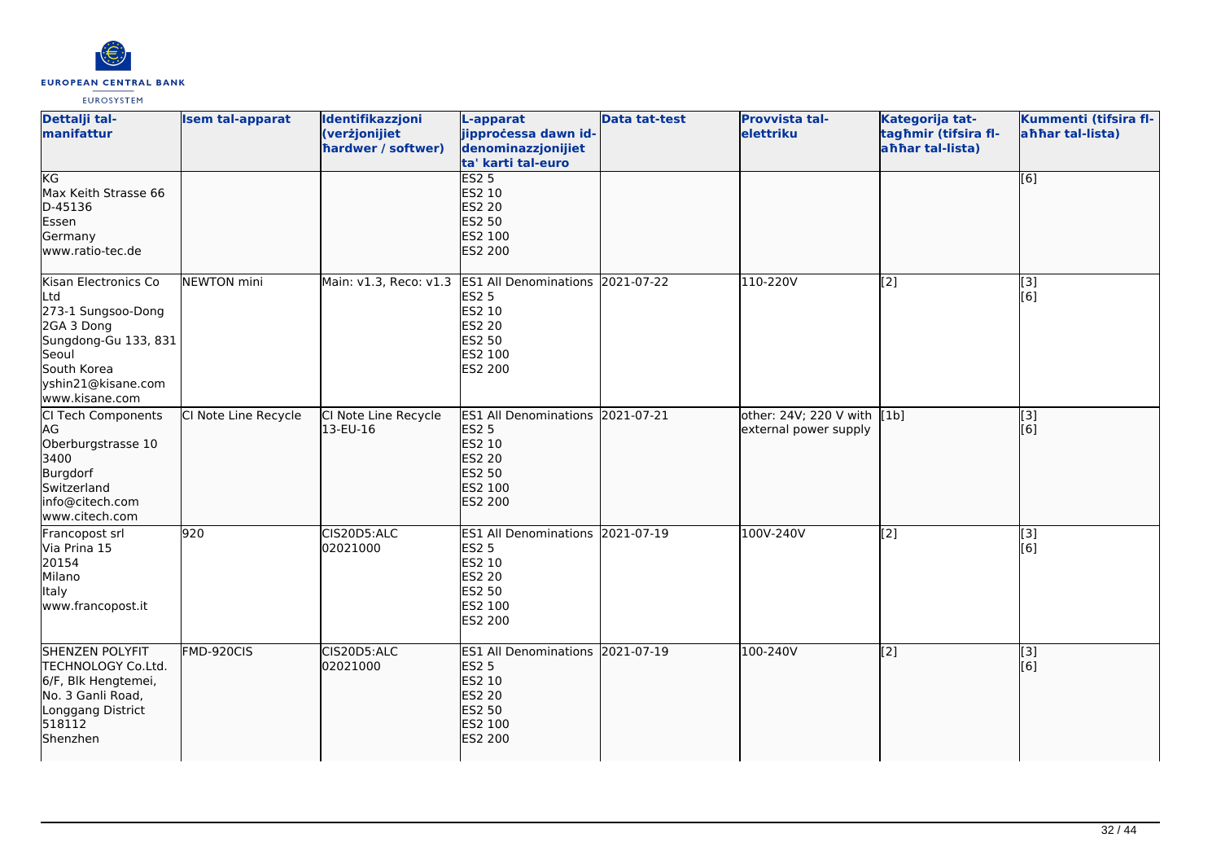| Dettalji tal-manifattur | Isem tal-apparat | Identifikazzjoni (verżjonijiet ħardwer / softwer) | L-apparat jipproċessa dawn id-denominazzjonijiet ta' karti tal-euro | Data tat-test | Provvista tal-elettriku | Kategorija tat-tagħmir (tifsira fl-aħħar tal-lista) | Kummenti (tifsira fl-aħħar tal-lista) |
|---|---|---|---|---|---|---|---|
| KG<br>Max Keith Strasse 66<br>D-45136<br>Essen<br>Germany<br>www.ratio-tec.de | | | ES2 5<br>ES2 10<br>ES2 20<br>ES2 50<br>ES2 100<br>ES2 200 | | | | [6] |
| Kisan Electronics Co Ltd<br>273-1 Sungsoo-Dong 2GA 3 Dong<br>Sungdong-Gu 133, 831<br>Seoul<br>South Korea<br>yshin21@kisane.com<br>www.kisane.com | NEWTON mini | Main: v1.3, Reco: v1.3 | ES1 All Denominations<br>ES2 5<br>ES2 10<br>ES2 20<br>ES2 50<br>ES2 100<br>ES2 200 | 2021-07-22 | 110-220V | [2] | [3]<br>[6] |
| CI Tech Components AG<br>Oberburgstrasse 10<br>3400<br>Burgdorf<br>Switzerland<br>info@citech.com<br>www.citech.com | CI Note Line Recycle | CI Note Line Recycle 13-EU-16 | ES1 All Denominations<br>ES2 5<br>ES2 10<br>ES2 20<br>ES2 50<br>ES2 100<br>ES2 200 | 2021-07-21 | other: 24V; 220 V with external power supply | [1b] | [3]<br>[6] |
| Francopost srl<br>Via Prina 15<br>20154<br>Milano<br>Italy<br>www.francopost.it | 920 | CIS20D5:ALC 02021000 | ES1 All Denominations<br>ES2 5<br>ES2 10<br>ES2 20<br>ES2 50<br>ES2 100<br>ES2 200 | 2021-07-19 | 100V-240V | [2] | [3]<br>[6] |
| SHENZEN POLYFIT TECHNOLOGY Co.Ltd.<br>6/F, Blk Hengtemei,<br>No. 3 Ganli Road,<br>Longgang District<br>518112<br>Shenzhen | FMD-920CIS | CIS20D5:ALC 02021000 | ES1 All Denominations<br>ES2 5<br>ES2 10<br>ES2 20<br>ES2 50<br>ES2 100<br>ES2 200 | 2021-07-19 | 100-240V | [2] | [3]<br>[6] |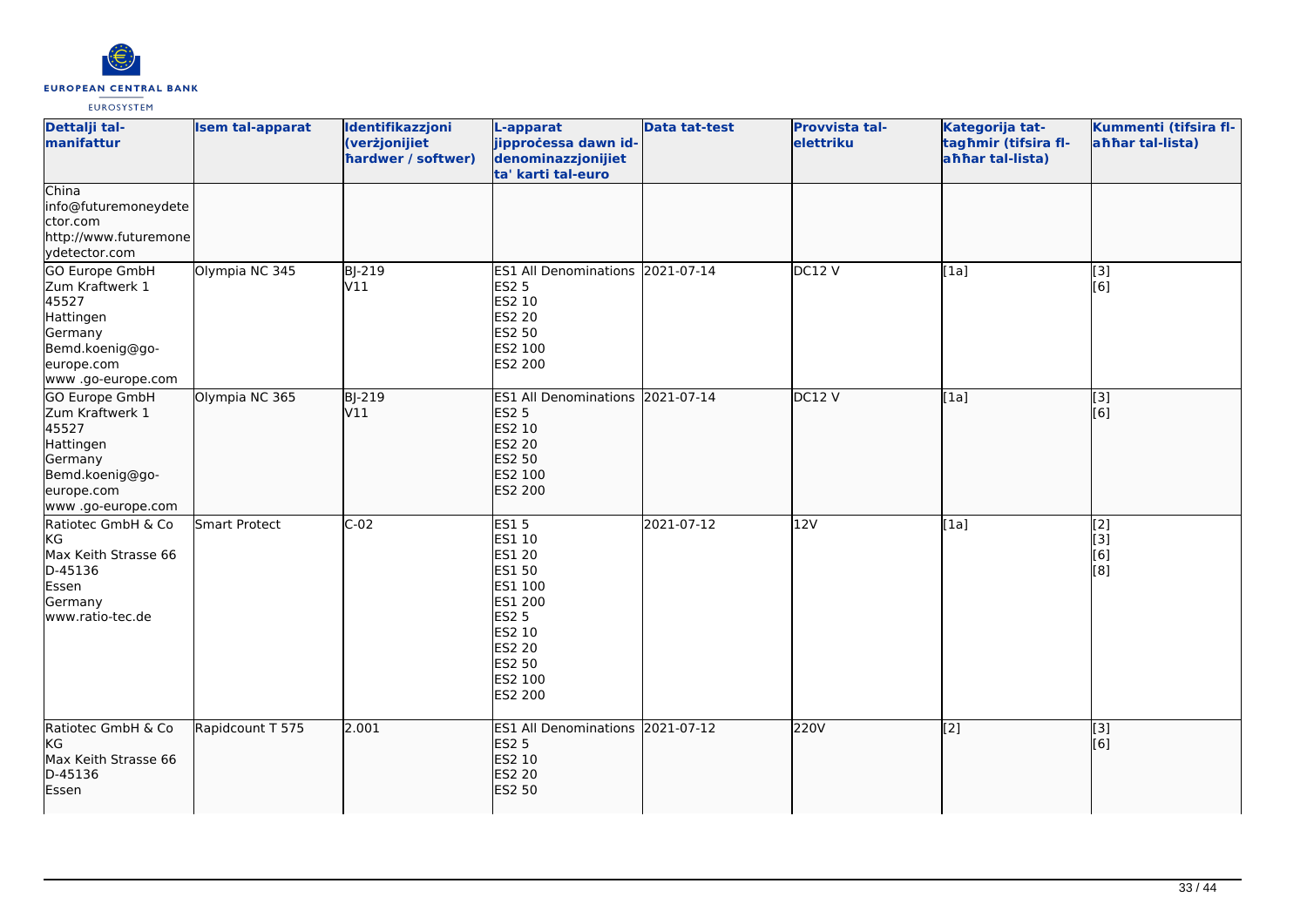| Dettalji tal-manifattur | Isem tal-apparat | Identifikazzjoni (verżjonijiet ħardwer / softwer) | L-apparat jipproċessa dawn id-denominazzjonijiet ta' karti tal-euro | Data tat-test | Provvista tal-elettriku | Kategorija tat-tagħmir (tifsira fl-aħħar tal-lista) | Kummenti (tifsira fl-aħħar tal-lista) |
|---|---|---|---|---|---|---|---|
| China<br>info@futuremoneydetector.com<br>http://www.futuremoneydetector.com | | | | | | | |
| GO Europe GmbH<br>Zum Kraftwerk 1<br>45527<br>Hattingen<br>Germany<br>Bemd.koenig@go-europe.com<br>www .go-europe.com | Olympia NC 345 | BJ-219<br>V11 | ES1 All Denominations<br>ES2 5<br>ES2 10<br>ES2 20<br>ES2 50<br>ES2 100<br>ES2 200 | 2021-07-14 | DC12 V | [1a] | [3]<br>[6] |
| GO Europe GmbH<br>Zum Kraftwerk 1<br>45527<br>Hattingen<br>Germany<br>Bemd.koenig@go-europe.com<br>www .go-europe.com | Olympia NC 365 | BJ-219<br>V11 | ES1 All Denominations<br>ES2 5<br>ES2 10<br>ES2 20<br>ES2 50<br>ES2 100<br>ES2 200 | 2021-07-14 | DC12 V | [1a] | [3]<br>[6] |
| Ratiotec GmbH & Co KG<br>Max Keith Strasse 66<br>D-45136<br>Essen<br>Germany<br>www.ratio-tec.de | Smart Protect | C-02 | ES1 5<br>ES1 10<br>ES1 20<br>ES1 50<br>ES1 100<br>ES1 200<br>ES2 5<br>ES2 10<br>ES2 20<br>ES2 50<br>ES2 100<br>ES2 200 | 2021-07-12 | 12V | [1a] | [2]<br>[3]<br>[6]<br>[8] |
| Ratiotec GmbH & Co KG<br>Max Keith Strasse 66<br>D-45136<br>Essen | Rapidcount T 575 | 2.001 | ES1 All Denominations<br>ES2 5<br>ES2 10<br>ES2 20<br>ES2 50 | 2021-07-12 | 220V | [2] | [3]<br>[6] |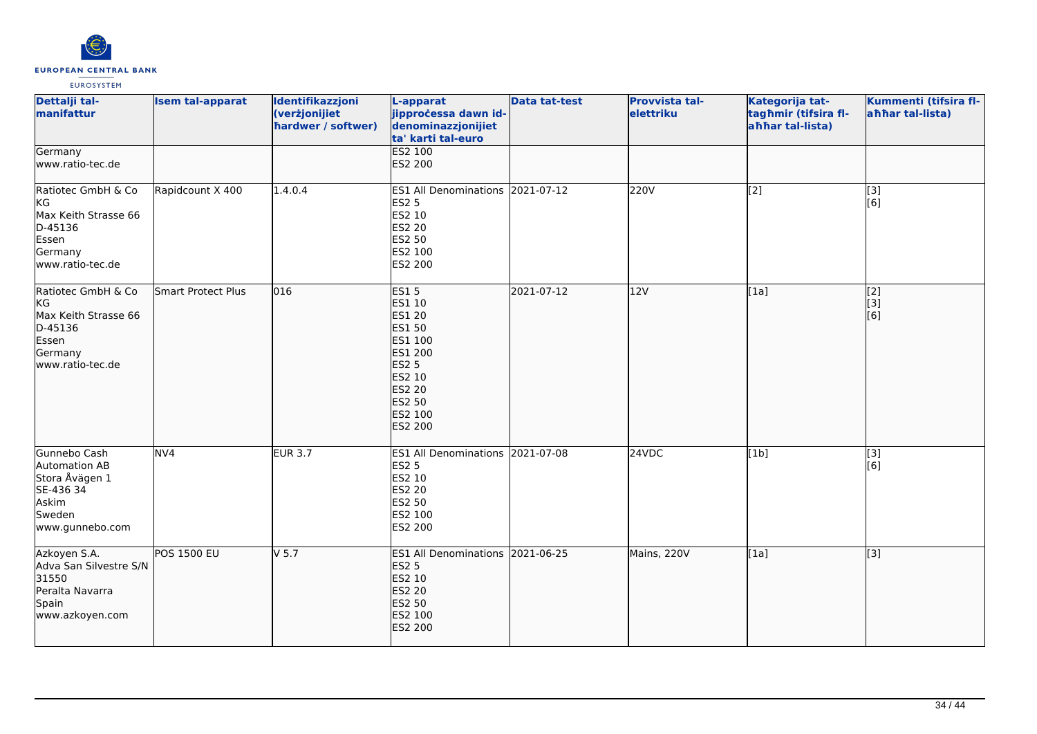| Dettalji tal-manifattur | Isem tal-apparat | Identifikazzjoni (verżjonijiet ħardwer / softwer) | L-apparat jipproċessa dawn id-denominazzjonijiet ta' karti tal-euro | Data tat-test | Provvista tal-elettriku | Kategorija tat-tagħmir (tifsira fl-aħħar tal-lista) | Kummenti (tifsira fl-aħħar tal-lista) |
|---|---|---|---|---|---|---|---|
| Germany<br>www.ratio-tec.de | | | ES2 100<br>ES2 200 | | | | |
| Ratiotec GmbH & Co KG<br>Max Keith Strasse 66<br>D-45136<br>Essen<br>Germany<br>www.ratio-tec.de | Rapidcount X 400 | 1.4.0.4 | ES1 All Denominations<br>ES2 5<br>ES2 10<br>ES2 20<br>ES2 50<br>ES2 100<br>ES2 200 | 2021-07-12 | 220V | [2] | [3]<br>[6] |
| Ratiotec GmbH & Co KG<br>Max Keith Strasse 66<br>D-45136<br>Essen<br>Germany<br>www.ratio-tec.de | Smart Protect Plus | 016 | ES1 5<br>ES1 10<br>ES1 20<br>ES1 50<br>ES1 100<br>ES1 200<br>ES2 5<br>ES2 10<br>ES2 20<br>ES2 50<br>ES2 100<br>ES2 200 | 2021-07-12 | 12V | [1a] | [2]<br>[3]<br>[6] |
| Gunnebo Cash Automation AB<br>Stora Åvägen 1<br>SE-436 34<br>Askim<br>Sweden<br>www.gunnebo.com | NV4 | EUR 3.7 | ES1 All Denominations<br>ES2 5<br>ES2 10<br>ES2 20<br>ES2 50<br>ES2 100<br>ES2 200 | 2021-07-08 | 24VDC | [1b] | [3]<br>[6] |
| Azkoyen S.A.<br>Adva San Silvestre S/N<br>31550<br>Peralta Navarra<br>Spain<br>www.azkoyen.com | POS 1500 EU | V 5.7 | ES1 All Denominations<br>ES2 5<br>ES2 10<br>ES2 20<br>ES2 50<br>ES2 100<br>ES2 200 | 2021-06-25 | Mains, 220V | [1a] | [3] |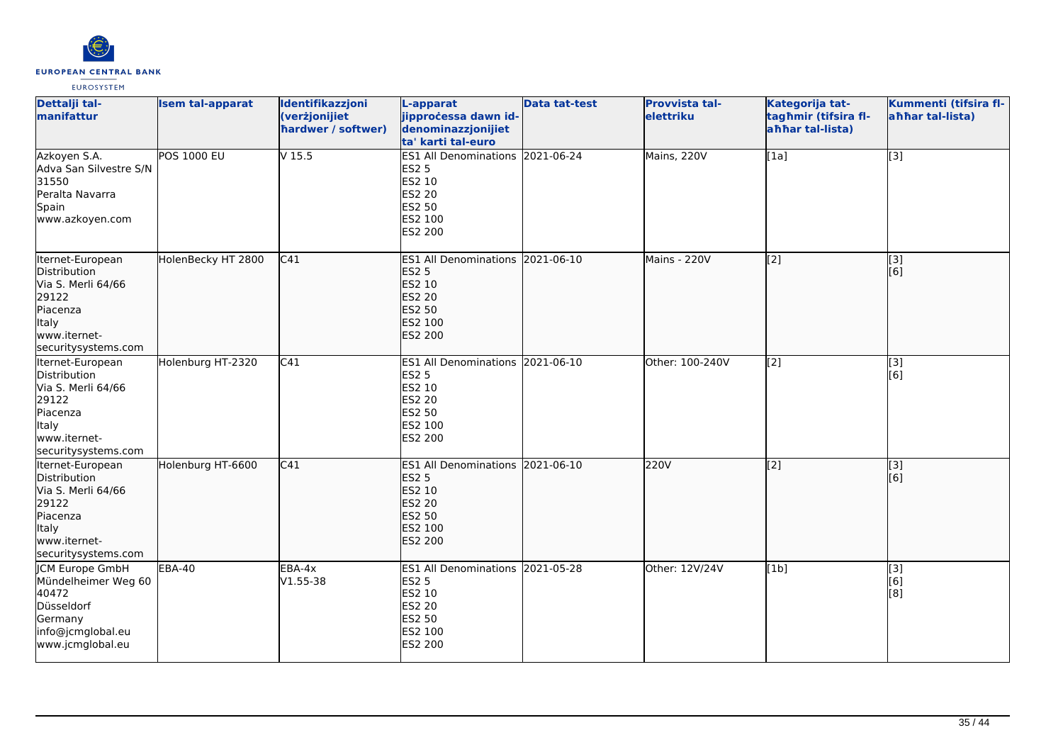| Dettalji tal-manifattur | Isem tal-apparat | Identifikazzjoni (verżjonijiet ħardwer / softwer) | L-apparat jipproċessa dawn id-denominazzjonijiet ta' karti tal-euro | Data tat-test | Provvista tal-elettriku | Kategorija tat-tagħmir (tifsira fl-aħħar tal-lista) | Kummenti (tifsira fl-aħħar tal-lista) |
|---|---|---|---|---|---|---|---|
| Azkoyen S.A.<br>Adva San Silvestre S/N<br>31550<br>Peralta Navarra<br>Spain<br>www.azkoyen.com | POS 1000 EU | V 15.5 | ES1 All Denominations<br>ES2 5<br>ES2 10<br>ES2 20<br>ES2 50<br>ES2 100<br>ES2 200 | 2021-06-24 | Mains, 220V | [1a] | [3] |
| Iternet-European Distribution<br>Via S. Merli 64/66<br>29122<br>Piacenza<br>Italy<br>www.iternet-securitysystems.com | HolenBecky HT 2800 | C41 | ES1 All Denominations<br>ES2 5<br>ES2 10<br>ES2 20<br>ES2 50<br>ES2 100<br>ES2 200 | 2021-06-10 | Mains - 220V | [2] | [3]<br>[6] |
| Iternet-European Distribution<br>Via S. Merli 64/66<br>29122<br>Piacenza<br>Italy<br>www.iternet-securitysystems.com | Holenburg HT-2320 | C41 | ES1 All Denominations<br>ES2 5<br>ES2 10<br>ES2 20<br>ES2 50<br>ES2 100<br>ES2 200 | 2021-06-10 | Other: 100-240V | [2] | [3]<br>[6] |
| Iternet-European Distribution<br>Via S. Merli 64/66<br>29122<br>Piacenza<br>Italy<br>www.iternet-securitysystems.com | Holenburg HT-6600 | C41 | ES1 All Denominations<br>ES2 5<br>ES2 10<br>ES2 20<br>ES2 50<br>ES2 100<br>ES2 200 | 2021-06-10 | 220V | [2] | [3]<br>[6] |
| JCM Europe GmbH<br>Mündelheimer Weg 60<br>40472<br>Düsseldorf<br>Germany<br>info@jcmglobal.eu<br>www.jcmglobal.eu | EBA-40 | EBA-4x<br>V1.55-38 | ES1 All Denominations<br>ES2 5<br>ES2 10<br>ES2 20<br>ES2 50<br>ES2 100<br>ES2 200 | 2021-05-28 | Other: 12V/24V | [1b] | [3]<br>[6]<br>[8] |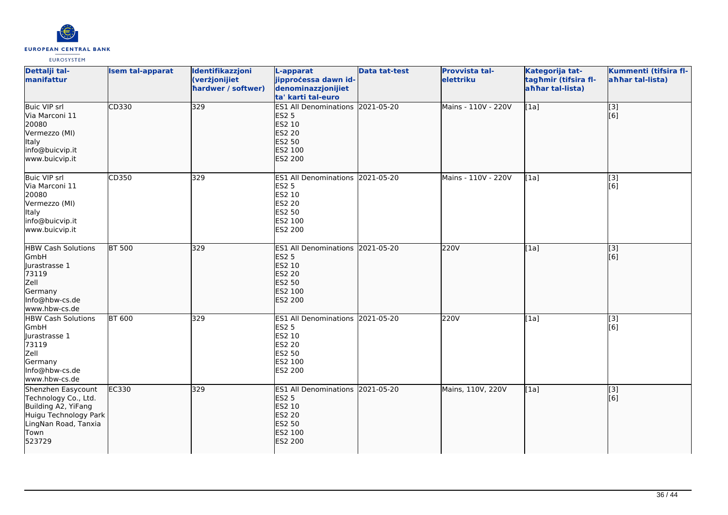| Dettalji tal-manifattur | Isem tal-apparat | Identifikazzjoni (verżjonijiet ħardwer / softwer) | L-apparat jipproċessa dawn id-denominazzjonijiet ta' karti tal-euro | Data tat-test | Provvista tal-elettriku | Kategorija tat-tagħmir (tifsira fl-aħħar tal-lista) | Kummenti (tifsira fl-aħħar tal-lista) |
| --- | --- | --- | --- | --- | --- | --- | --- |
| Buic VIP srl<br>Via Marconi 11<br>20080<br>Vermezzo (MI)<br>Italy<br>info@buicvip.it<br>www.buicvip.it | CD330 | 329 | ES1 All Denominations<br>ES2 5<br>ES2 10<br>ES2 20<br>ES2 50<br>ES2 100<br>ES2 200 | 2021-05-20 | Mains - 110V - 220V | [1a] | [3]<br>[6] |
| Buic VIP srl<br>Via Marconi 11<br>20080<br>Vermezzo (MI)<br>Italy<br>info@buicvip.it<br>www.buicvip.it | CD350 | 329 | ES1 All Denominations<br>ES2 5<br>ES2 10<br>ES2 20<br>ES2 50<br>ES2 100<br>ES2 200 | 2021-05-20 | Mains - 110V - 220V | [1a] | [3]<br>[6] |
| HBW Cash Solutions GmbH<br>Jurastrasse 1<br>73119<br>Zell<br>Germany<br>Info@hbw-cs.de<br>www.hbw-cs.de | BT 500 | 329 | ES1 All Denominations<br>ES2 5<br>ES2 10<br>ES2 20<br>ES2 50<br>ES2 100<br>ES2 200 | 2021-05-20 | 220V | [1a] | [3]<br>[6] |
| HBW Cash Solutions GmbH<br>Jurastrasse 1<br>73119<br>Zell<br>Germany<br>Info@hbw-cs.de<br>www.hbw-cs.de | BT 600 | 329 | ES1 All Denominations<br>ES2 5<br>ES2 10<br>ES2 20<br>ES2 50<br>ES2 100<br>ES2 200 | 2021-05-20 | 220V | [1a] | [3]<br>[6] |
| Shenzhen Easycount Technology Co., Ltd.<br>Building A2, YiFang Huigu Technology Park<br>LingNan Road, Tanxia Town<br>523729 | EC330 | 329 | ES1 All Denominations<br>ES2 5<br>ES2 10<br>ES2 20<br>ES2 50<br>ES2 100<br>ES2 200 | 2021-05-20 | Mains, 110V, 220V | [1a] | [3]<br>[6] |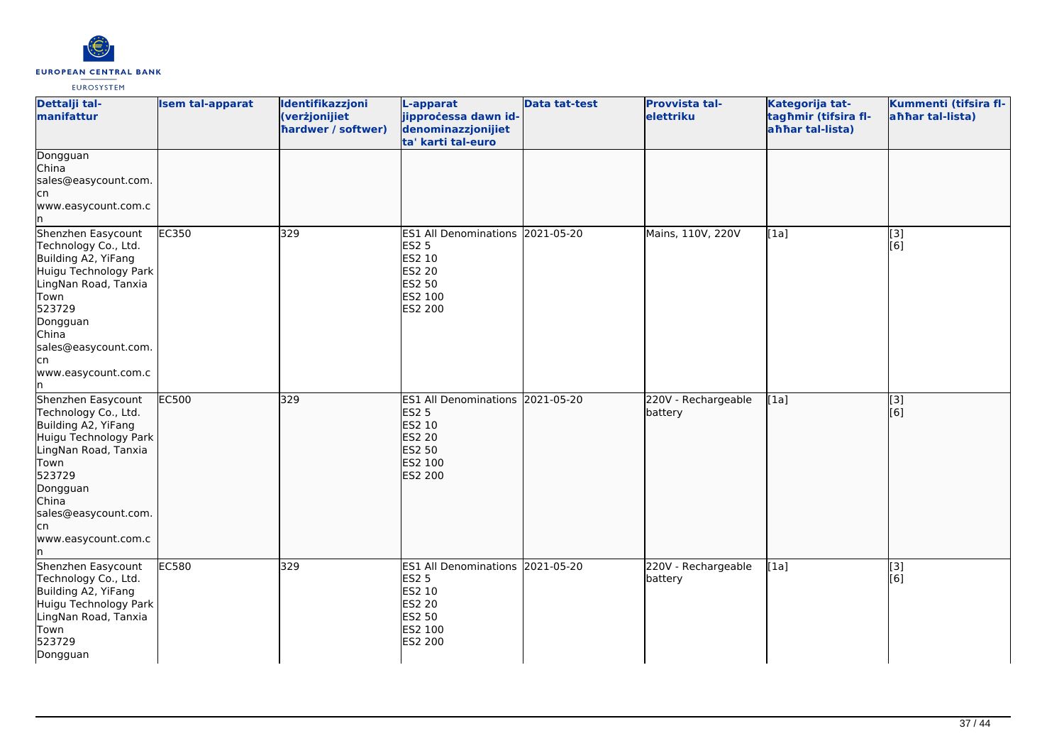| Dettalji tal-manifattur | Isem tal-apparat | Identifikazzjoni (verżjonijiet ħardwer / softwer) | L-apparat jipproċessa dawn id-denominazzjonijiet ta' karti tal-euro | Data tat-test | Provvista tal-elettriku | Kategorija tat-tagħmir (tifsira fl-aħħar tal-lista) | Kummenti (tifsira fl-aħħar tal-lista) |
|---|---|---|---|---|---|---|---|
| Dongguan<br>China<br>sales@easycount.com.cn<br>www.easycount.com.cn | | | | | | | |
| Shenzhen Easycount Technology Co., Ltd.<br>Building A2, YiFang Huigu Technology Park LingNan Road, Tanxia Town<br>523729<br>Dongguan<br>China<br>sales@easycount.com.cn<br>www.easycount.com.cn | EC350 | 329 | ES1 All Denominations<br>ES2 5<br>ES2 10<br>ES2 20<br>ES2 50<br>ES2 100<br>ES2 200 | 2021-05-20 | Mains, 110V, 220V | [1a] | [3]<br>[6] |
| Shenzhen Easycount Technology Co., Ltd.<br>Building A2, YiFang Huigu Technology Park LingNan Road, Tanxia Town<br>523729<br>Dongguan<br>China<br>sales@easycount.com.cn<br>www.easycount.com.cn | EC500 | 329 | ES1 All Denominations<br>ES2 5<br>ES2 10<br>ES2 20<br>ES2 50<br>ES2 100<br>ES2 200 | 2021-05-20 | 220V - Rechargeable battery | [1a] | [3]<br>[6] |
| Shenzhen Easycount Technology Co., Ltd.<br>Building A2, YiFang Huigu Technology Park LingNan Road, Tanxia Town<br>523729<br>Dongguan | EC580 | 329 | ES1 All Denominations<br>ES2 5<br>ES2 10<br>ES2 20<br>ES2 50<br>ES2 100<br>ES2 200 | 2021-05-20 | 220V - Rechargeable battery | [1a] | [3]<br>[6] |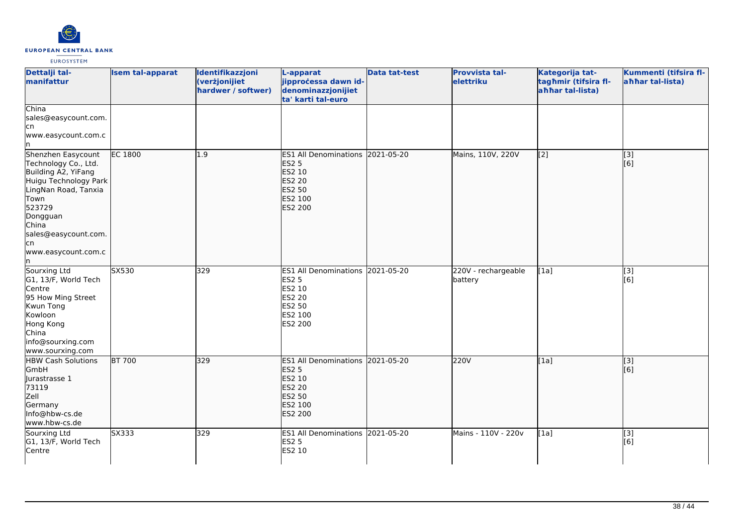| Dettalji tal-manifattur | Isem tal-apparat | Identifikazzjoni (verżjonijiet ħardwer / softwer) | L-apparat jipproċessa dawn id-denominazzjonijiet ta' karti tal-euro | Data tat-test | Provvista tal-elettriku | Kategorija tat-tagħmir (tifsira fl-aħħar tal-lista) | Kummenti (tifsira fl-aħħar tal-lista) |
|---|---|---|---|---|---|---|---|
| China<br>sales@easycount.com.cn<br>www.easycount.com.cn | | | | | | | |
| Shenzhen Easycount Technology Co., Ltd.<br>Building A2, YiFang Huigu Technology Park LingNan Road, Tanxia Town<br>523729<br>Dongguan<br>China<br>sales@easycount.com.cn<br>www.easycount.com.cn | EC 1800 | 1.9 | ES1 All Denominations<br>ES2 5<br>ES2 10<br>ES2 20<br>ES2 50<br>ES2 100<br>ES2 200 | 2021-05-20 | Mains, 110V, 220V | [2] | [3]<br>[6] |
| Sourxing Ltd<br>G1, 13/F, World Tech Centre<br>95 How Ming Street<br>Kwun Tong<br>Kowloon<br>Hong Kong<br>China<br>info@sourxing.com<br>www.sourxing.com | SX530 | 329 | ES1 All Denominations<br>ES2 5<br>ES2 10<br>ES2 20<br>ES2 50<br>ES2 100<br>ES2 200 | 2021-05-20 | 220V - rechargeable battery | [1a] | [3]<br>[6] |
| HBW Cash Solutions GmbH<br>Jurastrasse 1<br>73119<br>Zell<br>Germany<br>Info@hbw-cs.de<br>www.hbw-cs.de | BT 700 | 329 | ES1 All Denominations<br>ES2 5<br>ES2 10<br>ES2 20<br>ES2 50<br>ES2 100<br>ES2 200 | 2021-05-20 | 220V | [1a] | [3]<br>[6] |
| Sourxing Ltd<br>G1, 13/F, World Tech Centre | SX333 | 329 | ES1 All Denominations<br>ES2 5<br>ES2 10 | 2021-05-20 | Mains - 110V - 220v | [1a] | [3]<br>[6] |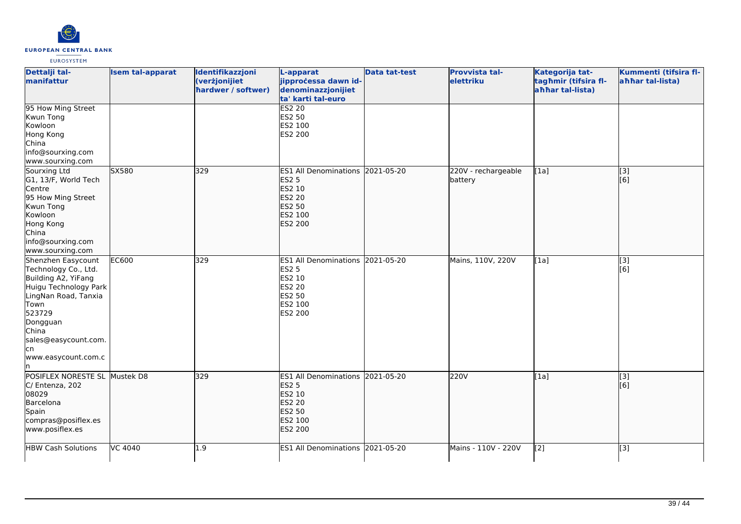| Dettalji tal-manifattur | Isem tal-apparat | Identifikazzjoni (verżjonijiet ħardwer / softwer) | L-apparat jipproċessa dawn id-denominazzjonijiet ta' karti tal-euro | Data tat-test | Provvista tal-elettriku | Kategorija tat-tagħmir (tifsira fl-aħħar tal-lista) | Kummenti (tifsira fl-aħħar tal-lista) |
|---|---|---|---|---|---|---|---|
| 95 How Ming Street<br>Kwun Tong<br>Kowloon<br>Hong Kong<br>China<br>info@sourxing.com<br>www.sourxing.com | | | ES2 20<br>ES2 50<br>ES2 100<br>ES2 200 | | | | |
| Sourxing Ltd<br>G1, 13/F, World Tech Centre<br>95 How Ming Street<br>Kwun Tong<br>Kowloon<br>Hong Kong<br>China<br>info@sourxing.com<br>www.sourxing.com | SX580 | 329 | ES1 All Denominations<br>ES2 5<br>ES2 10<br>ES2 20<br>ES2 50<br>ES2 100<br>ES2 200 | 2021-05-20 | 220V - rechargeable battery | [1a] | [3]<br>[6] |
| Shenzhen Easycount Technology Co., Ltd.<br>Building A2, YiFang Huigu Technology Park<br>LingNan Road, Tanxia Town<br>523729<br>Dongguan<br>China<br>sales@easycount.com.cn<br>www.easycount.com.cn | EC600 | 329 | ES1 All Denominations<br>ES2 5<br>ES2 10<br>ES2 20<br>ES2 50<br>ES2 100<br>ES2 200 | 2021-05-20 | Mains, 110V, 220V | [1a] | [3]<br>[6] |
| POSIFLEX NORESTE SL<br>C/ Entenza, 202<br>08029<br>Barcelona<br>Spain<br>compras@posiflex.es<br>www.posiflex.es | Mustek D8 | 329 | ES1 All Denominations<br>ES2 5<br>ES2 10<br>ES2 20<br>ES2 50<br>ES2 100<br>ES2 200 | 2021-05-20 | 220V | [1a] | [3]<br>[6] |
| HBW Cash Solutions | VC 4040 | 1.9 | ES1 All Denominations | 2021-05-20 | Mains - 110V - 220V | [2] | [3] |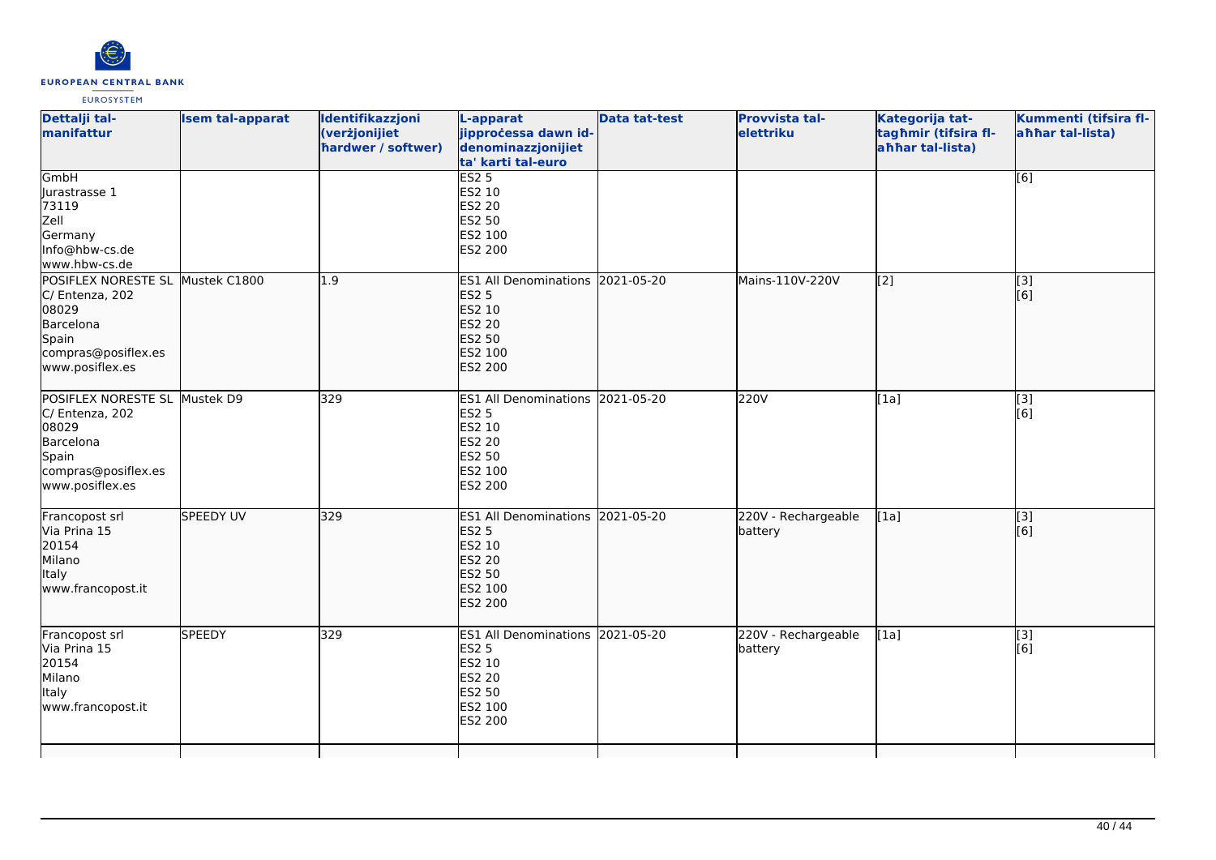| Dettalji tal-manifattur | Isem tal-apparat | Identifikazzjoni (verżjonijiet ħardwer / softwer) | L-apparat jipproċessa dawn id-denominazzjonijiet ta' karti tal-euro | Data tat-test | Provvista tal-elettriku | Kategorija tat-tagħmir (tifsira fl-aħħar tal-lista) | Kummenti (tifsira fl-aħħar tal-lista) |
| --- | --- | --- | --- | --- | --- | --- | --- |
| GmbH<br>Jurastrasse 1<br>73119<br>Zell<br>Germany<br>Info@hbw-cs.de<br>www.hbw-cs.de | | | ES2 5<br>ES2 10<br>ES2 20<br>ES2 50<br>ES2 100<br>ES2 200 | | | | [6] |
| POSIFLEX NORESTE SL<br>C/ Entenza, 202<br>08029<br>Barcelona<br>Spain<br>compras@posiflex.es<br>www.posiflex.es | Mustek C1800 | 1.9 | ES1 All Denominations<br>ES2 5<br>ES2 10<br>ES2 20<br>ES2 50<br>ES2 100<br>ES2 200 | 2021-05-20 | Mains-110V-220V | [2] | [3]<br>[6] |
| POSIFLEX NORESTE SL<br>C/ Entenza, 202<br>08029<br>Barcelona<br>Spain<br>compras@posiflex.es<br>www.posiflex.es | Mustek D9 | 329 | ES1 All Denominations<br>ES2 5<br>ES2 10<br>ES2 20<br>ES2 50<br>ES2 100<br>ES2 200 | 2021-05-20 | 220V | [1a] | [3]<br>[6] |
| Francopost srl<br>Via Prina 15<br>20154<br>Milano<br>Italy<br>www.francopost.it | SPEEDY UV | 329 | ES1 All Denominations<br>ES2 5<br>ES2 10<br>ES2 20<br>ES2 50<br>ES2 100<br>ES2 200 | 2021-05-20 | 220V - Rechargeable battery | [1a] | [3]<br>[6] |
| Francopost srl<br>Via Prina 15<br>20154<br>Milano<br>Italy<br>www.francopost.it | SPEEDY | 329 | ES1 All Denominations<br>ES2 5<br>ES2 10<br>ES2 20<br>ES2 50<br>ES2 100<br>ES2 200 | 2021-05-20 | 220V - Rechargeable battery | [1a] | [3]<br>[6] |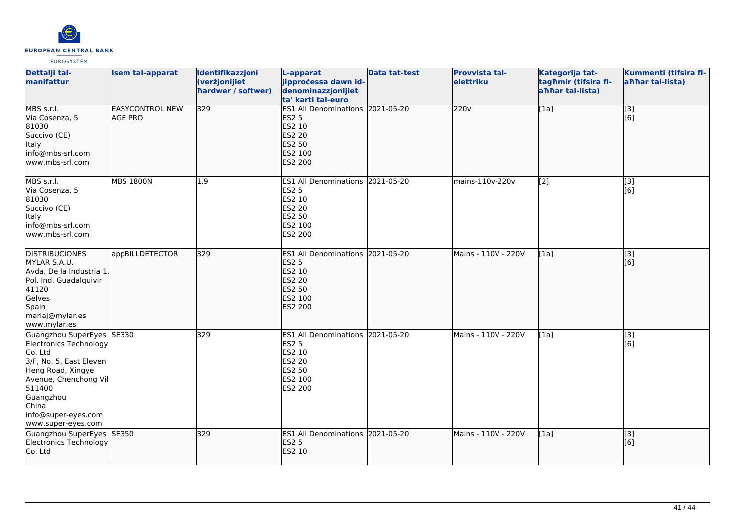| Dettalji tal-manifattur | Isem tal-apparat | Identifikazzjoni (verżjonijiet ħardwer / softwer) | L-apparat jipproċessa dawn id-denominazzjonijiet ta' karti tal-euro | Data tat-test | Provvista tal-elettriku | Kategorija tat-tagħmir (tifsira fl-aħħar tal-lista) | Kummenti (tifsira fl-aħħar tal-lista) |
|---|---|---|---|---|---|---|---|
| MBS s.r.l.<br>Via Cosenza, 5<br>81030<br>Succivo (CE)<br>Italy<br>info@mbs-srl.com<br>www.mbs-srl.com | EASYCONTROL NEW AGE PRO | 329 | ES1 All Denominations<br>ES2 5<br>ES2 10<br>ES2 20<br>ES2 50<br>ES2 100<br>ES2 200 | 2021-05-20 | 220v | [1a] | [3]<br>[6] |
| MBS s.r.l.<br>Via Cosenza, 5<br>81030<br>Succivo (CE)<br>Italy<br>info@mbs-srl.com<br>www.mbs-srl.com | MBS 1800N | 1.9 | ES1 All Denominations<br>ES2 5<br>ES2 10<br>ES2 20<br>ES2 50<br>ES2 100<br>ES2 200 | 2021-05-20 | mains-110v-220v | [2] | [3]<br>[6] |
| DISTRIBUCIONES MYLAR S.A.U.<br>Avda. De la Industria 1, Pol. Ind. Guadalquivir<br>41120<br>Gelves<br>Spain<br>mariaj@mylar.es<br>www.mylar.es | appBILLDETECTOR | 329 | ES1 All Denominations<br>ES2 5<br>ES2 10<br>ES2 20<br>ES2 50<br>ES2 100<br>ES2 200 | 2021-05-20 | Mains - 110V - 220V | [1a] | [3]<br>[6] |
| Guangzhou SuperEyes Electronics Technology Co. Ltd<br>3/F, No. 5, East Eleven Heng Road, Xingye Avenue, Chenchong Vil<br>511400<br>Guangzhou<br>China<br>info@super-eyes.com<br>www.super-eyes.com | SE330 | 329 | ES1 All Denominations<br>ES2 5<br>ES2 10<br>ES2 20<br>ES2 50<br>ES2 100<br>ES2 200 | 2021-05-20 | Mains - 110V - 220V | [1a] | [3]<br>[6] |
| Guangzhou SuperEyes Electronics Technology Co. Ltd | SE350 | 329 | ES1 All Denominations<br>ES2 5<br>ES2 10 | 2021-05-20 | Mains - 110V - 220V | [1a] | [3]<br>[6] |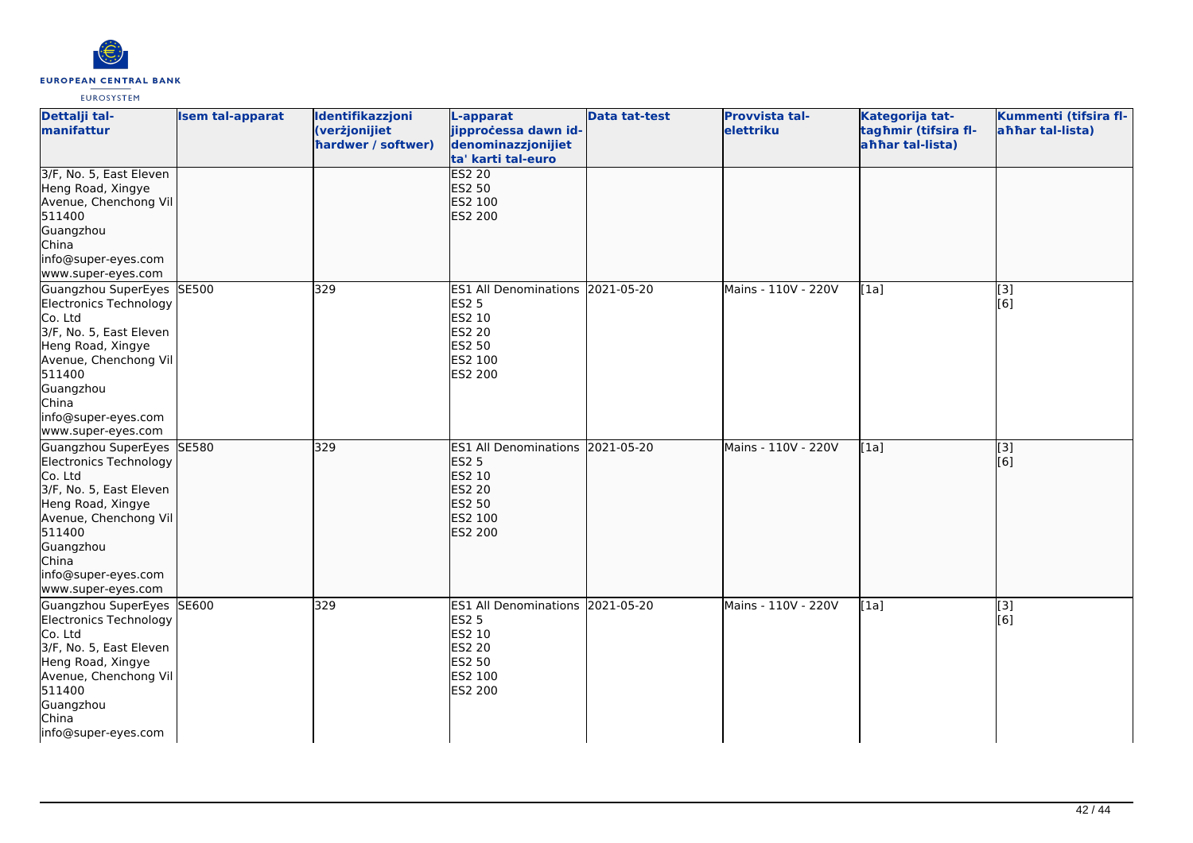| Dettalji tal-manifattur | Isem tal-apparat | Identifikazzjoni (verżjonijiet ħardwer / softwer) | L-apparat jipproċessa dawn id-denominazzjonijiet ta' karti tal-euro | Data tat-test | Provvista tal-elettriku | Kategorija tat-tagħmir (tifsira fl-aħħar tal-lista) | Kummenti (tifsira fl-aħħar tal-lista) |
|---|---|---|---|---|---|---|---|
| 3/F, No. 5, East Eleven Heng Road, Xingye Avenue, Chenchong Vil 511400 Guangzhou China info@super-eyes.com www.super-eyes.com | | | ES2 20<br>ES2 50<br>ES2 100<br>ES2 200 | | | | |
| Guangzhou SuperEyes Electronics Technology Co. Ltd 3/F, No. 5, East Eleven Heng Road, Xingye Avenue, Chenchong Vil 511400 Guangzhou China info@super-eyes.com www.super-eyes.com | SE500 | 329 | ES1 All Denominations<br>ES2 5<br>ES2 10<br>ES2 20<br>ES2 50<br>ES2 100<br>ES2 200 | 2021-05-20 | Mains - 110V - 220V | [1a] | [3]<br>[6] |
| Guangzhou SuperEyes Electronics Technology Co. Ltd 3/F, No. 5, East Eleven Heng Road, Xingye Avenue, Chenchong Vil 511400 Guangzhou China info@super-eyes.com www.super-eyes.com | SE580 | 329 | ES1 All Denominations<br>ES2 5<br>ES2 10<br>ES2 20<br>ES2 50<br>ES2 100<br>ES2 200 | 2021-05-20 | Mains - 110V - 220V | [1a] | [3]<br>[6] |
| Guangzhou SuperEyes Electronics Technology Co. Ltd 3/F, No. 5, East Eleven Heng Road, Xingye Avenue, Chenchong Vil 511400 Guangzhou China info@super-eyes.com | SE600 | 329 | ES1 All Denominations<br>ES2 5<br>ES2 10<br>ES2 20<br>ES2 50<br>ES2 100<br>ES2 200 | 2021-05-20 | Mains - 110V - 220V | [1a] | [3]<br>[6] |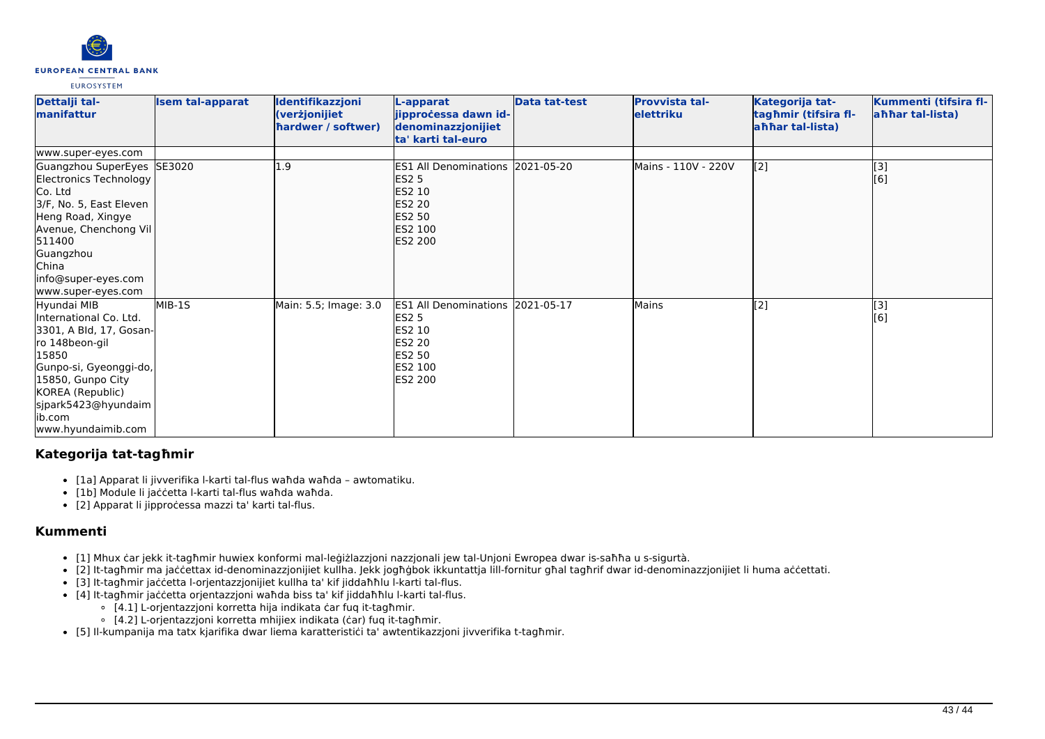| Dettalji tal-manifattur | Isem tal-apparat | Identifikazzjoni (verżjonijiet ħardwer / softwer) | L-apparat jipproċessa dawn id-denominazzjonijiet ta' karti tal-euro | Data tat-test | Provvista tal-elettriku | Kategorija tat-tagħmir (tifsira fl-aħħar tal-lista) | Kummenti (tifsira fl-aħħar tal-lista) |
|---|---|---|---|---|---|---|---|
| www.super-eyes.com | | | | | | | |
| Guangzhou SuperEyes Electronics Technology Co. Ltd<br>3/F, No. 5, East Eleven Heng Road, Xingye Avenue, Chenchong Vil<br>511400<br>Guangzhou<br>China<br>info@super-eyes.com<br>www.super-eyes.com | SE3020 | 1.9 | ES1 All Denominations<br>ES2 5<br>ES2 10<br>ES2 20<br>ES2 50<br>ES2 100<br>ES2 200 | 2021-05-20 | Mains - 110V - 220V | [2] | [3]<br>[6] |
| Hyundai MIB International Co. Ltd.<br>3301, A Bld, 17, Gosan-ro 148beon-gil<br>15850<br>Gunpo-si, Gyeonggi-do, 15850, Gunpo City<br>KOREA (Republic)<br>sjpark5423@hyundaimib.com<br>www.hyundaimib.com | MIB-1S | Main: 5.5; Image: 3.0 | ES1 All Denominations<br>ES2 5<br>ES2 10<br>ES2 20<br>ES2 50<br>ES2 100<br>ES2 200 | 2021-05-17 | Mains | [2] | [3]<br>[6] |

### Kategorija tat-tagħmir

- [1a] Apparat li jivverifika l-karti tal-flus waħda waħda – awtomatiku.
- [1b] Module li jaċċetta l-karti tal-flus waħda waħda.
- [2] Apparat li jipproċessa mazzi ta' karti tal-flus.

### Kummenti

- [1] Mhux ċar jekk it-tagħmir huwiex konformi mal-leġiżlazzjoni nazzjonali jew tal-Unjoni Ewropea dwar is-saħħa u s-sigurtà.
- [2] It-tagħmir ma jaċċettax id-denominazzjonijiet kullha. Jekk jogħġbok ikkuntattja lill-fornitur għal tagħrif dwar id-denominazzjonijiet li huma aċċettati.
- [3] It-tagħmir jaċċetta l-orjentazzjonijiet kullha ta' kif jiddaħħlu l-karti tal-flus.
- [4] It-tagħmir jaċċetta orjentazzjoni waħda biss ta' kif jiddaħħlu l-karti tal-flus.
  - [4.1] L-orjentazzjoni korretta hija indikata ċar fuq it-tagħmir.
  - [4.2] L-orjentazzjoni korretta mhijiex indikata (ċar) fuq it-tagħmir.
- [5] Il-kumpanija ma tatx kjarifika dwar liema karatteristiċi ta' awtentikazzjoni jivverifika t-tagħmir.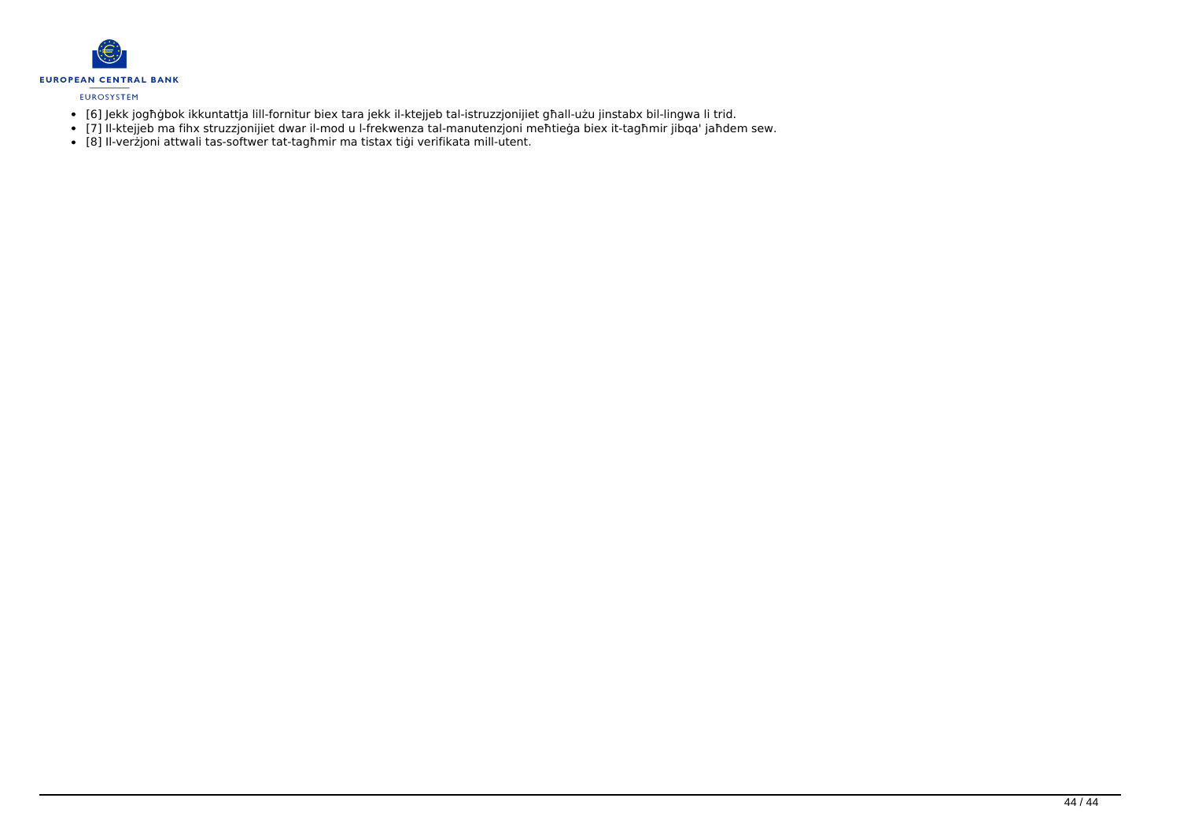- [6] Jekk jogħġbok ikkuntattja lill-fornitur biex tara jekk il-ktejjeb tal-istruzzjonijiet għall-użu jinstabx bil-lingwa li trid.
- [7] Il-ktejjeb ma fihx struzzjonijiet dwar il-mod u l-frekwenza tal-manutenzjoni meħtieġa biex it-tagħmir jibqa' jaħdem sew.
- [8] Il-verżjoni attwali tas-softwer tat-tagħmir ma tistax tiġi verifikata mill-utent.